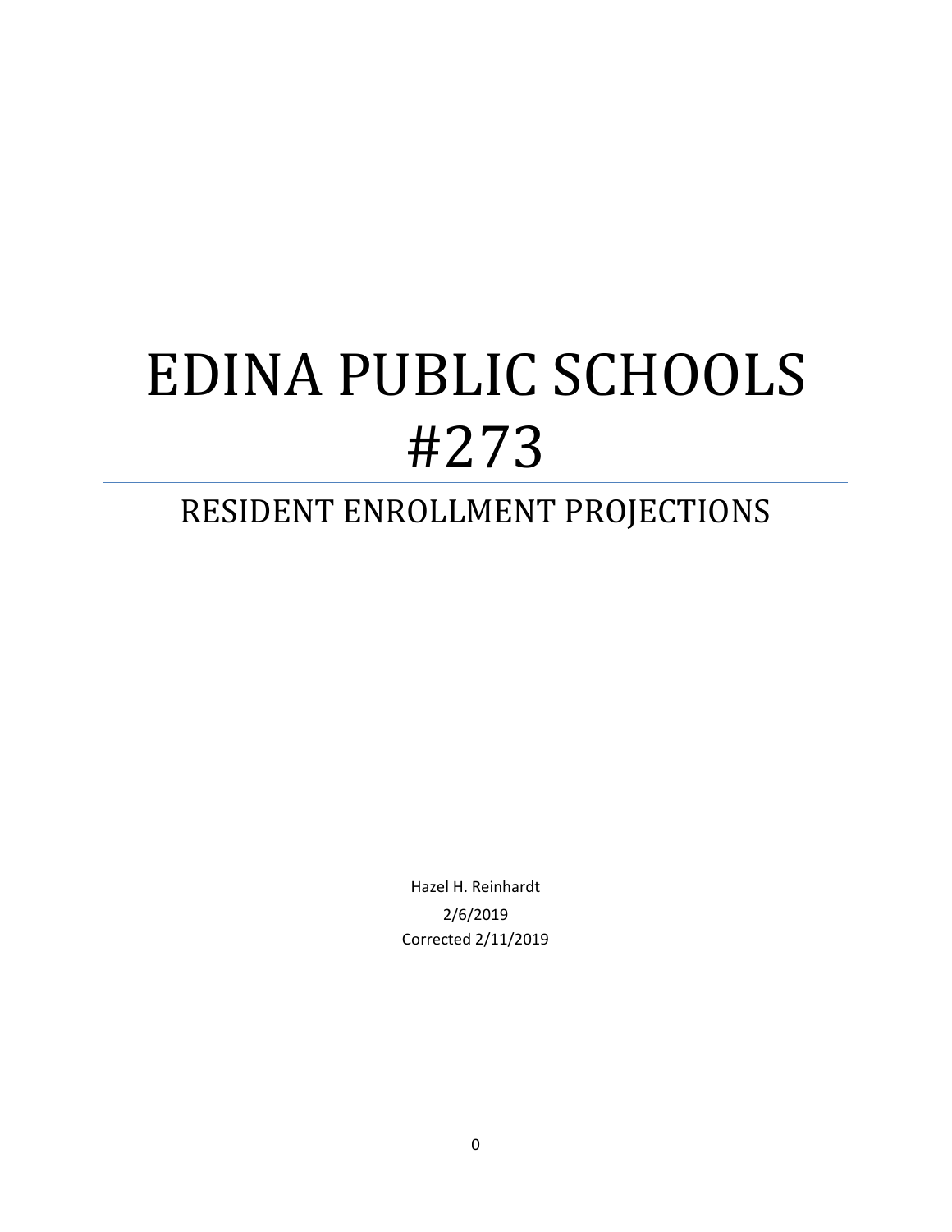# EDINA PUBLIC SCHOOLS #273

## RESIDENT ENROLLMENT PROJECTIONS

Hazel H. Reinhardt

2/6/2019

Corrected 2/11/2019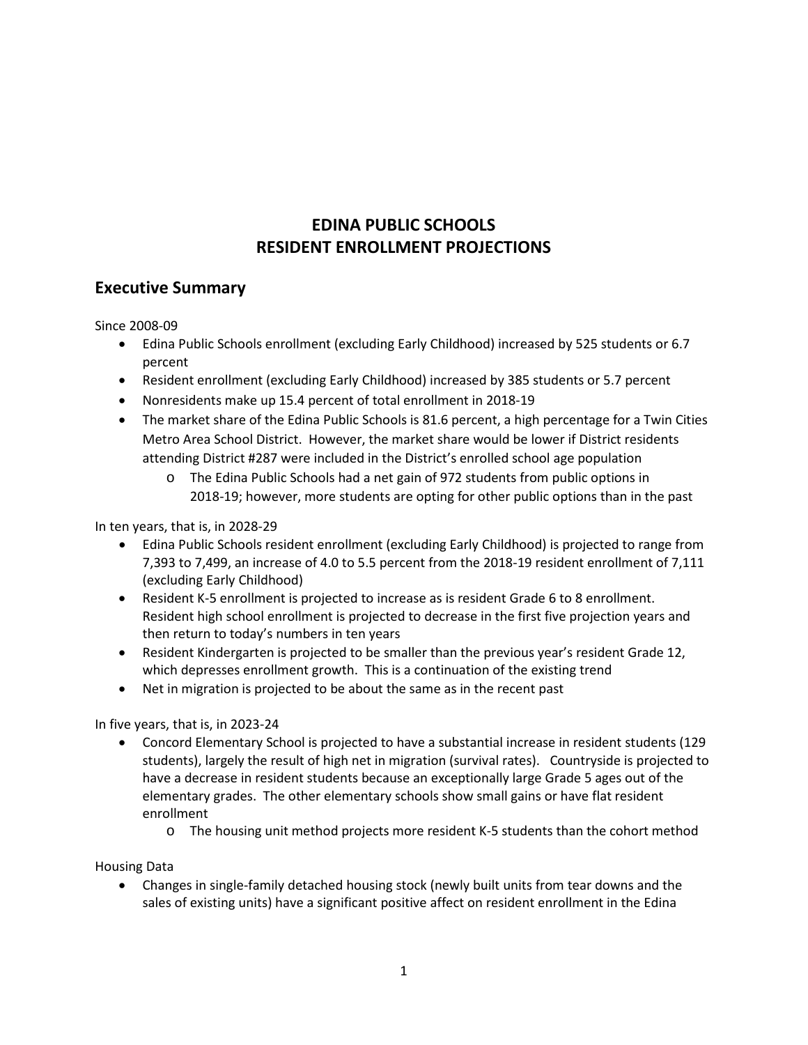# EDINA PUBLIC SCHOOLS
# RESIDENT ENROLLMENT PROJECTIONS

## Executive Summary

Since 2008-09

- Edina Public Schools enrollment (excluding Early Childhood) increased by 525 students or 6.7 percent
- Resident enrollment (excluding Early Childhood) increased by 385 students or 5.7 percent
- Nonresidents make up 15.4 percent of total enrollment in 2018-19
- The market share of the Edina Public Schools is 81.6 percent, a high percentage for a Twin Cities Metro Area School District. However, the market share would be lower if District residents attending District #287 were included in the District's enrolled school age population
    - The Edina Public Schools had a net gain of 972 students from public options in 2018-19; however, more students are opting for other public options than in the past

In ten years, that is, in 2028-29

- Edina Public Schools resident enrollment (excluding Early Childhood) is projected to range from 7,393 to 7,499, an increase of 4.0 to 5.5 percent from the 2018-19 resident enrollment of 7,111 (excluding Early Childhood)
- Resident K-5 enrollment is projected to increase as is resident Grade 6 to 8 enrollment. Resident high school enrollment is projected to decrease in the first five projection years and then return to today's numbers in ten years
- Resident Kindergarten is projected to be smaller than the previous year's resident Grade 12, which depresses enrollment growth. This is a continuation of the existing trend
- Net in migration is projected to be about the same as in the recent past

In five years, that is, in 2023-24

- Concord Elementary School is projected to have a substantial increase in resident students (129 students), largely the result of high net in migration (survival rates). Countryside is projected to have a decrease in resident students because an exceptionally large Grade 5 ages out of the elementary grades. The other elementary schools show small gains or have flat resident enrollment
    - The housing unit method projects more resident K-5 students than the cohort method

Housing Data

- Changes in single-family detached housing stock (newly built units from tear downs and the sales of existing units) have a significant positive affect on resident enrollment in the Edina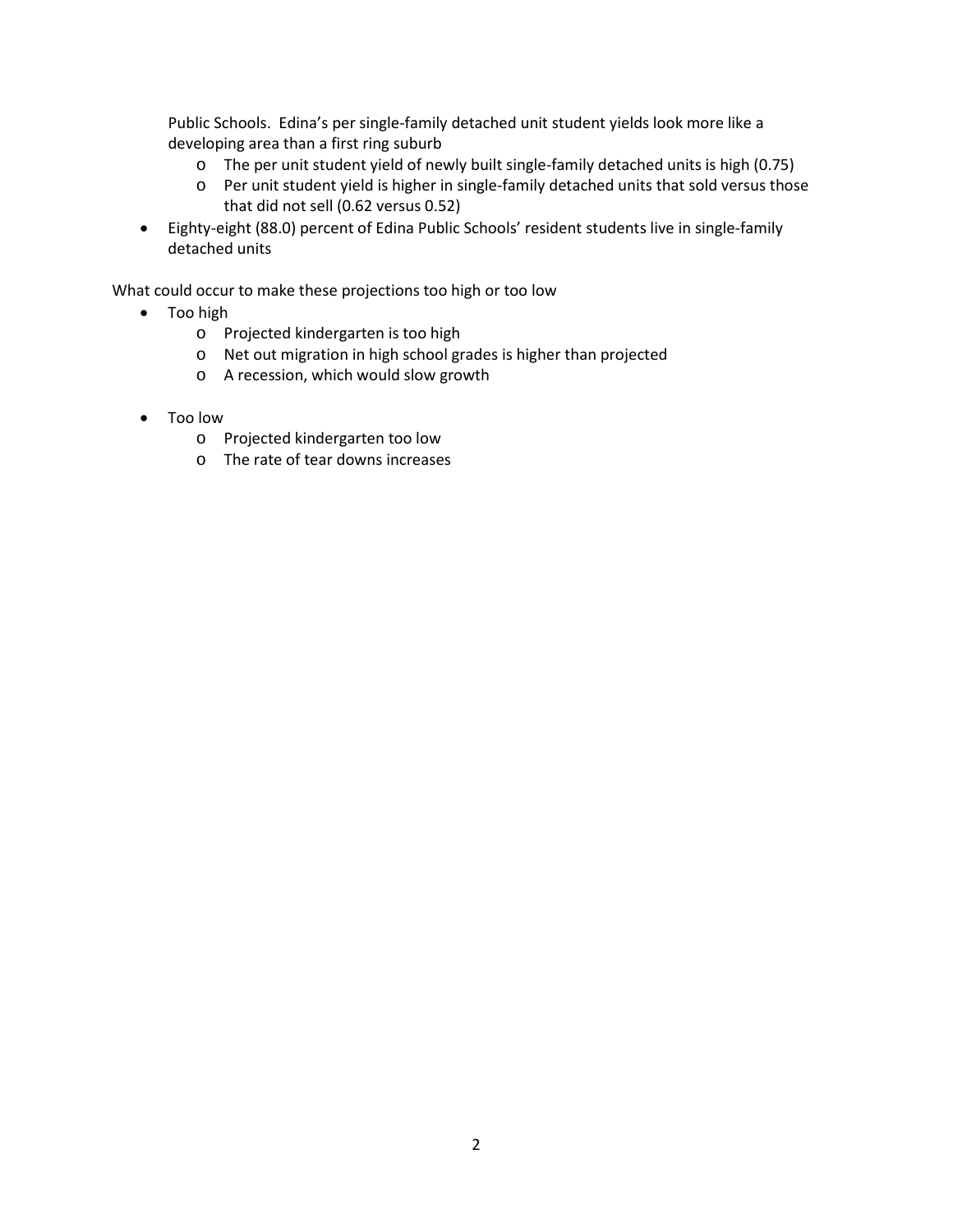Public Schools. Edina's per single-family detached unit student yields look more like a developing area than a first ring suburb
  - The per unit student yield of newly built single-family detached units is high (0.75)
  - Per unit student yield is higher in single-family detached units that sold versus those that did not sell (0.62 versus 0.52)
- Eighty-eight (88.0) percent of Edina Public Schools' resident students live in single-family detached units

What could occur to make these projections too high or too low

- Too high
  - Projected kindergarten is too high
  - Net out migration in high school grades is higher than projected
  - A recession, which would slow growth

- Too low
  - Projected kindergarten too low
  - The rate of tear downs increases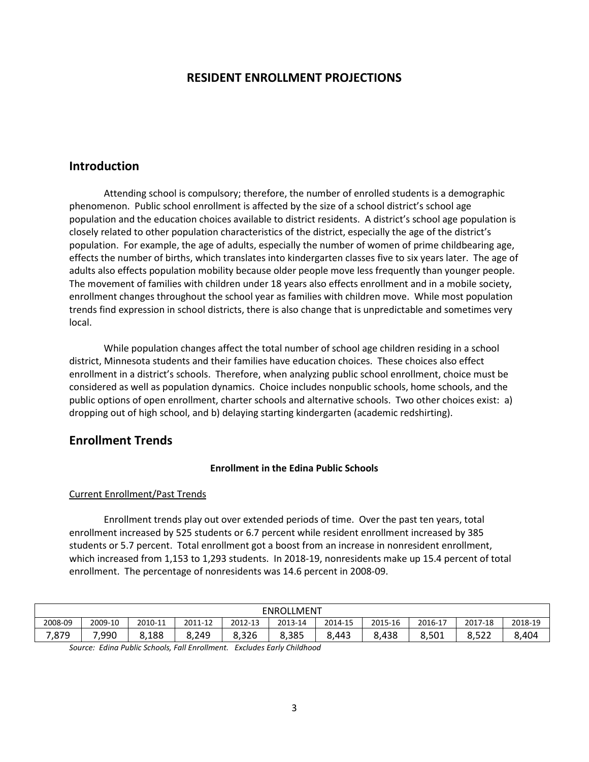## RESIDENT ENROLLMENT PROJECTIONS

## Introduction

Attending school is compulsory; therefore, the number of enrolled students is a demographic phenomenon. Public school enrollment is affected by the size of a school district's school age population and the education choices available to district residents. A district's school age population is closely related to other population characteristics of the district, especially the age of the district's population. For example, the age of adults, especially the number of women of prime childbearing age, effects the number of births, which translates into kindergarten classes five to six years later. The age of adults also effects population mobility because older people move less frequently than younger people. The movement of families with children under 18 years also effects enrollment and in a mobile society, enrollment changes throughout the school year as families with children move. While most population trends find expression in school districts, there is also change that is unpredictable and sometimes very local.

While population changes affect the total number of school age children residing in a school district, Minnesota students and their families have education choices. These choices also effect enrollment in a district's schools. Therefore, when analyzing public school enrollment, choice must be considered as well as population dynamics. Choice includes nonpublic schools, home schools, and the public options of open enrollment, charter schools and alternative schools. Two other choices exist: a) dropping out of high school, and b) delaying starting kindergarten (academic redshirting).

## Enrollment Trends

### Enrollment in the Edina Public Schools

Current Enrollment/Past Trends

Enrollment trends play out over extended periods of time. Over the past ten years, total enrollment increased by 525 students or 6.7 percent while resident enrollment increased by 385 students or 5.7 percent. Total enrollment got a boost from an increase in nonresident enrollment, which increased from 1,153 to 1,293 students. In 2018-19, nonresidents make up 15.4 percent of total enrollment. The percentage of nonresidents was 14.6 percent in 2008-09.

| ENROLLMENT | | | | | | | | | | |
|---|---|---|---|---|---|---|---|---|---|---|
| 2008-09 | 2009-10 | 2010-11 | 2011-12 | 2012-13 | 2013-14 | 2014-15 | 2015-16 | 2016-17 | 2017-18 | 2018-19 |
| 7,879 | 7,990 | 8,188 | 8,249 | 8,326 | 8,385 | 8,443 | 8,438 | 8,501 | 8,522 | 8,404 |

*Source: Edina Public Schools, Fall Enrollment. Excludes Early Childhood*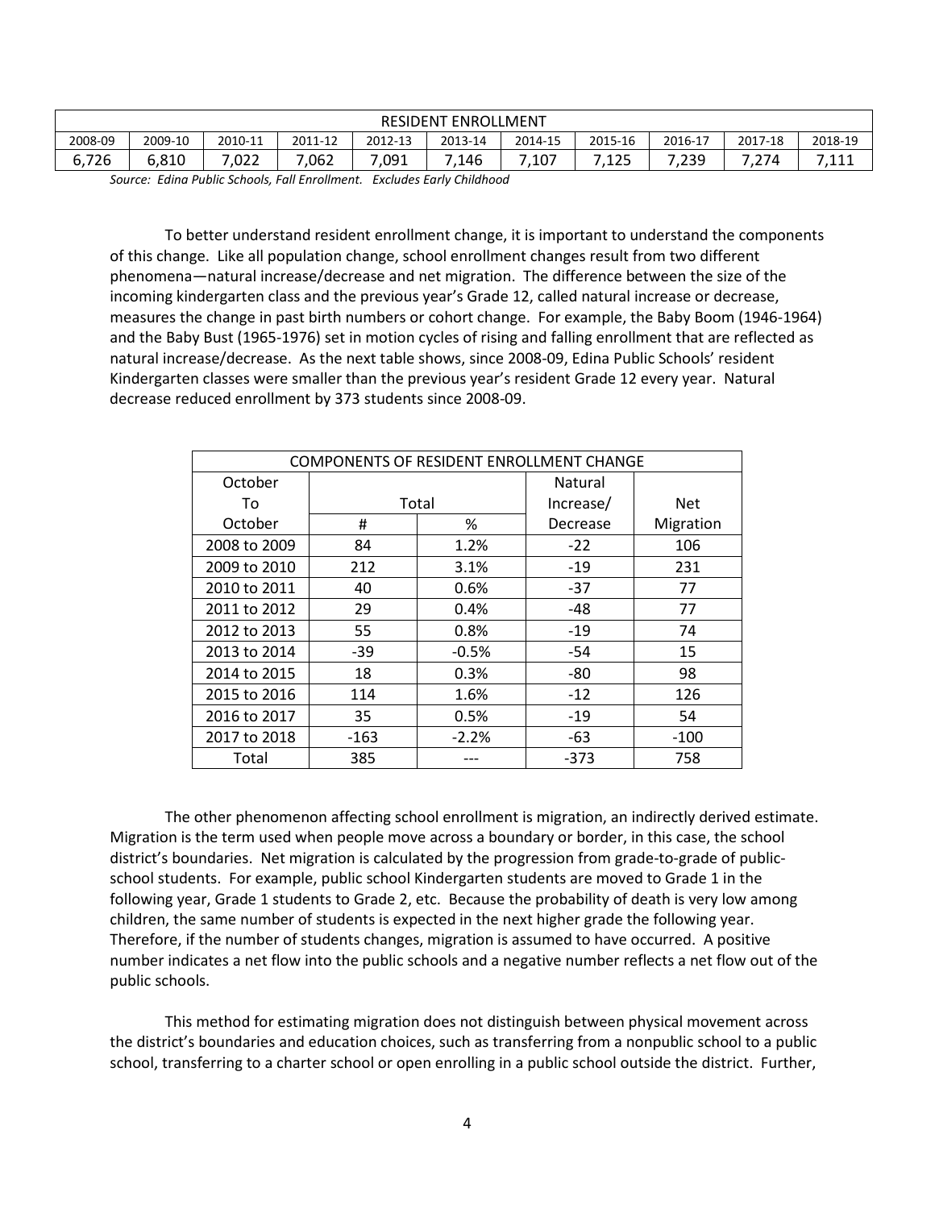| RESIDENT ENROLLMENT | | | | | | | | | | |
|---|---|---|---|---|---|---|---|---|---|---|
| 2008-09 | 2009-10 | 2010-11 | 2011-12 | 2012-13 | 2013-14 | 2014-15 | 2015-16 | 2016-17 | 2017-18 | 2018-19 |
| 6,726 | 6,810 | 7,022 | 7,062 | 7,091 | 7,146 | 7,107 | 7,125 | 7,239 | 7,274 | 7,111 |

*Source: Edina Public Schools, Fall Enrollment. Excludes Early Childhood*

To better understand resident enrollment change, it is important to understand the components of this change. Like all population change, school enrollment changes result from two different phenomena—natural increase/decrease and net migration. The difference between the size of the incoming kindergarten class and the previous year's Grade 12, called natural increase or decrease, measures the change in past birth numbers or cohort change. For example, the Baby Boom (1946-1964) and the Baby Bust (1965-1976) set in motion cycles of rising and falling enrollment that are reflected as natural increase/decrease. As the next table shows, since 2008-09, Edina Public Schools' resident Kindergarten classes were smaller than the previous year's resident Grade 12 every year. Natural decrease reduced enrollment by 373 students since 2008-09.

| COMPONENTS OF RESIDENT ENROLLMENT CHANGE | | | | |
|---|---|---|---|---|
| October To October | Total | | Natural Increase/ Decrease | Net Migration |
| | # | % | | |
| 2008 to 2009 | 84 | 1.2% | -22 | 106 |
| 2009 to 2010 | 212 | 3.1% | -19 | 231 |
| 2010 to 2011 | 40 | 0.6% | -37 | 77 |
| 2011 to 2012 | 29 | 0.4% | -48 | 77 |
| 2012 to 2013 | 55 | 0.8% | -19 | 74 |
| 2013 to 2014 | -39 | -0.5% | -54 | 15 |
| 2014 to 2015 | 18 | 0.3% | -80 | 98 |
| 2015 to 2016 | 114 | 1.6% | -12 | 126 |
| 2016 to 2017 | 35 | 0.5% | -19 | 54 |
| 2017 to 2018 | -163 | -2.2% | -63 | -100 |
| Total | 385 | --- | -373 | 758 |

The other phenomenon affecting school enrollment is migration, an indirectly derived estimate. Migration is the term used when people move across a boundary or border, in this case, the school district's boundaries. Net migration is calculated by the progression from grade-to-grade of public-school students. For example, public school Kindergarten students are moved to Grade 1 in the following year, Grade 1 students to Grade 2, etc. Because the probability of death is very low among children, the same number of students is expected in the next higher grade the following year. Therefore, if the number of students changes, migration is assumed to have occurred. A positive number indicates a net flow into the public schools and a negative number reflects a net flow out of the public schools.

This method for estimating migration does not distinguish between physical movement across the district's boundaries and education choices, such as transferring from a nonpublic school to a public school, transferring to a charter school or open enrolling in a public school outside the district. Further,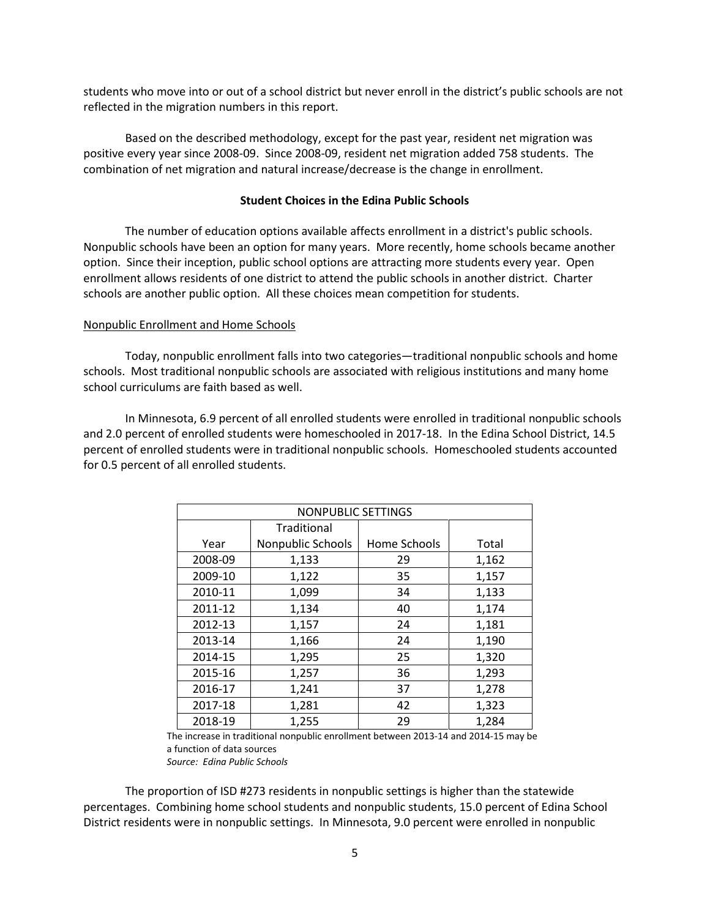students who move into or out of a school district but never enroll in the district's public schools are not reflected in the migration numbers in this report.

Based on the described methodology, except for the past year, resident net migration was positive every year since 2008-09. Since 2008-09, resident net migration added 758 students. The combination of net migration and natural increase/decrease is the change in enrollment.

### Student Choices in the Edina Public Schools

The number of education options available affects enrollment in a district's public schools. Nonpublic schools have been an option for many years. More recently, home schools became another option. Since their inception, public school options are attracting more students every year. Open enrollment allows residents of one district to attend the public schools in another district. Charter schools are another public option. All these choices mean competition for students.

#### Nonpublic Enrollment and Home Schools

Today, nonpublic enrollment falls into two categories—traditional nonpublic schools and home schools. Most traditional nonpublic schools are associated with religious institutions and many home school curriculums are faith based as well.

In Minnesota, 6.9 percent of all enrolled students were enrolled in traditional nonpublic schools and 2.0 percent of enrolled students were homeschooled in 2017-18. In the Edina School District, 14.5 percent of enrolled students were in traditional nonpublic schools. Homeschooled students accounted for 0.5 percent of all enrolled students.

| NONPUBLIC SETTINGS | | | |
|---|---|---|---|
| Year | Traditional Nonpublic Schools | Home Schools | Total |
| 2008-09 | 1,133 | 29 | 1,162 |
| 2009-10 | 1,122 | 35 | 1,157 |
| 2010-11 | 1,099 | 34 | 1,133 |
| 2011-12 | 1,134 | 40 | 1,174 |
| 2012-13 | 1,157 | 24 | 1,181 |
| 2013-14 | 1,166 | 24 | 1,190 |
| 2014-15 | 1,295 | 25 | 1,320 |
| 2015-16 | 1,257 | 36 | 1,293 |
| 2016-17 | 1,241 | 37 | 1,278 |
| 2017-18 | 1,281 | 42 | 1,323 |
| 2018-19 | 1,255 | 29 | 1,284 |

The increase in traditional nonpublic enrollment between 2013-14 and 2014-15 may be a function of data sources

*Source: Edina Public Schools*

The proportion of ISD #273 residents in nonpublic settings is higher than the statewide percentages. Combining home school students and nonpublic students, 15.0 percent of Edina School District residents were in nonpublic settings. In Minnesota, 9.0 percent were enrolled in nonpublic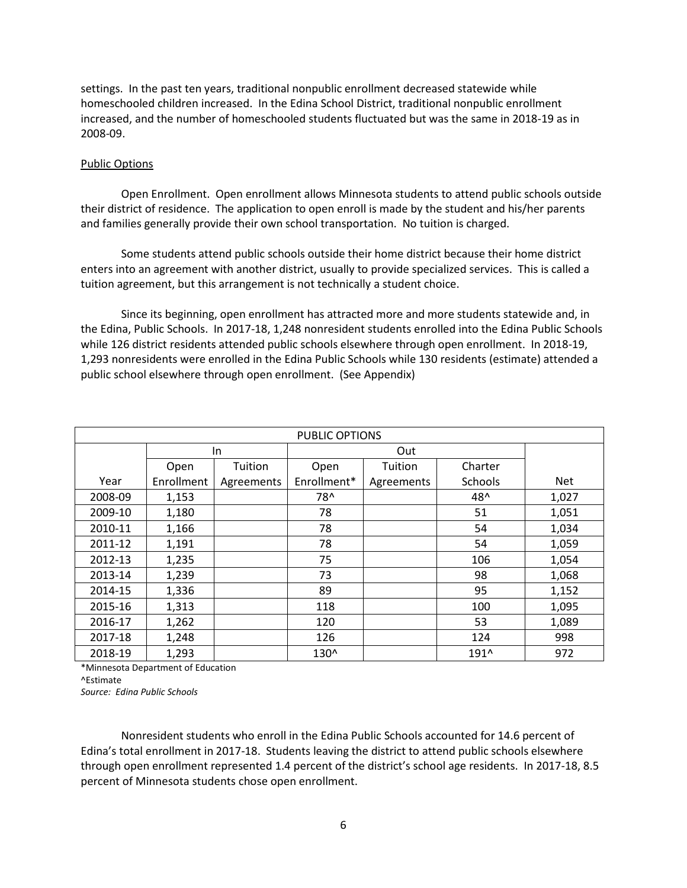settings. In the past ten years, traditional nonpublic enrollment decreased statewide while homeschooled children increased. In the Edina School District, traditional nonpublic enrollment increased, and the number of homeschooled students fluctuated but was the same in 2018-19 as in 2008-09.

<u>Public Options</u>

Open Enrollment. Open enrollment allows Minnesota students to attend public schools outside their district of residence. The application to open enroll is made by the student and his/her parents and families generally provide their own school transportation. No tuition is charged.

Some students attend public schools outside their home district because their home district enters into an agreement with another district, usually to provide specialized services. This is called a tuition agreement, but this arrangement is not technically a student choice.

Since its beginning, open enrollment has attracted more and more students statewide and, in the Edina, Public Schools. In 2017-18, 1,248 nonresident students enrolled into the Edina Public Schools while 126 district residents attended public schools elsewhere through open enrollment. In 2018-19, 1,293 nonresidents were enrolled in the Edina Public Schools while 130 residents (estimate) attended a public school elsewhere through open enrollment. (See Appendix)

| PUBLIC OPTIONS | | | | | | |
|---|---|---|---|---|---|---|
| | In | | Out | | | |
| Year | Open Enrollment | Tuition Agreements | Open Enrollment* | Tuition Agreements | Charter Schools | Net |
| 2008-09 | 1,153 | | 78^ | | 48^ | 1,027 |
| 2009-10 | 1,180 | | 78 | | 51 | 1,051 |
| 2010-11 | 1,166 | | 78 | | 54 | 1,034 |
| 2011-12 | 1,191 | | 78 | | 54 | 1,059 |
| 2012-13 | 1,235 | | 75 | | 106 | 1,054 |
| 2013-14 | 1,239 | | 73 | | 98 | 1,068 |
| 2014-15 | 1,336 | | 89 | | 95 | 1,152 |
| 2015-16 | 1,313 | | 118 | | 100 | 1,095 |
| 2016-17 | 1,262 | | 120 | | 53 | 1,089 |
| 2017-18 | 1,248 | | 126 | | 124 | 998 |
| 2018-19 | 1,293 | | 130^ | | 191^ | 972 |

*Minnesota Department of Education
^Estimate
*Source: Edina Public Schools*

Nonresident students who enroll in the Edina Public Schools accounted for 14.6 percent of Edina's total enrollment in 2017-18. Students leaving the district to attend public schools elsewhere through open enrollment represented 1.4 percent of the district's school age residents. In 2017-18, 8.5 percent of Minnesota students chose open enrollment.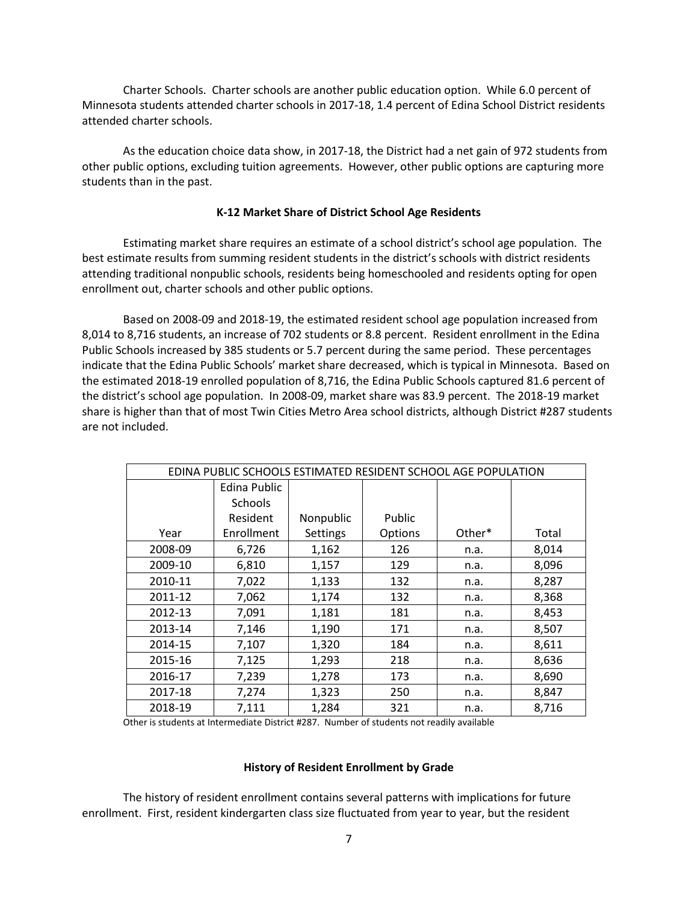Charter Schools. Charter schools are another public education option. While 6.0 percent of Minnesota students attended charter schools in 2017-18, 1.4 percent of Edina School District residents attended charter schools.

As the education choice data show, in 2017-18, the District had a net gain of 972 students from other public options, excluding tuition agreements. However, other public options are capturing more students than in the past.

### K-12 Market Share of District School Age Residents

Estimating market share requires an estimate of a school district's school age population. The best estimate results from summing resident students in the district's schools with district residents attending traditional nonpublic schools, residents being homeschooled and residents opting for open enrollment out, charter schools and other public options.

Based on 2008-09 and 2018-19, the estimated resident school age population increased from 8,014 to 8,716 students, an increase of 702 students or 8.8 percent. Resident enrollment in the Edina Public Schools increased by 385 students or 5.7 percent during the same period. These percentages indicate that the Edina Public Schools' market share decreased, which is typical in Minnesota. Based on the estimated 2018-19 enrolled population of 8,716, the Edina Public Schools captured 81.6 percent of the district's school age population. In 2008-09, market share was 83.9 percent. The 2018-19 market share is higher than that of most Twin Cities Metro Area school districts, although District #287 students are not included.

| EDINA PUBLIC SCHOOLS ESTIMATED RESIDENT SCHOOL AGE POPULATION | | | | | |
|---|---|---|---|---|---|
| Year | Edina Public Schools Resident Enrollment | Nonpublic Settings | Public Options | Other* | Total |
| 2008-09 | 6,726 | 1,162 | 126 | n.a. | 8,014 |
| 2009-10 | 6,810 | 1,157 | 129 | n.a. | 8,096 |
| 2010-11 | 7,022 | 1,133 | 132 | n.a. | 8,287 |
| 2011-12 | 7,062 | 1,174 | 132 | n.a. | 8,368 |
| 2012-13 | 7,091 | 1,181 | 181 | n.a. | 8,453 |
| 2013-14 | 7,146 | 1,190 | 171 | n.a. | 8,507 |
| 2014-15 | 7,107 | 1,320 | 184 | n.a. | 8,611 |
| 2015-16 | 7,125 | 1,293 | 218 | n.a. | 8,636 |
| 2016-17 | 7,239 | 1,278 | 173 | n.a. | 8,690 |
| 2017-18 | 7,274 | 1,323 | 250 | n.a. | 8,847 |
| 2018-19 | 7,111 | 1,284 | 321 | n.a. | 8,716 |

Other is students at Intermediate District #287. Number of students not readily available

### History of Resident Enrollment by Grade

The history of resident enrollment contains several patterns with implications for future enrollment. First, resident kindergarten class size fluctuated from year to year, but the resident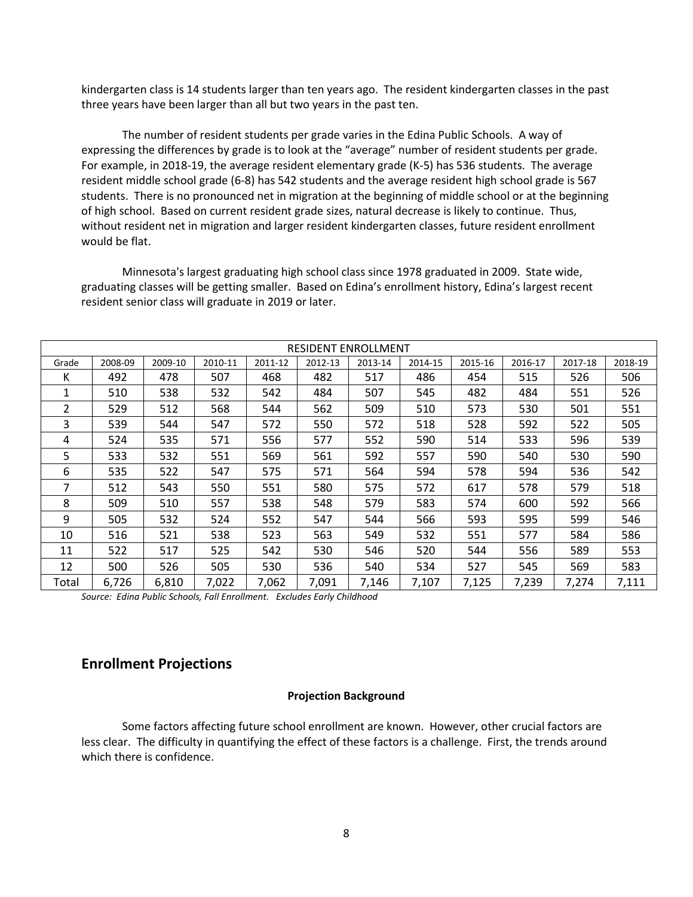kindergarten class is 14 students larger than ten years ago. The resident kindergarten classes in the past three years have been larger than all but two years in the past ten.

The number of resident students per grade varies in the Edina Public Schools. A way of expressing the differences by grade is to look at the "average" number of resident students per grade. For example, in 2018-19, the average resident elementary grade (K-5) has 536 students. The average resident middle school grade (6-8) has 542 students and the average resident high school grade is 567 students. There is no pronounced net in migration at the beginning of middle school or at the beginning of high school. Based on current resident grade sizes, natural decrease is likely to continue. Thus, without resident net in migration and larger resident kindergarten classes, future resident enrollment would be flat.

Minnesota's largest graduating high school class since 1978 graduated in 2009. State wide, graduating classes will be getting smaller. Based on Edina's enrollment history, Edina's largest recent resident senior class will graduate in 2019 or later.

| RESIDENT ENROLLMENT | | | | | | | | | | | |
|---|---|---|---|---|---|---|---|---|---|---|---|
| Grade | 2008-09 | 2009-10 | 2010-11 | 2011-12 | 2012-13 | 2013-14 | 2014-15 | 2015-16 | 2016-17 | 2017-18 | 2018-19 |
| K | 492 | 478 | 507 | 468 | 482 | 517 | 486 | 454 | 515 | 526 | 506 |
| 1 | 510 | 538 | 532 | 542 | 484 | 507 | 545 | 482 | 484 | 551 | 526 |
| 2 | 529 | 512 | 568 | 544 | 562 | 509 | 510 | 573 | 530 | 501 | 551 |
| 3 | 539 | 544 | 547 | 572 | 550 | 572 | 518 | 528 | 592 | 522 | 505 |
| 4 | 524 | 535 | 571 | 556 | 577 | 552 | 590 | 514 | 533 | 596 | 539 |
| 5 | 533 | 532 | 551 | 569 | 561 | 592 | 557 | 590 | 540 | 530 | 590 |
| 6 | 535 | 522 | 547 | 575 | 571 | 564 | 594 | 578 | 594 | 536 | 542 |
| 7 | 512 | 543 | 550 | 551 | 580 | 575 | 572 | 617 | 578 | 579 | 518 |
| 8 | 509 | 510 | 557 | 538 | 548 | 579 | 583 | 574 | 600 | 592 | 566 |
| 9 | 505 | 532 | 524 | 552 | 547 | 544 | 566 | 593 | 595 | 599 | 546 |
| 10 | 516 | 521 | 538 | 523 | 563 | 549 | 532 | 551 | 577 | 584 | 586 |
| 11 | 522 | 517 | 525 | 542 | 530 | 546 | 520 | 544 | 556 | 589 | 553 |
| 12 | 500 | 526 | 505 | 530 | 536 | 540 | 534 | 527 | 545 | 569 | 583 |
| Total | 6,726 | 6,810 | 7,022 | 7,062 | 7,091 | 7,146 | 7,107 | 7,125 | 7,239 | 7,274 | 7,111 |

*Source: Edina Public Schools, Fall Enrollment. Excludes Early Childhood*

## Enrollment Projections

### Projection Background

Some factors affecting future school enrollment are known. However, other crucial factors are less clear. The difficulty in quantifying the effect of these factors is a challenge. First, the trends around which there is confidence.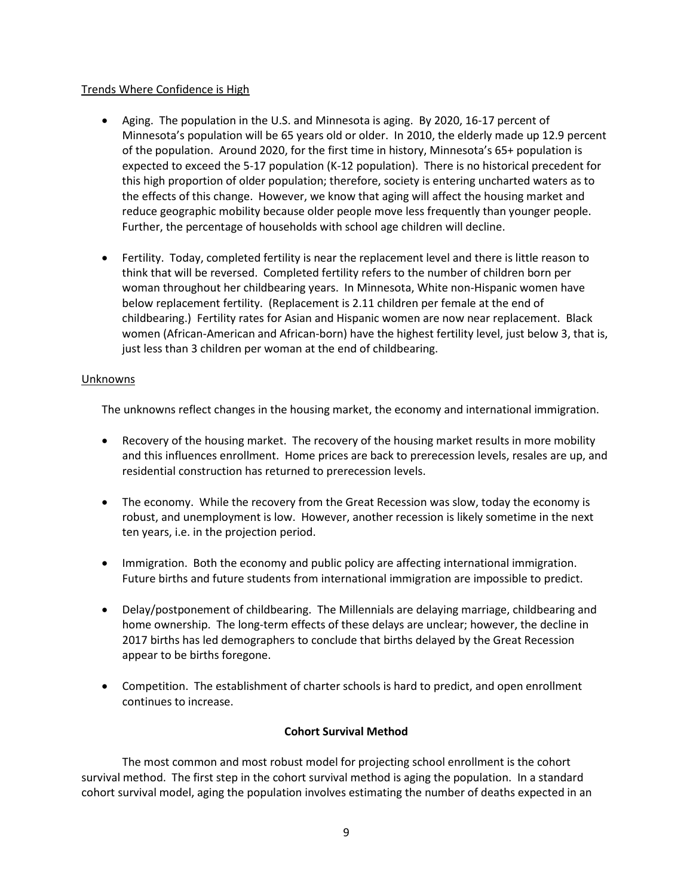Trends Where Confidence is High

- Aging. The population in the U.S. and Minnesota is aging. By 2020, 16-17 percent of Minnesota's population will be 65 years old or older. In 2010, the elderly made up 12.9 percent of the population. Around 2020, for the first time in history, Minnesota's 65+ population is expected to exceed the 5-17 population (K-12 population). There is no historical precedent for this high proportion of older population; therefore, society is entering uncharted waters as to the effects of this change. However, we know that aging will affect the housing market and reduce geographic mobility because older people move less frequently than younger people. Further, the percentage of households with school age children will decline.

- Fertility. Today, completed fertility is near the replacement level and there is little reason to think that will be reversed. Completed fertility refers to the number of children born per woman throughout her childbearing years. In Minnesota, White non-Hispanic women have below replacement fertility. (Replacement is 2.11 children per female at the end of childbearing.) Fertility rates for Asian and Hispanic women are now near replacement. Black women (African-American and African-born) have the highest fertility level, just below 3, that is, just less than 3 children per woman at the end of childbearing.

Unknowns

The unknowns reflect changes in the housing market, the economy and international immigration.

- Recovery of the housing market. The recovery of the housing market results in more mobility and this influences enrollment. Home prices are back to prerecession levels, resales are up, and residential construction has returned to prerecession levels.

- The economy. While the recovery from the Great Recession was slow, today the economy is robust, and unemployment is low. However, another recession is likely sometime in the next ten years, i.e. in the projection period.

- Immigration. Both the economy and public policy are affecting international immigration. Future births and future students from international immigration are impossible to predict.

- Delay/postponement of childbearing. The Millennials are delaying marriage, childbearing and home ownership. The long-term effects of these delays are unclear; however, the decline in 2017 births has led demographers to conclude that births delayed by the Great Recession appear to be births foregone.

- Competition. The establishment of charter schools is hard to predict, and open enrollment continues to increase.

**Cohort Survival Method**

The most common and most robust model for projecting school enrollment is the cohort survival method. The first step in the cohort survival method is aging the population. In a standard cohort survival model, aging the population involves estimating the number of deaths expected in an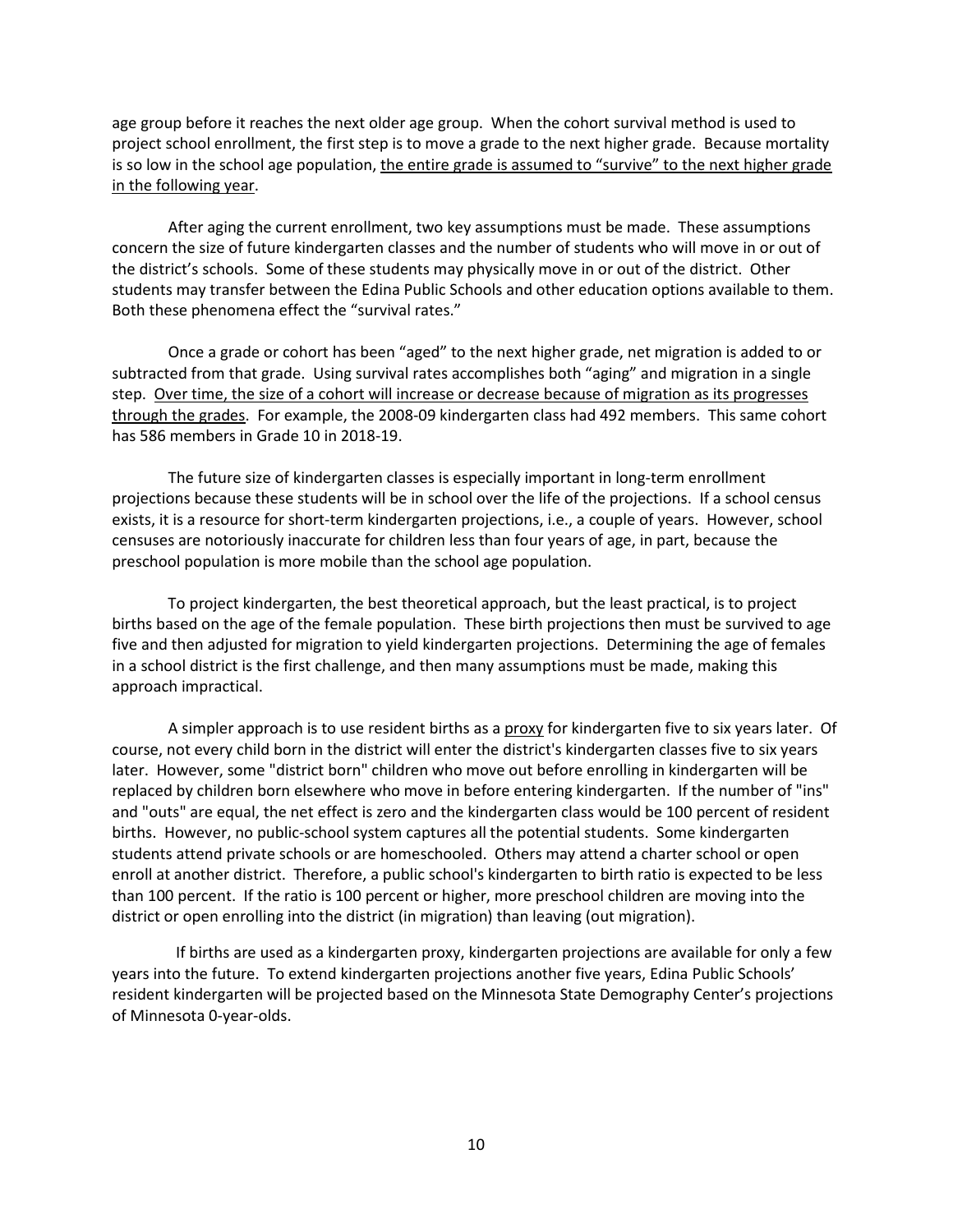age group before it reaches the next older age group. When the cohort survival method is used to project school enrollment, the first step is to move a grade to the next higher grade. Because mortality is so low in the school age population, <u>the entire grade is assumed to "survive" to the next higher grade in the following year</u>.

After aging the current enrollment, two key assumptions must be made. These assumptions concern the size of future kindergarten classes and the number of students who will move in or out of the district's schools. Some of these students may physically move in or out of the district. Other students may transfer between the Edina Public Schools and other education options available to them. Both these phenomena effect the "survival rates."

Once a grade or cohort has been "aged" to the next higher grade, net migration is added to or subtracted from that grade. Using survival rates accomplishes both "aging" and migration in a single step. <u>Over time, the size of a cohort will increase or decrease because of migration as its progresses through the grades</u>. For example, the 2008-09 kindergarten class had 492 members. This same cohort has 586 members in Grade 10 in 2018-19.

The future size of kindergarten classes is especially important in long-term enrollment projections because these students will be in school over the life of the projections. If a school census exists, it is a resource for short-term kindergarten projections, i.e., a couple of years. However, school censuses are notoriously inaccurate for children less than four years of age, in part, because the preschool population is more mobile than the school age population.

To project kindergarten, the best theoretical approach, but the least practical, is to project births based on the age of the female population. These birth projections then must be survived to age five and then adjusted for migration to yield kindergarten projections. Determining the age of females in a school district is the first challenge, and then many assumptions must be made, making this approach impractical.

A simpler approach is to use resident births as a <u>proxy</u> for kindergarten five to six years later. Of course, not every child born in the district will enter the district's kindergarten classes five to six years later. However, some "district born" children who move out before enrolling in kindergarten will be replaced by children born elsewhere who move in before entering kindergarten. If the number of "ins" and "outs" are equal, the net effect is zero and the kindergarten class would be 100 percent of resident births. However, no public-school system captures all the potential students. Some kindergarten students attend private schools or are homeschooled. Others may attend a charter school or open enroll at another district. Therefore, a public school's kindergarten to birth ratio is expected to be less than 100 percent. If the ratio is 100 percent or higher, more preschool children are moving into the district or open enrolling into the district (in migration) than leaving (out migration).

If births are used as a kindergarten proxy, kindergarten projections are available for only a few years into the future. To extend kindergarten projections another five years, Edina Public Schools' resident kindergarten will be projected based on the Minnesota State Demography Center's projections of Minnesota 0-year-olds.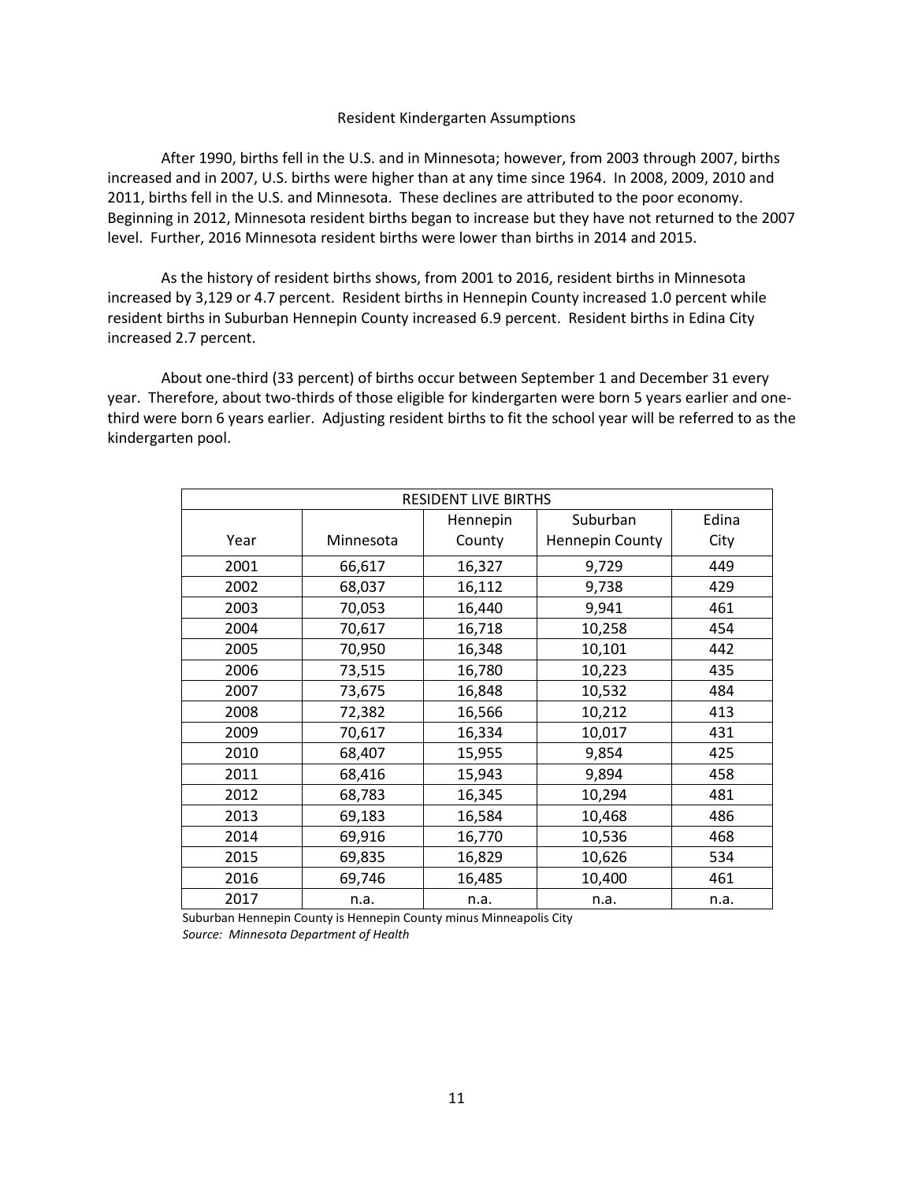## Resident Kindergarten Assumptions

After 1990, births fell in the U.S. and in Minnesota; however, from 2003 through 2007, births increased and in 2007, U.S. births were higher than at any time since 1964. In 2008, 2009, 2010 and 2011, births fell in the U.S. and Minnesota. These declines are attributed to the poor economy. Beginning in 2012, Minnesota resident births began to increase but they have not returned to the 2007 level. Further, 2016 Minnesota resident births were lower than births in 2014 and 2015.

As the history of resident births shows, from 2001 to 2016, resident births in Minnesota increased by 3,129 or 4.7 percent. Resident births in Hennepin County increased 1.0 percent while resident births in Suburban Hennepin County increased 6.9 percent. Resident births in Edina City increased 2.7 percent.

About one-third (33 percent) of births occur between September 1 and December 31 every year. Therefore, about two-thirds of those eligible for kindergarten were born 5 years earlier and one-third were born 6 years earlier. Adjusting resident births to fit the school year will be referred to as the kindergarten pool.

| RESIDENT LIVE BIRTHS | | | | |
|---|---|---|---|---|
| Year | Minnesota | Hennepin County | Suburban Hennepin County | Edina City |
| 2001 | 66,617 | 16,327 | 9,729 | 449 |
| 2002 | 68,037 | 16,112 | 9,738 | 429 |
| 2003 | 70,053 | 16,440 | 9,941 | 461 |
| 2004 | 70,617 | 16,718 | 10,258 | 454 |
| 2005 | 70,950 | 16,348 | 10,101 | 442 |
| 2006 | 73,515 | 16,780 | 10,223 | 435 |
| 2007 | 73,675 | 16,848 | 10,532 | 484 |
| 2008 | 72,382 | 16,566 | 10,212 | 413 |
| 2009 | 70,617 | 16,334 | 10,017 | 431 |
| 2010 | 68,407 | 15,955 | 9,854 | 425 |
| 2011 | 68,416 | 15,943 | 9,894 | 458 |
| 2012 | 68,783 | 16,345 | 10,294 | 481 |
| 2013 | 69,183 | 16,584 | 10,468 | 486 |
| 2014 | 69,916 | 16,770 | 10,536 | 468 |
| 2015 | 69,835 | 16,829 | 10,626 | 534 |
| 2016 | 69,746 | 16,485 | 10,400 | 461 |
| 2017 | n.a. | n.a. | n.a. | n.a. |

Suburban Hennepin County is Hennepin County minus Minneapolis City

*Source: Minnesota Department of Health*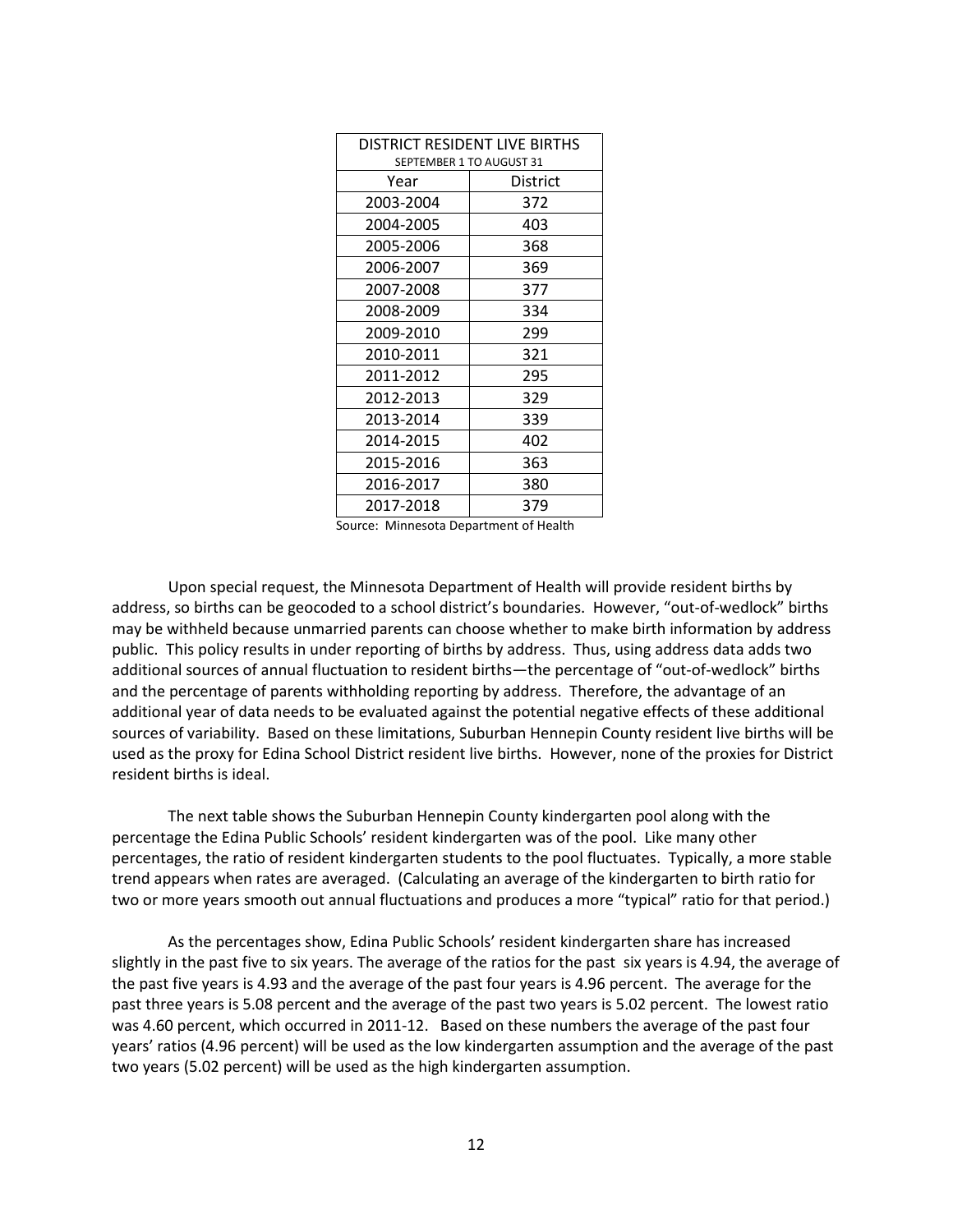| DISTRICT RESIDENT LIVE BIRTHS SEPTEMBER 1 TO AUGUST 31 | |
|---|---|
| Year | District |
| 2003-2004 | 372 |
| 2004-2005 | 403 |
| 2005-2006 | 368 |
| 2006-2007 | 369 |
| 2007-2008 | 377 |
| 2008-2009 | 334 |
| 2009-2010 | 299 |
| 2010-2011 | 321 |
| 2011-2012 | 295 |
| 2012-2013 | 329 |
| 2013-2014 | 339 |
| 2014-2015 | 402 |
| 2015-2016 | 363 |
| 2016-2017 | 380 |
| 2017-2018 | 379 |

Source: Minnesota Department of Health

Upon special request, the Minnesota Department of Health will provide resident births by address, so births can be geocoded to a school district's boundaries. However, "out-of-wedlock" births may be withheld because unmarried parents can choose whether to make birth information by address public. This policy results in under reporting of births by address. Thus, using address data adds two additional sources of annual fluctuation to resident births—the percentage of "out-of-wedlock" births and the percentage of parents withholding reporting by address. Therefore, the advantage of an additional year of data needs to be evaluated against the potential negative effects of these additional sources of variability. Based on these limitations, Suburban Hennepin County resident live births will be used as the proxy for Edina School District resident live births. However, none of the proxies for District resident births is ideal.

The next table shows the Suburban Hennepin County kindergarten pool along with the percentage the Edina Public Schools' resident kindergarten was of the pool. Like many other percentages, the ratio of resident kindergarten students to the pool fluctuates. Typically, a more stable trend appears when rates are averaged. (Calculating an average of the kindergarten to birth ratio for two or more years smooth out annual fluctuations and produces a more "typical" ratio for that period.)

As the percentages show, Edina Public Schools' resident kindergarten share has increased slightly in the past five to six years. The average of the ratios for the past six years is 4.94, the average of the past five years is 4.93 and the average of the past four years is 4.96 percent. The average for the past three years is 5.08 percent and the average of the past two years is 5.02 percent. The lowest ratio was 4.60 percent, which occurred in 2011-12. Based on these numbers the average of the past four years' ratios (4.96 percent) will be used as the low kindergarten assumption and the average of the past two years (5.02 percent) will be used as the high kindergarten assumption.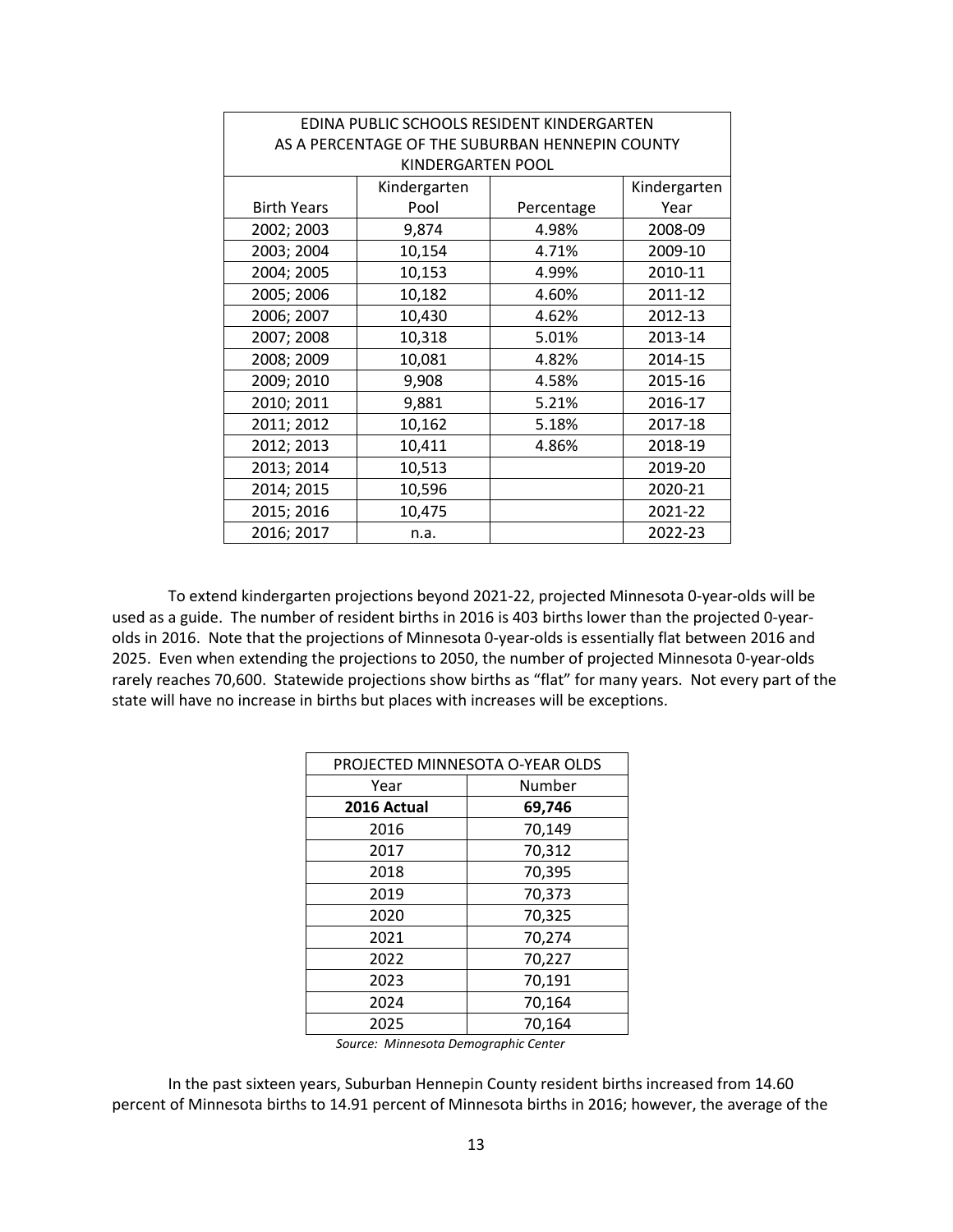| EDINA PUBLIC SCHOOLS RESIDENT KINDERGARTEN AS A PERCENTAGE OF THE SUBURBAN HENNEPIN COUNTY KINDERGARTEN POOL | | | |
|---|---|---|---|
| Birth Years | Kindergarten Pool | Percentage | Kindergarten Year |
| 2002; 2003 | 9,874 | 4.98% | 2008-09 |
| 2003; 2004 | 10,154 | 4.71% | 2009-10 |
| 2004; 2005 | 10,153 | 4.99% | 2010-11 |
| 2005; 2006 | 10,182 | 4.60% | 2011-12 |
| 2006; 2007 | 10,430 | 4.62% | 2012-13 |
| 2007; 2008 | 10,318 | 5.01% | 2013-14 |
| 2008; 2009 | 10,081 | 4.82% | 2014-15 |
| 2009; 2010 | 9,908 | 4.58% | 2015-16 |
| 2010; 2011 | 9,881 | 5.21% | 2016-17 |
| 2011; 2012 | 10,162 | 5.18% | 2017-18 |
| 2012; 2013 | 10,411 | 4.86% | 2018-19 |
| 2013; 2014 | 10,513 | | 2019-20 |
| 2014; 2015 | 10,596 | | 2020-21 |
| 2015; 2016 | 10,475 | | 2021-22 |
| 2016; 2017 | n.a. | | 2022-23 |

To extend kindergarten projections beyond 2021-22, projected Minnesota 0-year-olds will be used as a guide. The number of resident births in 2016 is 403 births lower than the projected 0-year-olds in 2016. Note that the projections of Minnesota 0-year-olds is essentially flat between 2016 and 2025. Even when extending the projections to 2050, the number of projected Minnesota 0-year-olds rarely reaches 70,600. Statewide projections show births as "flat" for many years. Not every part of the state will have no increase in births but places with increases will be exceptions.

| PROJECTED MINNESOTA O-YEAR OLDS | |
|---|---|
| Year | Number |
| **2016 Actual** | **69,746** |
| 2016 | 70,149 |
| 2017 | 70,312 |
| 2018 | 70,395 |
| 2019 | 70,373 |
| 2020 | 70,325 |
| 2021 | 70,274 |
| 2022 | 70,227 |
| 2023 | 70,191 |
| 2024 | 70,164 |
| 2025 | 70,164 |

*Source: Minnesota Demographic Center*

In the past sixteen years, Suburban Hennepin County resident births increased from 14.60 percent of Minnesota births to 14.91 percent of Minnesota births in 2016; however, the average of the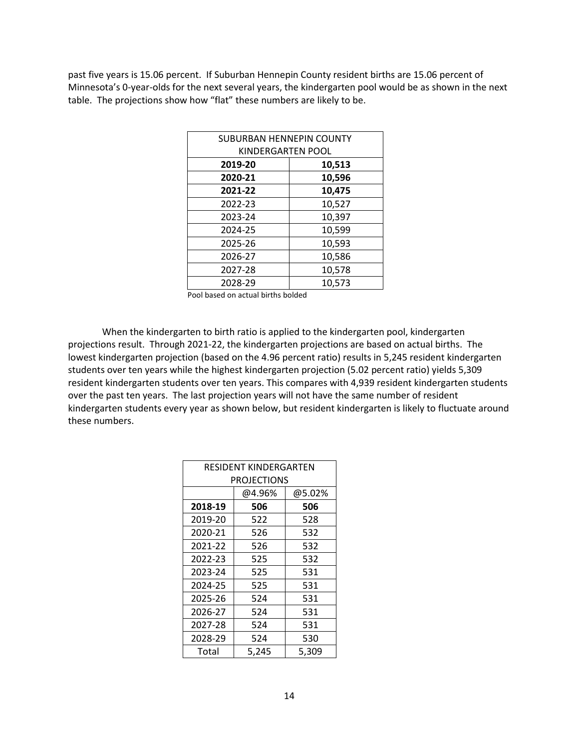past five years is 15.06 percent. If Suburban Hennepin County resident births are 15.06 percent of Minnesota's 0-year-olds for the next several years, the kindergarten pool would be as shown in the next table. The projections show how "flat" these numbers are likely to be.

| SUBURBAN HENNEPIN COUNTY KINDERGARTEN POOL | |
|---|---|
| **2019-20** | **10,513** |
| **2020-21** | **10,596** |
| **2021-22** | **10,475** |
| 2022-23 | 10,527 |
| 2023-24 | 10,397 |
| 2024-25 | 10,599 |
| 2025-26 | 10,593 |
| 2026-27 | 10,586 |
| 2027-28 | 10,578 |
| 2028-29 | 10,573 |

Pool based on actual births bolded

When the kindergarten to birth ratio is applied to the kindergarten pool, kindergarten projections result. Through 2021-22, the kindergarten projections are based on actual births. The lowest kindergarten projection (based on the 4.96 percent ratio) results in 5,245 resident kindergarten students over ten years while the highest kindergarten projection (5.02 percent ratio) yields 5,309 resident kindergarten students over ten years. This compares with 4,939 resident kindergarten students over the past ten years. The last projection years will not have the same number of resident kindergarten students every year as shown below, but resident kindergarten is likely to fluctuate around these numbers.

| RESIDENT KINDERGARTEN PROJECTIONS | | |
|---|---|---|
| | @4.96% | @5.02% |
| **2018-19** | **506** | **506** |
| 2019-20 | 522 | 528 |
| 2020-21 | 526 | 532 |
| 2021-22 | 526 | 532 |
| 2022-23 | 525 | 532 |
| 2023-24 | 525 | 531 |
| 2024-25 | 525 | 531 |
| 2025-26 | 524 | 531 |
| 2026-27 | 524 | 531 |
| 2027-28 | 524 | 531 |
| 2028-29 | 524 | 530 |
| Total | 5,245 | 5,309 |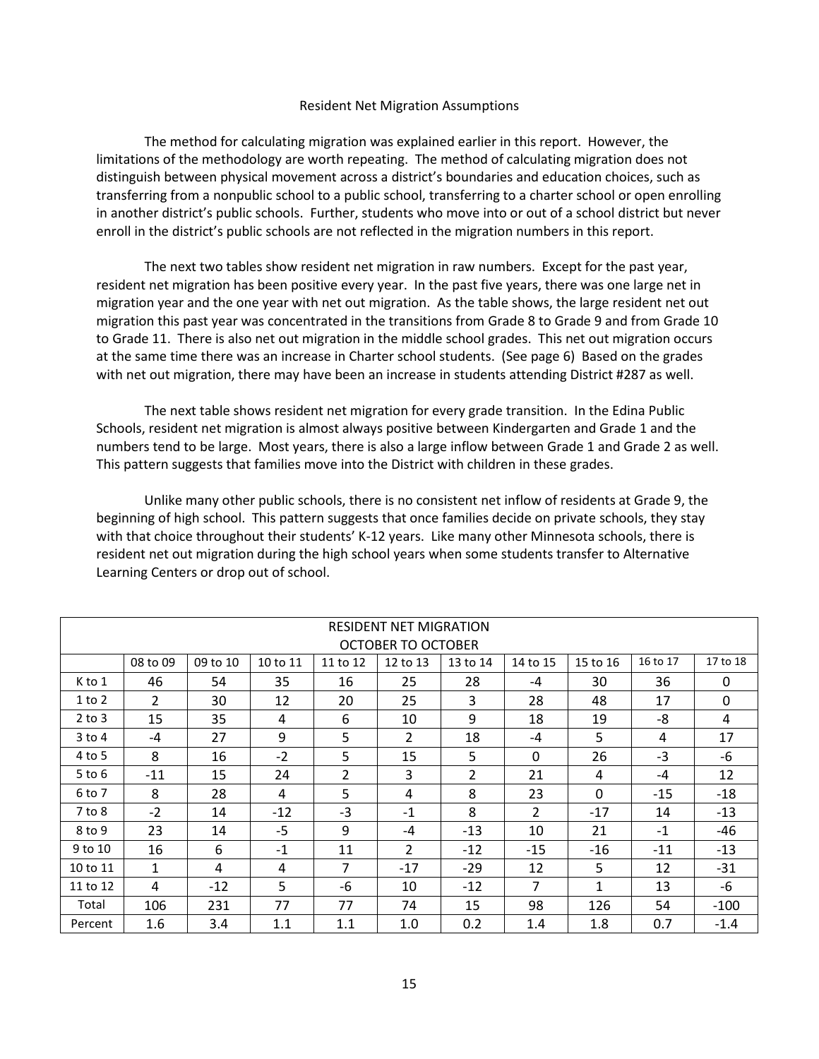## Resident Net Migration Assumptions

The method for calculating migration was explained earlier in this report. However, the limitations of the methodology are worth repeating. The method of calculating migration does not distinguish between physical movement across a district's boundaries and education choices, such as transferring from a nonpublic school to a public school, transferring to a charter school or open enrolling in another district's public schools. Further, students who move into or out of a school district but never enroll in the district's public schools are not reflected in the migration numbers in this report.

The next two tables show resident net migration in raw numbers. Except for the past year, resident net migration has been positive every year. In the past five years, there was one large net in migration year and the one year with net out migration. As the table shows, the large resident net out migration this past year was concentrated in the transitions from Grade 8 to Grade 9 and from Grade 10 to Grade 11. There is also net out migration in the middle school grades. This net out migration occurs at the same time there was an increase in Charter school students. (See page 6) Based on the grades with net out migration, there may have been an increase in students attending District #287 as well.

The next table shows resident net migration for every grade transition. In the Edina Public Schools, resident net migration is almost always positive between Kindergarten and Grade 1 and the numbers tend to be large. Most years, there is also a large inflow between Grade 1 and Grade 2 as well. This pattern suggests that families move into the District with children in these grades.

Unlike many other public schools, there is no consistent net inflow of residents at Grade 9, the beginning of high school. This pattern suggests that once families decide on private schools, they stay with that choice throughout their students' K-12 years. Like many other Minnesota schools, there is resident net out migration during the high school years when some students transfer to Alternative Learning Centers or drop out of school.

| RESIDENT NET MIGRATION OCTOBER TO OCTOBER | | | | | | | | | | |
|---|---|---|---|---|---|---|---|---|---|---|
| | 08 to 09 | 09 to 10 | 10 to 11 | 11 to 12 | 12 to 13 | 13 to 14 | 14 to 15 | 15 to 16 | 16 to 17 | 17 to 18 |
| K to 1 | 46 | 54 | 35 | 16 | 25 | 28 | -4 | 30 | 36 | 0 |
| 1 to 2 | 2 | 30 | 12 | 20 | 25 | 3 | 28 | 48 | 17 | 0 |
| 2 to 3 | 15 | 35 | 4 | 6 | 10 | 9 | 18 | 19 | -8 | 4 |
| 3 to 4 | -4 | 27 | 9 | 5 | 2 | 18 | -4 | 5 | 4 | 17 |
| 4 to 5 | 8 | 16 | -2 | 5 | 15 | 5 | 0 | 26 | -3 | -6 |
| 5 to 6 | -11 | 15 | 24 | 2 | 3 | 2 | 21 | 4 | -4 | 12 |
| 6 to 7 | 8 | 28 | 4 | 5 | 4 | 8 | 23 | 0 | -15 | -18 |
| 7 to 8 | -2 | 14 | -12 | -3 | -1 | 8 | 2 | -17 | 14 | -13 |
| 8 to 9 | 23 | 14 | -5 | 9 | -4 | -13 | 10 | 21 | -1 | -46 |
| 9 to 10 | 16 | 6 | -1 | 11 | 2 | -12 | -15 | -16 | -11 | -13 |
| 10 to 11 | 1 | 4 | 4 | 7 | -17 | -29 | 12 | 5 | 12 | -31 |
| 11 to 12 | 4 | -12 | 5 | -6 | 10 | -12 | 7 | 1 | 13 | -6 |
| Total | 106 | 231 | 77 | 77 | 74 | 15 | 98 | 126 | 54 | -100 |
| Percent | 1.6 | 3.4 | 1.1 | 1.1 | 1.0 | 0.2 | 1.4 | 1.8 | 0.7 | -1.4 |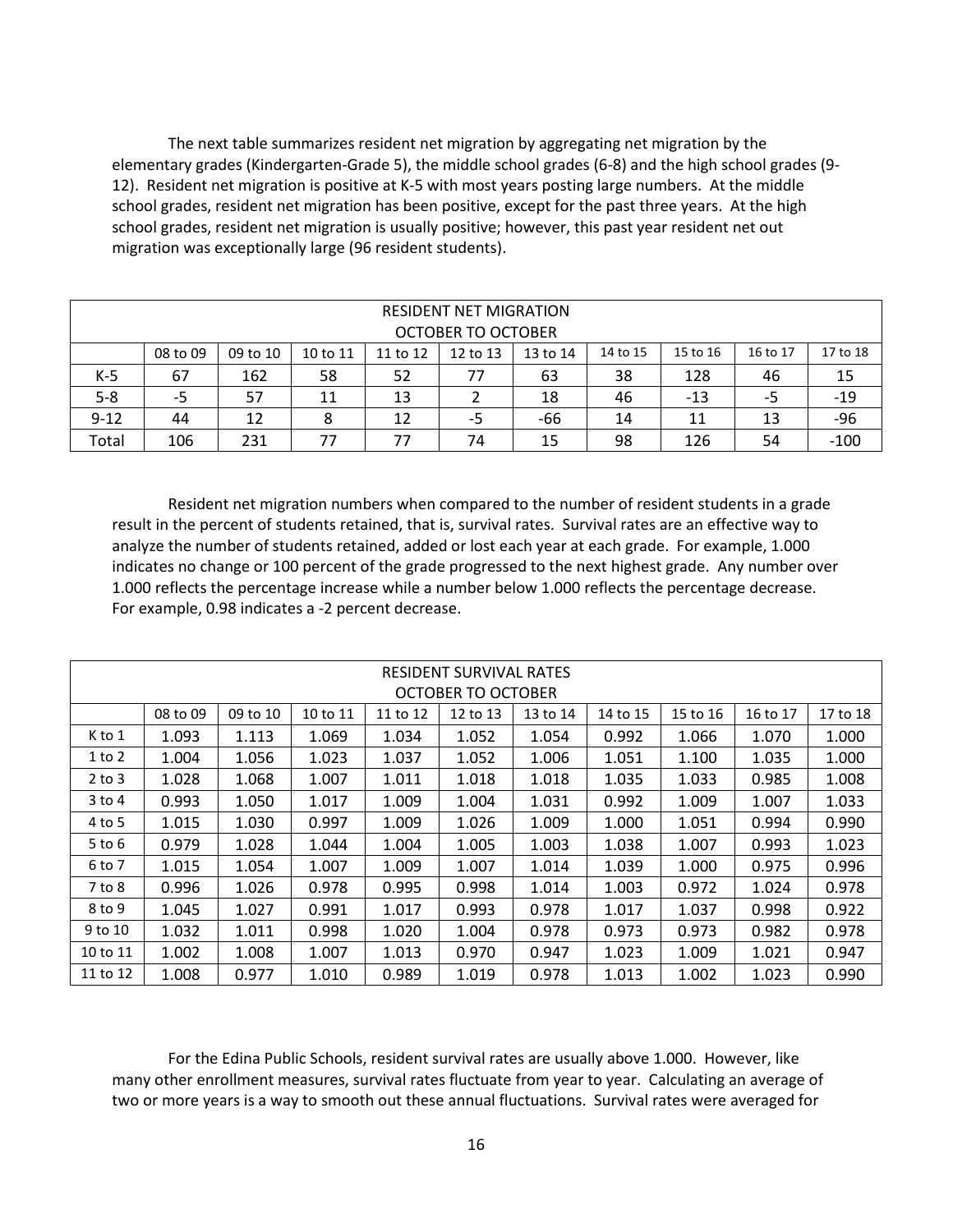The next table summarizes resident net migration by aggregating net migration by the elementary grades (Kindergarten-Grade 5), the middle school grades (6-8) and the high school grades (9-12). Resident net migration is positive at K-5 with most years posting large numbers. At the middle school grades, resident net migration has been positive, except for the past three years. At the high school grades, resident net migration is usually positive; however, this past year resident net out migration was exceptionally large (96 resident students).

| RESIDENT NET MIGRATION OCTOBER TO OCTOBER | | | | | | | | | | |
|---|---|---|---|---|---|---|---|---|---|---|
| | 08 to 09 | 09 to 10 | 10 to 11 | 11 to 12 | 12 to 13 | 13 to 14 | 14 to 15 | 15 to 16 | 16 to 17 | 17 to 18 |
| K-5 | 67 | 162 | 58 | 52 | 77 | 63 | 38 | 128 | 46 | 15 |
| 5-8 | -5 | 57 | 11 | 13 | 2 | 18 | 46 | -13 | -5 | -19 |
| 9-12 | 44 | 12 | 8 | 12 | -5 | -66 | 14 | 11 | 13 | -96 |
| Total | 106 | 231 | 77 | 77 | 74 | 15 | 98 | 126 | 54 | -100 |

Resident net migration numbers when compared to the number of resident students in a grade result in the percent of students retained, that is, survival rates. Survival rates are an effective way to analyze the number of students retained, added or lost each year at each grade. For example, 1.000 indicates no change or 100 percent of the grade progressed to the next highest grade. Any number over 1.000 reflects the percentage increase while a number below 1.000 reflects the percentage decrease. For example, 0.98 indicates a -2 percent decrease.

| RESIDENT SURVIVAL RATES OCTOBER TO OCTOBER | | | | | | | | | | |
|---|---|---|---|---|---|---|---|---|---|---|
| | 08 to 09 | 09 to 10 | 10 to 11 | 11 to 12 | 12 to 13 | 13 to 14 | 14 to 15 | 15 to 16 | 16 to 17 | 17 to 18 |
| K to 1 | 1.093 | 1.113 | 1.069 | 1.034 | 1.052 | 1.054 | 0.992 | 1.066 | 1.070 | 1.000 |
| 1 to 2 | 1.004 | 1.056 | 1.023 | 1.037 | 1.052 | 1.006 | 1.051 | 1.100 | 1.035 | 1.000 |
| 2 to 3 | 1.028 | 1.068 | 1.007 | 1.011 | 1.018 | 1.018 | 1.035 | 1.033 | 0.985 | 1.008 |
| 3 to 4 | 0.993 | 1.050 | 1.017 | 1.009 | 1.004 | 1.031 | 0.992 | 1.009 | 1.007 | 1.033 |
| 4 to 5 | 1.015 | 1.030 | 0.997 | 1.009 | 1.026 | 1.009 | 1.000 | 1.051 | 0.994 | 0.990 |
| 5 to 6 | 0.979 | 1.028 | 1.044 | 1.004 | 1.005 | 1.003 | 1.038 | 1.007 | 0.993 | 1.023 |
| 6 to 7 | 1.015 | 1.054 | 1.007 | 1.009 | 1.007 | 1.014 | 1.039 | 1.000 | 0.975 | 0.996 |
| 7 to 8 | 0.996 | 1.026 | 0.978 | 0.995 | 0.998 | 1.014 | 1.003 | 0.972 | 1.024 | 0.978 |
| 8 to 9 | 1.045 | 1.027 | 0.991 | 1.017 | 0.993 | 0.978 | 1.017 | 1.037 | 0.998 | 0.922 |
| 9 to 10 | 1.032 | 1.011 | 0.998 | 1.020 | 1.004 | 0.978 | 0.973 | 0.973 | 0.982 | 0.978 |
| 10 to 11 | 1.002 | 1.008 | 1.007 | 1.013 | 0.970 | 0.947 | 1.023 | 1.009 | 1.021 | 0.947 |
| 11 to 12 | 1.008 | 0.977 | 1.010 | 0.989 | 1.019 | 0.978 | 1.013 | 1.002 | 1.023 | 0.990 |

For the Edina Public Schools, resident survival rates are usually above 1.000. However, like many other enrollment measures, survival rates fluctuate from year to year. Calculating an average of two or more years is a way to smooth out these annual fluctuations. Survival rates were averaged for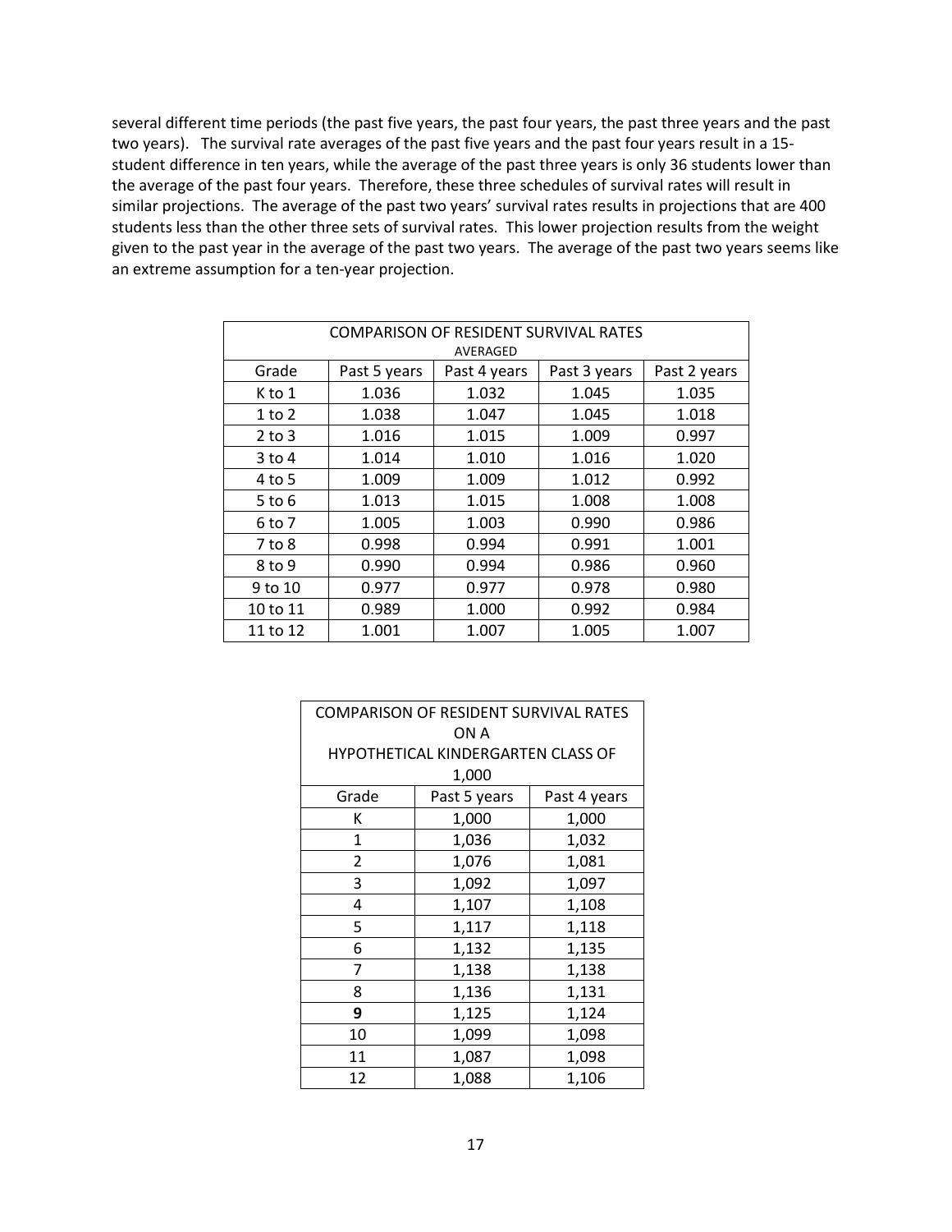several different time periods (the past five years, the past four years, the past three years and the past two years). The survival rate averages of the past five years and the past four years result in a 15-student difference in ten years, while the average of the past three years is only 36 students lower than the average of the past four years. Therefore, these three schedules of survival rates will result in similar projections. The average of the past two years' survival rates results in projections that are 400 students less than the other three sets of survival rates. This lower projection results from the weight given to the past year in the average of the past two years. The average of the past two years seems like an extreme assumption for a ten-year projection.

| COMPARISON OF RESIDENT SURVIVAL RATES AVERAGED | | | | |
|---|---|---|---|---|
| Grade | Past 5 years | Past 4 years | Past 3 years | Past 2 years |
| K to 1 | 1.036 | 1.032 | 1.045 | 1.035 |
| 1 to 2 | 1.038 | 1.047 | 1.045 | 1.018 |
| 2 to 3 | 1.016 | 1.015 | 1.009 | 0.997 |
| 3 to 4 | 1.014 | 1.010 | 1.016 | 1.020 |
| 4 to 5 | 1.009 | 1.009 | 1.012 | 0.992 |
| 5 to 6 | 1.013 | 1.015 | 1.008 | 1.008 |
| 6 to 7 | 1.005 | 1.003 | 0.990 | 0.986 |
| 7 to 8 | 0.998 | 0.994 | 0.991 | 1.001 |
| 8 to 9 | 0.990 | 0.994 | 0.986 | 0.960 |
| 9 to 10 | 0.977 | 0.977 | 0.978 | 0.980 |
| 10 to 11 | 0.989 | 1.000 | 0.992 | 0.984 |
| 11 to 12 | 1.001 | 1.007 | 1.005 | 1.007 |

| COMPARISON OF RESIDENT SURVIVAL RATES ON A HYPOTHETICAL KINDERGARTEN CLASS OF 1,000 | | |
|---|---|---|
| Grade | Past 5 years | Past 4 years |
| K | 1,000 | 1,000 |
| 1 | 1,036 | 1,032 |
| 2 | 1,076 | 1,081 |
| 3 | 1,092 | 1,097 |
| 4 | 1,107 | 1,108 |
| 5 | 1,117 | 1,118 |
| 6 | 1,132 | 1,135 |
| 7 | 1,138 | 1,138 |
| 8 | 1,136 | 1,131 |
| **9** | 1,125 | 1,124 |
| 10 | 1,099 | 1,098 |
| 11 | 1,087 | 1,098 |
| 12 | 1,088 | 1,106 |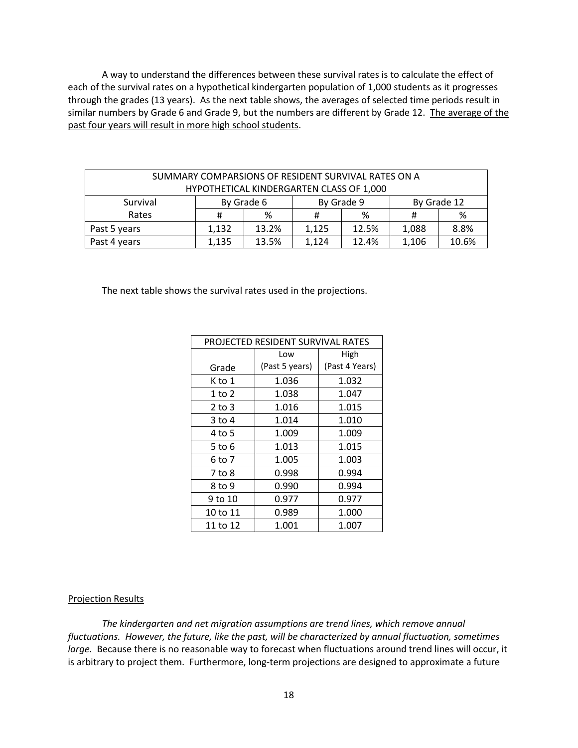A way to understand the differences between these survival rates is to calculate the effect of each of the survival rates on a hypothetical kindergarten population of 1,000 students as it progresses through the grades (13 years). As the next table shows, the averages of selected time periods result in similar numbers by Grade 6 and Grade 9, but the numbers are different by Grade 12. The average of the past four years will result in more high school students.

| SUMMARY COMPARSIONS OF RESIDENT SURVIVAL RATES ON A HYPOTHETICAL KINDERGARTEN CLASS OF 1,000 | | | | | | |
|---|---|---|---|---|---|---|
| Survival Rates | By Grade 6 | | By Grade 9 | | By Grade 12 | |
| | # | % | # | % | # | % |
| Past 5 years | 1,132 | 13.2% | 1,125 | 12.5% | 1,088 | 8.8% |
| Past 4 years | 1,135 | 13.5% | 1,124 | 12.4% | 1,106 | 10.6% |

The next table shows the survival rates used in the projections.

| PROJECTED RESIDENT SURVIVAL RATES | | |
|---|---|---|
| Grade | Low (Past 5 years) | High (Past 4 Years) |
| K to 1 | 1.036 | 1.032 |
| 1 to 2 | 1.038 | 1.047 |
| 2 to 3 | 1.016 | 1.015 |
| 3 to 4 | 1.014 | 1.010 |
| 4 to 5 | 1.009 | 1.009 |
| 5 to 6 | 1.013 | 1.015 |
| 6 to 7 | 1.005 | 1.003 |
| 7 to 8 | 0.998 | 0.994 |
| 8 to 9 | 0.990 | 0.994 |
| 9 to 10 | 0.977 | 0.977 |
| 10 to 11 | 0.989 | 1.000 |
| 11 to 12 | 1.001 | 1.007 |

Projection Results

*The kindergarten and net migration assumptions are trend lines, which remove annual fluctuations. However, the future, like the past, will be characterized by annual fluctuation, sometimes large.* Because there is no reasonable way to forecast when fluctuations around trend lines will occur, it is arbitrary to project them. Furthermore, long-term projections are designed to approximate a future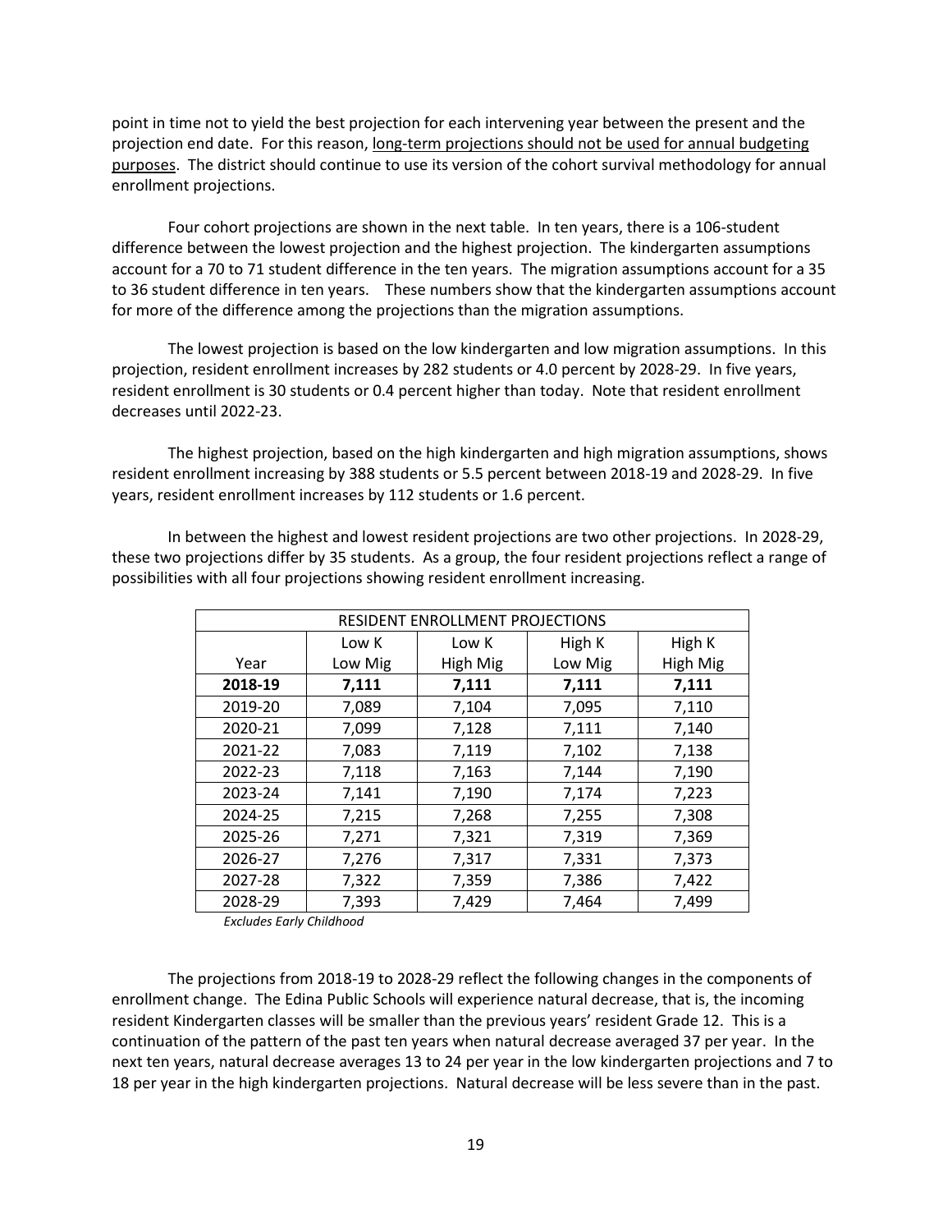point in time not to yield the best projection for each intervening year between the present and the projection end date. For this reason, <u>long-term projections should not be used for annual budgeting purposes</u>. The district should continue to use its version of the cohort survival methodology for annual enrollment projections.

Four cohort projections are shown in the next table. In ten years, there is a 106-student difference between the lowest projection and the highest projection. The kindergarten assumptions account for a 70 to 71 student difference in the ten years. The migration assumptions account for a 35 to 36 student difference in ten years. These numbers show that the kindergarten assumptions account for more of the difference among the projections than the migration assumptions.

The lowest projection is based on the low kindergarten and low migration assumptions. In this projection, resident enrollment increases by 282 students or 4.0 percent by 2028-29. In five years, resident enrollment is 30 students or 0.4 percent higher than today. Note that resident enrollment decreases until 2022-23.

The highest projection, based on the high kindergarten and high migration assumptions, shows resident enrollment increasing by 388 students or 5.5 percent between 2018-19 and 2028-29. In five years, resident enrollment increases by 112 students or 1.6 percent.

In between the highest and lowest resident projections are two other projections. In 2028-29, these two projections differ by 35 students. As a group, the four resident projections reflect a range of possibilities with all four projections showing resident enrollment increasing.

| RESIDENT ENROLLMENT PROJECTIONS | | | | |
|---|---|---|---|---|
| Year | Low K Low Mig | Low K High Mig | High K Low Mig | High K High Mig |
| **2018-19** | **7,111** | **7,111** | **7,111** | **7,111** |
| 2019-20 | 7,089 | 7,104 | 7,095 | 7,110 |
| 2020-21 | 7,099 | 7,128 | 7,111 | 7,140 |
| 2021-22 | 7,083 | 7,119 | 7,102 | 7,138 |
| 2022-23 | 7,118 | 7,163 | 7,144 | 7,190 |
| 2023-24 | 7,141 | 7,190 | 7,174 | 7,223 |
| 2024-25 | 7,215 | 7,268 | 7,255 | 7,308 |
| 2025-26 | 7,271 | 7,321 | 7,319 | 7,369 |
| 2026-27 | 7,276 | 7,317 | 7,331 | 7,373 |
| 2027-28 | 7,322 | 7,359 | 7,386 | 7,422 |
| 2028-29 | 7,393 | 7,429 | 7,464 | 7,499 |

*Excludes Early Childhood*

The projections from 2018-19 to 2028-29 reflect the following changes in the components of enrollment change. The Edina Public Schools will experience natural decrease, that is, the incoming resident Kindergarten classes will be smaller than the previous years' resident Grade 12. This is a continuation of the pattern of the past ten years when natural decrease averaged 37 per year. In the next ten years, natural decrease averages 13 to 24 per year in the low kindergarten projections and 7 to 18 per year in the high kindergarten projections. Natural decrease will be less severe than in the past.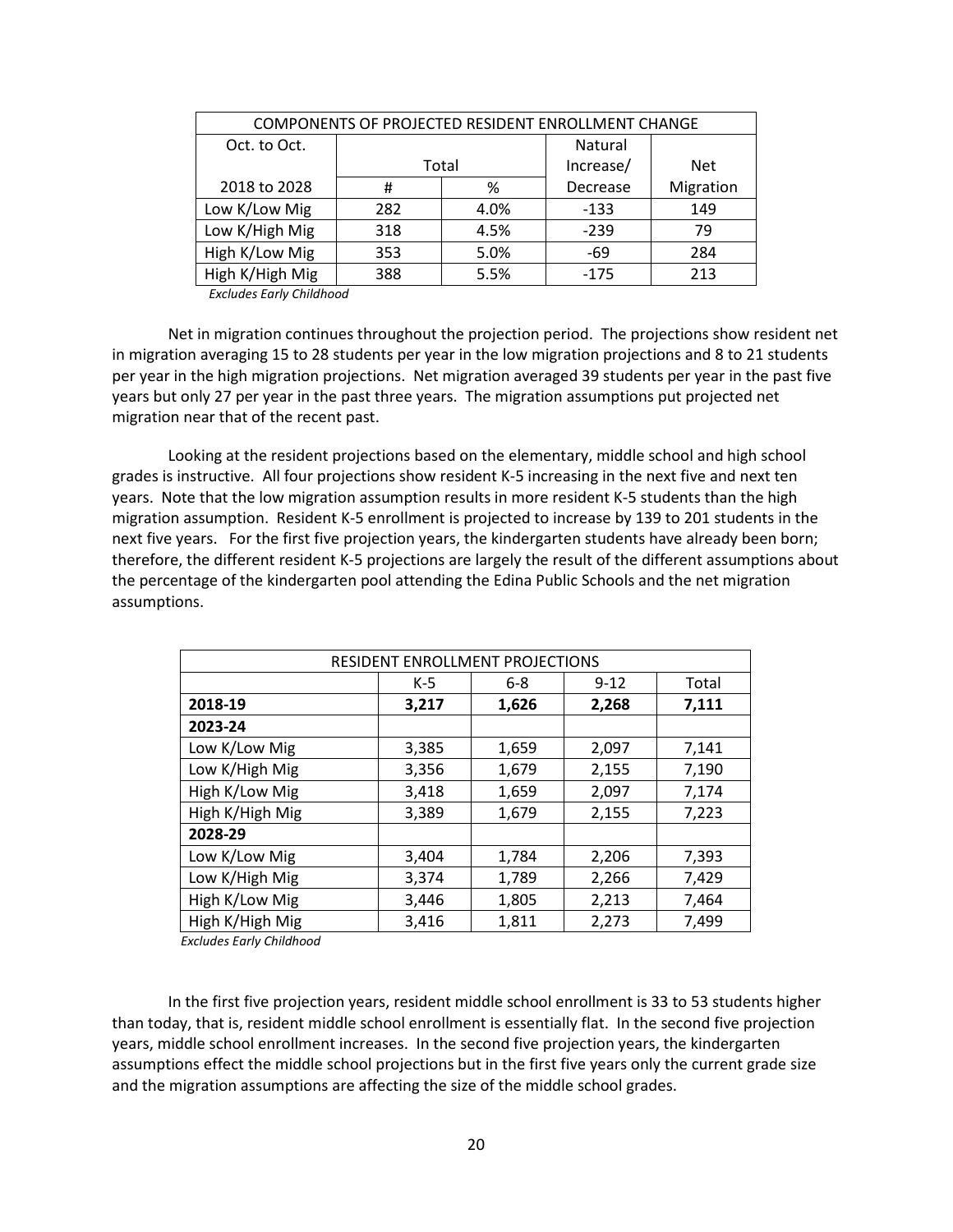| COMPONENTS OF PROJECTED RESIDENT ENROLLMENT CHANGE | | | | |
|---|---|---|---|---|
| Oct. to Oct. | Total | | Natural Increase/ | Net |
| 2018 to 2028 | # | % | Decrease | Migration |
| Low K/Low Mig | 282 | 4.0% | -133 | 149 |
| Low K/High Mig | 318 | 4.5% | -239 | 79 |
| High K/Low Mig | 353 | 5.0% | -69 | 284 |
| High K/High Mig | 388 | 5.5% | -175 | 213 |

*Excludes Early Childhood*

Net in migration continues throughout the projection period. The projections show resident net in migration averaging 15 to 28 students per year in the low migration projections and 8 to 21 students per year in the high migration projections. Net migration averaged 39 students per year in the past five years but only 27 per year in the past three years. The migration assumptions put projected net migration near that of the recent past.

Looking at the resident projections based on the elementary, middle school and high school grades is instructive. All four projections show resident K-5 increasing in the next five and next ten years. Note that the low migration assumption results in more resident K-5 students than the high migration assumption. Resident K-5 enrollment is projected to increase by 139 to 201 students in the next five years. For the first five projection years, the kindergarten students have already been born; therefore, the different resident K-5 projections are largely the result of the different assumptions about the percentage of the kindergarten pool attending the Edina Public Schools and the net migration assumptions.

| RESIDENT ENROLLMENT PROJECTIONS | | | | |
|---|---|---|---|---|
| | K-5 | 6-8 | 9-12 | Total |
| **2018-19** | **3,217** | **1,626** | **2,268** | **7,111** |
| **2023-24** | | | | |
| Low K/Low Mig | 3,385 | 1,659 | 2,097 | 7,141 |
| Low K/High Mig | 3,356 | 1,679 | 2,155 | 7,190 |
| High K/Low Mig | 3,418 | 1,659 | 2,097 | 7,174 |
| High K/High Mig | 3,389 | 1,679 | 2,155 | 7,223 |
| **2028-29** | | | | |
| Low K/Low Mig | 3,404 | 1,784 | 2,206 | 7,393 |
| Low K/High Mig | 3,374 | 1,789 | 2,266 | 7,429 |
| High K/Low Mig | 3,446 | 1,805 | 2,213 | 7,464 |
| High K/High Mig | 3,416 | 1,811 | 2,273 | 7,499 |

*Excludes Early Childhood*

In the first five projection years, resident middle school enrollment is 33 to 53 students higher than today, that is, resident middle school enrollment is essentially flat. In the second five projection years, middle school enrollment increases. In the second five projection years, the kindergarten assumptions effect the middle school projections but in the first five years only the current grade size and the migration assumptions are affecting the size of the middle school grades.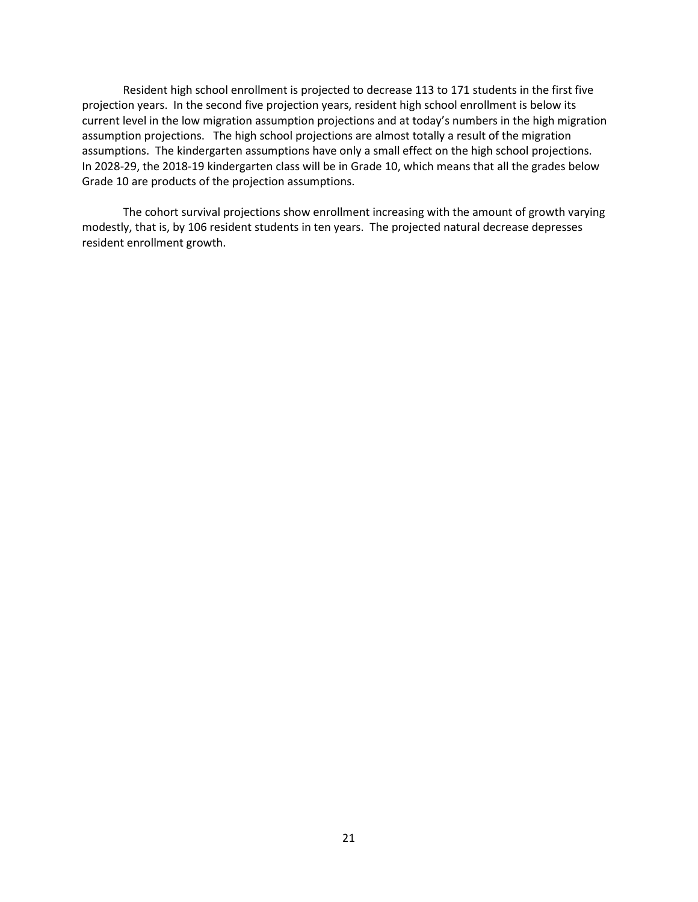Resident high school enrollment is projected to decrease 113 to 171 students in the first five projection years. In the second five projection years, resident high school enrollment is below its current level in the low migration assumption projections and at today's numbers in the high migration assumption projections. The high school projections are almost totally a result of the migration assumptions. The kindergarten assumptions have only a small effect on the high school projections. In 2028-29, the 2018-19 kindergarten class will be in Grade 10, which means that all the grades below Grade 10 are products of the projection assumptions.

The cohort survival projections show enrollment increasing with the amount of growth varying modestly, that is, by 106 resident students in ten years. The projected natural decrease depresses resident enrollment growth.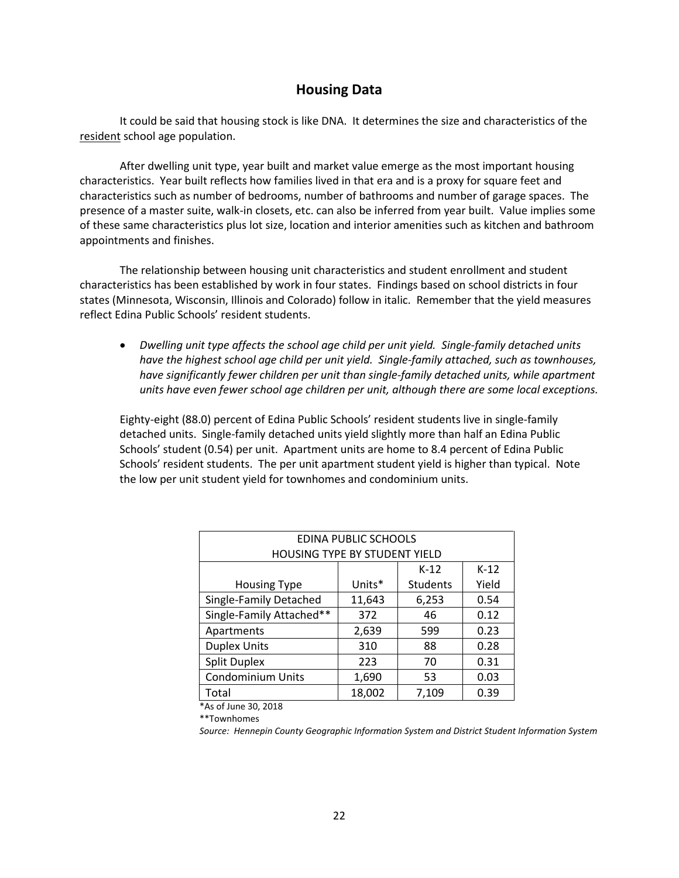## Housing Data

It could be said that housing stock is like DNA. It determines the size and characteristics of the resident school age population.

After dwelling unit type, year built and market value emerge as the most important housing characteristics. Year built reflects how families lived in that era and is a proxy for square feet and characteristics such as number of bedrooms, number of bathrooms and number of garage spaces. The presence of a master suite, walk-in closets, etc. can also be inferred from year built. Value implies some of these same characteristics plus lot size, location and interior amenities such as kitchen and bathroom appointments and finishes.

The relationship between housing unit characteristics and student enrollment and student characteristics has been established by work in four states. Findings based on school districts in four states (Minnesota, Wisconsin, Illinois and Colorado) follow in italic. Remember that the yield measures reflect Edina Public Schools' resident students.

- *Dwelling unit type affects the school age child per unit yield. Single-family detached units have the highest school age child per unit yield. Single-family attached, such as townhouses, have significantly fewer children per unit than single-family detached units, while apartment units have even fewer school age children per unit, although there are some local exceptions.*

Eighty-eight (88.0) percent of Edina Public Schools' resident students live in single-family detached units. Single-family detached units yield slightly more than half an Edina Public Schools' student (0.54) per unit. Apartment units are home to 8.4 percent of Edina Public Schools' resident students. The per unit apartment student yield is higher than typical. Note the low per unit student yield for townhomes and condominium units.

EDINA PUBLIC SCHOOLS
HOUSING TYPE BY STUDENT YIELD

| Housing Type | Units* | K-12 Students | K-12 Yield |
|---|---|---|---|
| Single-Family Detached | 11,643 | 6,253 | 0.54 |
| Single-Family Attached** | 372 | 46 | 0.12 |
| Apartments | 2,639 | 599 | 0.23 |
| Duplex Units | 310 | 88 | 0.28 |
| Split Duplex | 223 | 70 | 0.31 |
| Condominium Units | 1,690 | 53 | 0.03 |
| Total | 18,002 | 7,109 | 0.39 |

*As of June 30, 2018

**Townhomes

*Source: Hennepin County Geographic Information System and District Student Information System*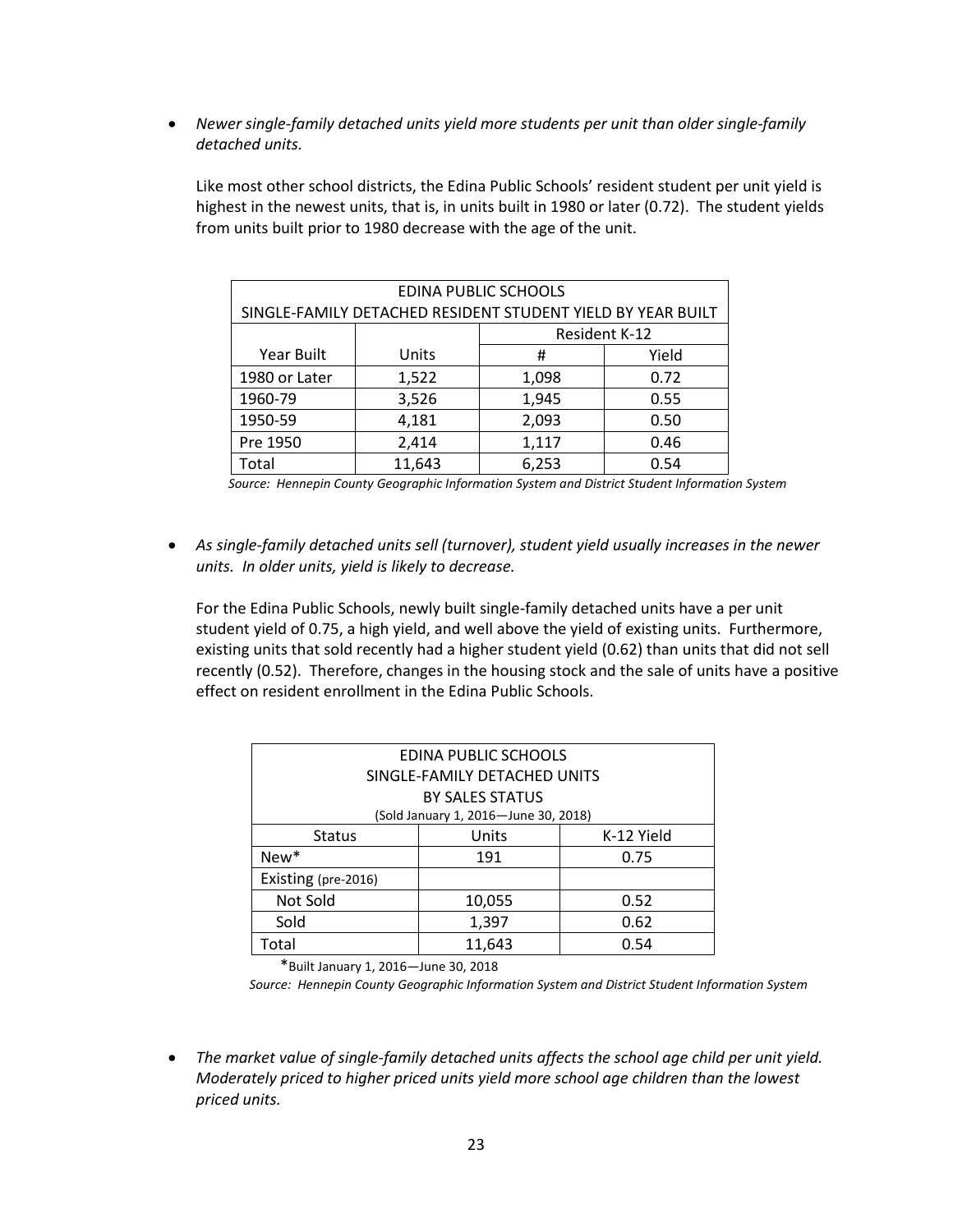- *Newer single-family detached units yield more students per unit than older single-family detached units.*

  Like most other school districts, the Edina Public Schools' resident student per unit yield is highest in the newest units, that is, in units built in 1980 or later (0.72). The student yields from units built prior to 1980 decrease with the age of the unit.

| EDINA PUBLIC SCHOOLS<br>SINGLE-FAMILY DETACHED RESIDENT STUDENT YIELD BY YEAR BUILT | | | |
|---|---|---|---|
| | | Resident K-12 | |
| Year Built | Units | # | Yield |
| 1980 or Later | 1,522 | 1,098 | 0.72 |
| 1960-79 | 3,526 | 1,945 | 0.55 |
| 1950-59 | 4,181 | 2,093 | 0.50 |
| Pre 1950 | 2,414 | 1,117 | 0.46 |
| Total | 11,643 | 6,253 | 0.54 |

*Source: Hennepin County Geographic Information System and District Student Information System*

- *As single-family detached units sell (turnover), student yield usually increases in the newer units. In older units, yield is likely to decrease.*

  For the Edina Public Schools, newly built single-family detached units have a per unit student yield of 0.75, a high yield, and well above the yield of existing units. Furthermore, existing units that sold recently had a higher student yield (0.62) than units that did not sell recently (0.52). Therefore, changes in the housing stock and the sale of units have a positive effect on resident enrollment in the Edina Public Schools.

| EDINA PUBLIC SCHOOLS<br>SINGLE-FAMILY DETACHED UNITS<br>BY SALES STATUS<br>(Sold January 1, 2016—June 30, 2018) | | |
|---|---|---|
| Status | Units | K-12 Yield |
| New* | 191 | 0.75 |
| Existing (pre-2016) | | |
| Not Sold | 10,055 | 0.52 |
| Sold | 1,397 | 0.62 |
| Total | 11,643 | 0.54 |

*Built January 1, 2016—June 30, 2018

*Source: Hennepin County Geographic Information System and District Student Information System*

- *The market value of single-family detached units affects the school age child per unit yield. Moderately priced to higher priced units yield more school age children than the lowest priced units.*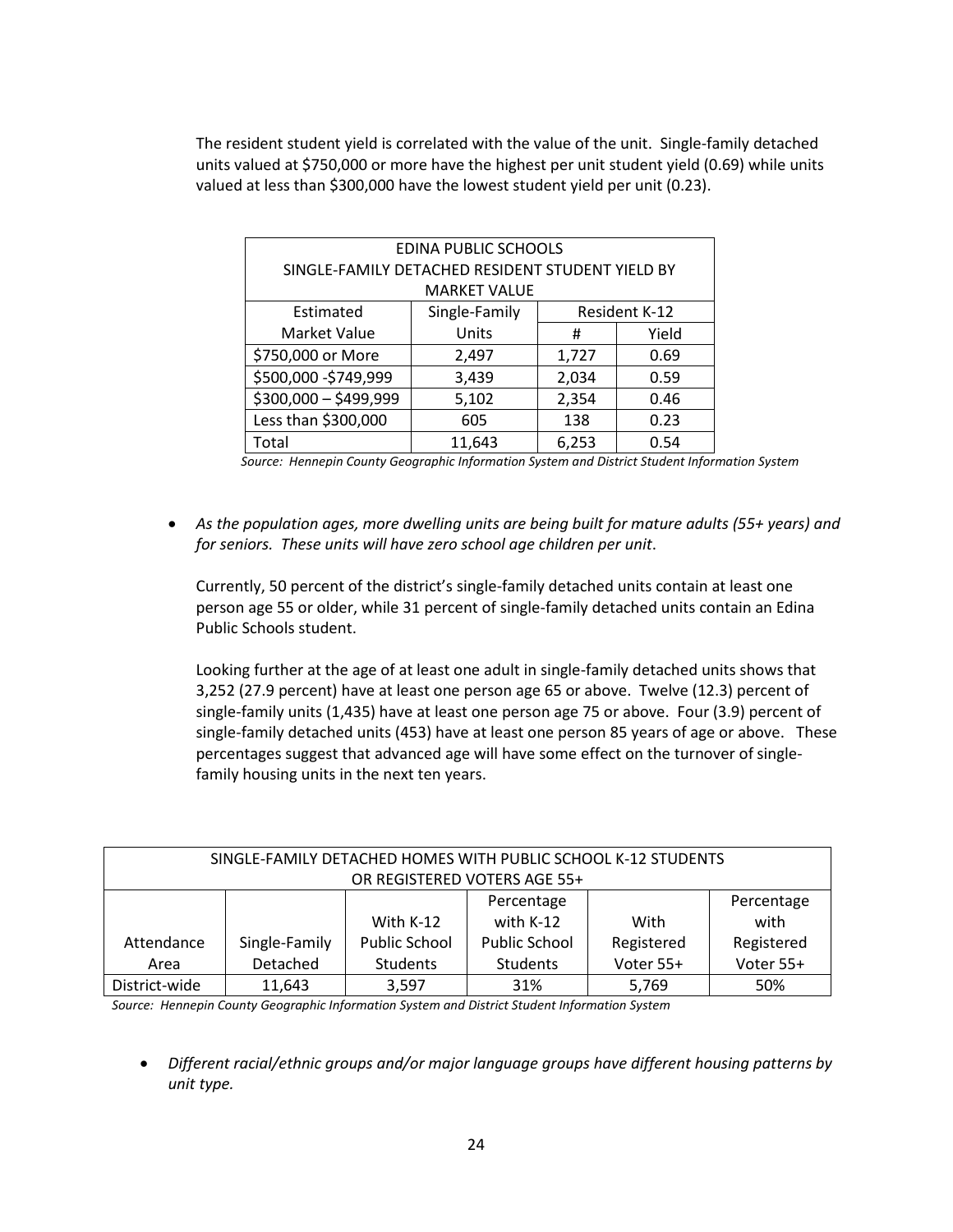The resident student yield is correlated with the value of the unit. Single-family detached units valued at $750,000 or more have the highest per unit student yield (0.69) while units valued at less than $300,000 have the lowest student yield per unit (0.23).

| EDINA PUBLIC SCHOOLS<br>SINGLE-FAMILY DETACHED RESIDENT STUDENT YIELD BY<br>MARKET VALUE | | | |
|---|---|---|---|
| Estimated | Single-Family | Resident K-12 | |
| Market Value | Units | # | Yield |
| $750,000 or More | 2,497 | 1,727 | 0.69 |
| $500,000 -$749,999 | 3,439 | 2,034 | 0.59 |
| $300,000 – $499,999 | 5,102 | 2,354 | 0.46 |
| Less than $300,000 | 605 | 138 | 0.23 |
| Total | 11,643 | 6,253 | 0.54 |

*Source: Hennepin County Geographic Information System and District Student Information System*

- *As the population ages, more dwelling units are being built for mature adults (55+ years) and for seniors. These units will have zero school age children per unit.*

  Currently, 50 percent of the district's single-family detached units contain at least one person age 55 or older, while 31 percent of single-family detached units contain an Edina Public Schools student.

  Looking further at the age of at least one adult in single-family detached units shows that 3,252 (27.9 percent) have at least one person age 65 or above. Twelve (12.3) percent of single-family units (1,435) have at least one person age 75 or above. Four (3.9) percent of single-family detached units (453) have at least one person 85 years of age or above. These percentages suggest that advanced age will have some effect on the turnover of single-family housing units in the next ten years.

| SINGLE-FAMILY DETACHED HOMES WITH PUBLIC SCHOOL K-12 STUDENTS<br>OR REGISTERED VOTERS AGE 55+ | | | | | |
|---|---|---|---|---|---|
| Attendance Area | Single-Family Detached | With K-12 Public School Students | Percentage with K-12 Public School Students | With Registered Voter 55+ | Percentage with Registered Voter 55+ |
| District-wide | 11,643 | 3,597 | 31% | 5,769 | 50% |

*Source: Hennepin County Geographic Information System and District Student Information System*

- *Different racial/ethnic groups and/or major language groups have different housing patterns by unit type.*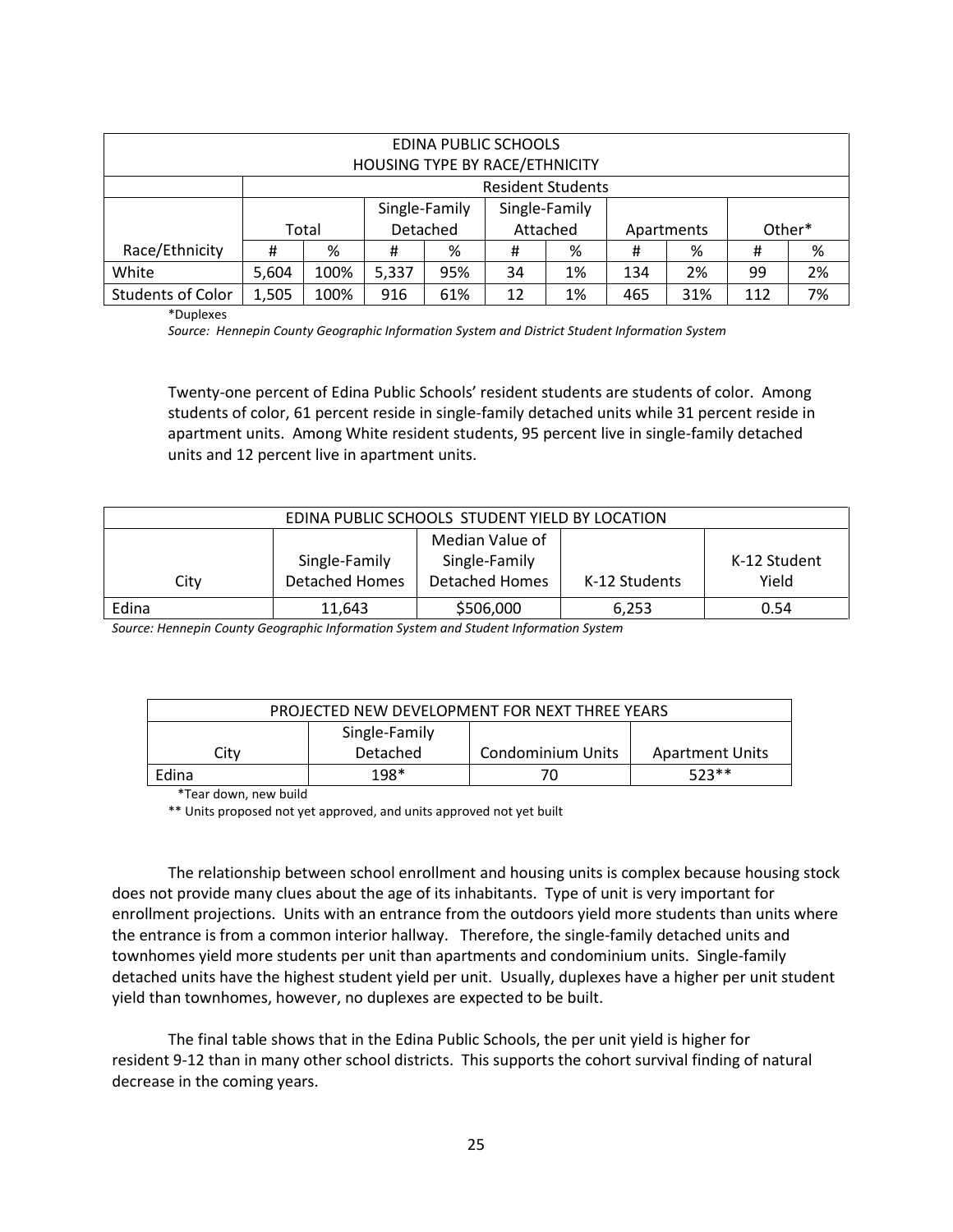| EDINA PUBLIC SCHOOLS HOUSING TYPE BY RACE/ETHNICITY | | | | | | | | | | |
|---|---|---|---|---|---|---|---|---|---|---|
| | Resident Students | | | | | | | | | |
| | Total | | Single-Family Detached | | Single-Family Attached | | Apartments | | Other* | |
| Race/Ethnicity | # | % | # | % | # | % | # | % | # | % |
| White | 5,604 | 100% | 5,337 | 95% | 34 | 1% | 134 | 2% | 99 | 2% |
| Students of Color | 1,505 | 100% | 916 | 61% | 12 | 1% | 465 | 31% | 112 | 7% |

*Duplexes

*Source: Hennepin County Geographic Information System and District Student Information System*

Twenty-one percent of Edina Public Schools' resident students are students of color. Among students of color, 61 percent reside in single-family detached units while 31 percent reside in apartment units. Among White resident students, 95 percent live in single-family detached units and 12 percent live in apartment units.

| EDINA PUBLIC SCHOOLS STUDENT YIELD BY LOCATION | | | | |
|---|---|---|---|---|
| City | Single-Family Detached Homes | Median Value of Single-Family Detached Homes | K-12 Students | K-12 Student Yield |
| Edina | 11,643 | $506,000 | 6,253 | 0.54 |

*Source: Hennepin County Geographic Information System and Student Information System*

| PROJECTED NEW DEVELOPMENT FOR NEXT THREE YEARS | | | |
|---|---|---|---|
| City | Single-Family Detached | Condominium Units | Apartment Units |
| Edina | 198* | 70 | 523** |

*Tear down, new build

** Units proposed not yet approved, and units approved not yet built

The relationship between school enrollment and housing units is complex because housing stock does not provide many clues about the age of its inhabitants. Type of unit is very important for enrollment projections. Units with an entrance from the outdoors yield more students than units where the entrance is from a common interior hallway. Therefore, the single-family detached units and townhomes yield more students per unit than apartments and condominium units. Single-family detached units have the highest student yield per unit. Usually, duplexes have a higher per unit student yield than townhomes, however, no duplexes are expected to be built.

The final table shows that in the Edina Public Schools, the per unit yield is higher for resident 9-12 than in many other school districts. This supports the cohort survival finding of natural decrease in the coming years.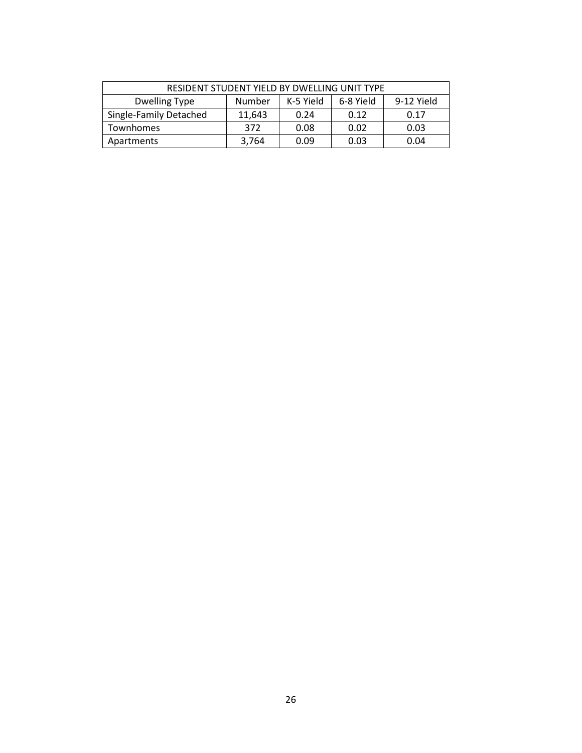| RESIDENT STUDENT YIELD BY DWELLING UNIT TYPE | | | | |
|---|---|---|---|---|
| Dwelling Type | Number | K-5 Yield | 6-8 Yield | 9-12 Yield |
| Single-Family Detached | 11,643 | 0.24 | 0.12 | 0.17 |
| Townhomes | 372 | 0.08 | 0.02 | 0.03 |
| Apartments | 3,764 | 0.09 | 0.03 | 0.04 |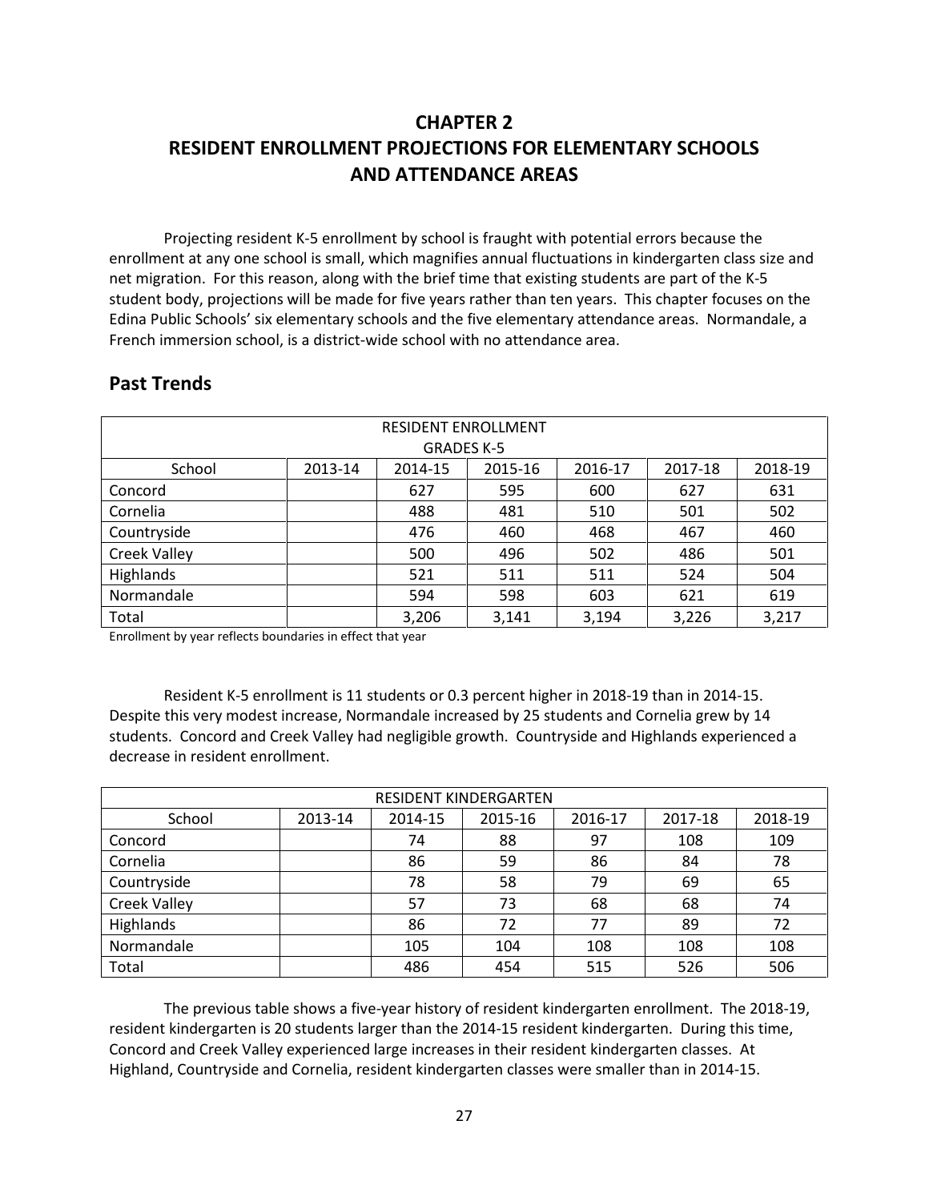# CHAPTER 2
# RESIDENT ENROLLMENT PROJECTIONS FOR ELEMENTARY SCHOOLS AND ATTENDANCE AREAS

Projecting resident K-5 enrollment by school is fraught with potential errors because the enrollment at any one school is small, which magnifies annual fluctuations in kindergarten class size and net migration. For this reason, along with the brief time that existing students are part of the K-5 student body, projections will be made for five years rather than ten years. This chapter focuses on the Edina Public Schools' six elementary schools and the five elementary attendance areas. Normandale, a French immersion school, is a district-wide school with no attendance area.

## Past Trends

| RESIDENT ENROLLMENT GRADES K-5 | | | | | | |
|---|---|---|---|---|---|---|
| School | 2013-14 | 2014-15 | 2015-16 | 2016-17 | 2017-18 | 2018-19 |
| Concord | | 627 | 595 | 600 | 627 | 631 |
| Cornelia | | 488 | 481 | 510 | 501 | 502 |
| Countryside | | 476 | 460 | 468 | 467 | 460 |
| Creek Valley | | 500 | 496 | 502 | 486 | 501 |
| Highlands | | 521 | 511 | 511 | 524 | 504 |
| Normandale | | 594 | 598 | 603 | 621 | 619 |
| Total | | 3,206 | 3,141 | 3,194 | 3,226 | 3,217 |

Enrollment by year reflects boundaries in effect that year

Resident K-5 enrollment is 11 students or 0.3 percent higher in 2018-19 than in 2014-15. Despite this very modest increase, Normandale increased by 25 students and Cornelia grew by 14 students. Concord and Creek Valley had negligible growth. Countryside and Highlands experienced a decrease in resident enrollment.

| RESIDENT KINDERGARTEN | | | | | | |
|---|---|---|---|---|---|---|
| School | 2013-14 | 2014-15 | 2015-16 | 2016-17 | 2017-18 | 2018-19 |
| Concord | | 74 | 88 | 97 | 108 | 109 |
| Cornelia | | 86 | 59 | 86 | 84 | 78 |
| Countryside | | 78 | 58 | 79 | 69 | 65 |
| Creek Valley | | 57 | 73 | 68 | 68 | 74 |
| Highlands | | 86 | 72 | 77 | 89 | 72 |
| Normandale | | 105 | 104 | 108 | 108 | 108 |
| Total | | 486 | 454 | 515 | 526 | 506 |

The previous table shows a five-year history of resident kindergarten enrollment. The 2018-19, resident kindergarten is 20 students larger than the 2014-15 resident kindergarten. During this time, Concord and Creek Valley experienced large increases in their resident kindergarten classes. At Highland, Countryside and Cornelia, resident kindergarten classes were smaller than in 2014-15.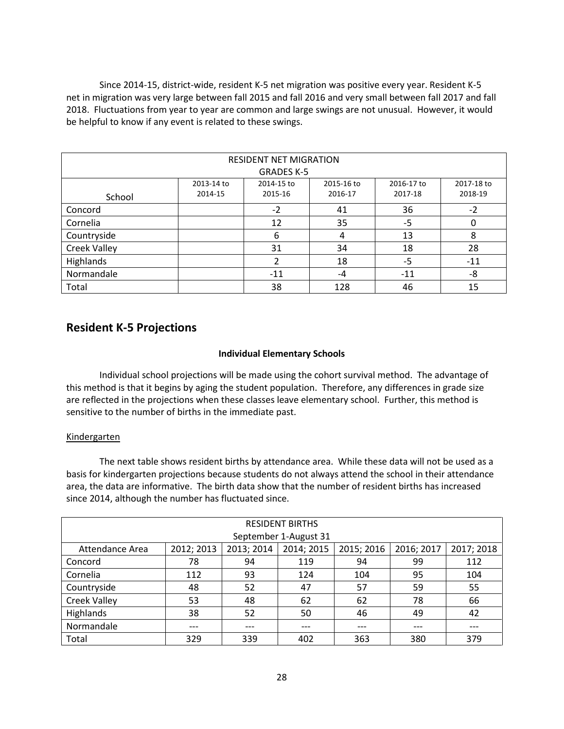Since 2014-15, district-wide, resident K-5 net migration was positive every year. Resident K-5 net in migration was very large between fall 2015 and fall 2016 and very small between fall 2017 and fall 2018. Fluctuations from year to year are common and large swings are not unusual. However, it would be helpful to know if any event is related to these swings.

| RESIDENT NET MIGRATION GRADES K-5 | | | | | |
|---|---|---|---|---|---|
| School | 2013-14 to 2014-15 | 2014-15 to 2015-16 | 2015-16 to 2016-17 | 2016-17 to 2017-18 | 2017-18 to 2018-19 |
| Concord | | -2 | 41 | 36 | -2 |
| Cornelia | | 12 | 35 | -5 | 0 |
| Countryside | | 6 | 4 | 13 | 8 |
| Creek Valley | | 31 | 34 | 18 | 28 |
| Highlands | | 2 | 18 | -5 | -11 |
| Normandale | | -11 | -4 | -11 | -8 |
| Total | | 38 | 128 | 46 | 15 |

## Resident K-5 Projections

### Individual Elementary Schools

Individual school projections will be made using the cohort survival method. The advantage of this method is that it begins by aging the student population. Therefore, any differences in grade size are reflected in the projections when these classes leave elementary school. Further, this method is sensitive to the number of births in the immediate past.

Kindergarten

The next table shows resident births by attendance area. While these data will not be used as a basis for kindergarten projections because students do not always attend the school in their attendance area, the data are informative. The birth data show that the number of resident births has increased since 2014, although the number has fluctuated since.

| RESIDENT BIRTHS September 1-August 31 | | | | | | |
|---|---|---|---|---|---|---|
| Attendance Area | 2012; 2013 | 2013; 2014 | 2014; 2015 | 2015; 2016 | 2016; 2017 | 2017; 2018 |
| Concord | 78 | 94 | 119 | 94 | 99 | 112 |
| Cornelia | 112 | 93 | 124 | 104 | 95 | 104 |
| Countryside | 48 | 52 | 47 | 57 | 59 | 55 |
| Creek Valley | 53 | 48 | 62 | 62 | 78 | 66 |
| Highlands | 38 | 52 | 50 | 46 | 49 | 42 |
| Normandale | --- | --- | --- | --- | --- | --- |
| Total | 329 | 339 | 402 | 363 | 380 | 379 |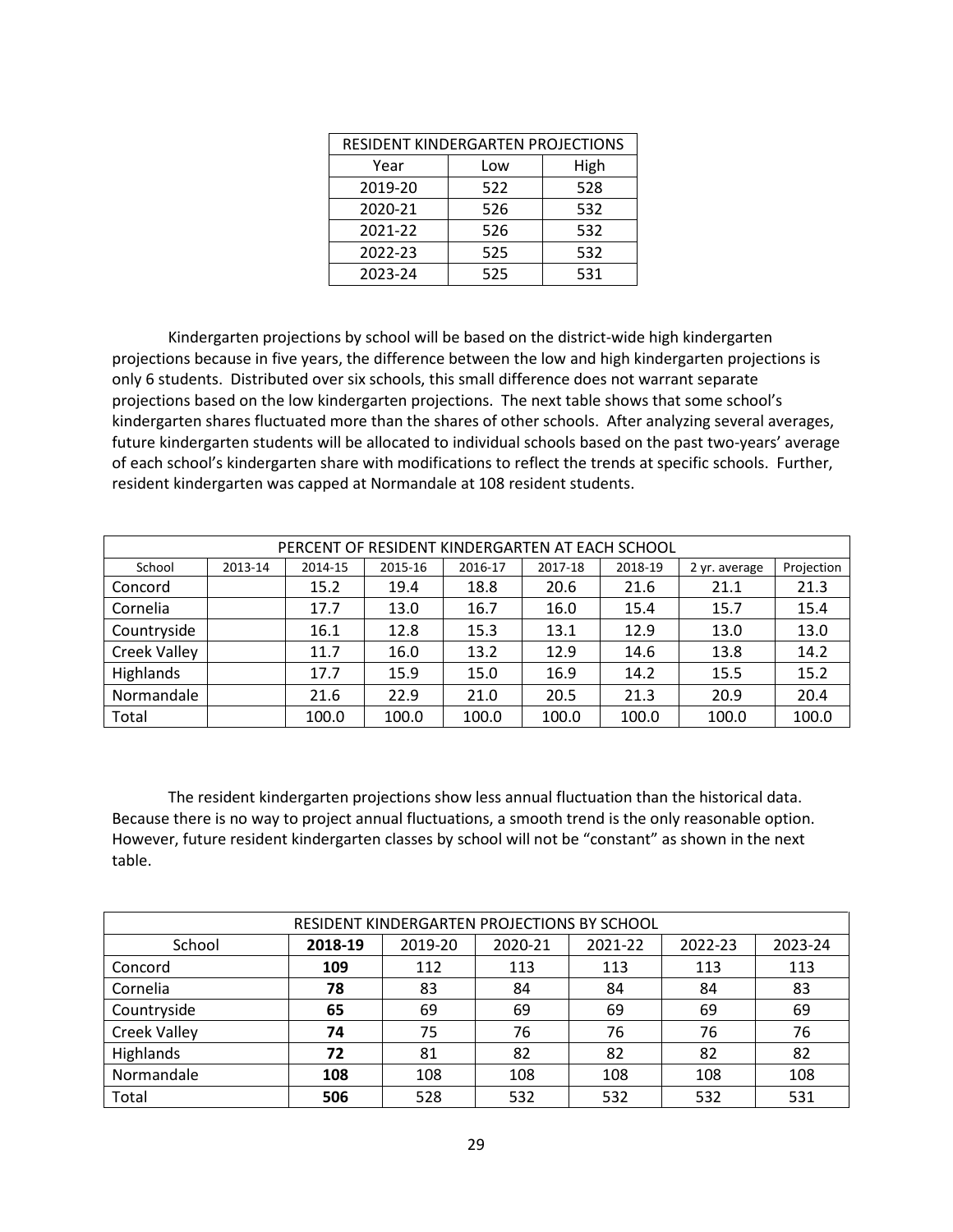| RESIDENT KINDERGARTEN PROJECTIONS | | |
|---|---|---|
| Year | Low | High |
| 2019-20 | 522 | 528 |
| 2020-21 | 526 | 532 |
| 2021-22 | 526 | 532 |
| 2022-23 | 525 | 532 |
| 2023-24 | 525 | 531 |

Kindergarten projections by school will be based on the district-wide high kindergarten projections because in five years, the difference between the low and high kindergarten projections is only 6 students. Distributed over six schools, this small difference does not warrant separate projections based on the low kindergarten projections. The next table shows that some school's kindergarten shares fluctuated more than the shares of other schools. After analyzing several averages, future kindergarten students will be allocated to individual schools based on the past two-years' average of each school's kindergarten share with modifications to reflect the trends at specific schools. Further, resident kindergarten was capped at Normandale at 108 resident students.

| PERCENT OF RESIDENT KINDERGARTEN AT EACH SCHOOL | | | | | | | | |
|---|---|---|---|---|---|---|---|---|
| School | 2013-14 | 2014-15 | 2015-16 | 2016-17 | 2017-18 | 2018-19 | 2 yr. average | Projection |
| Concord | | 15.2 | 19.4 | 18.8 | 20.6 | 21.6 | 21.1 | 21.3 |
| Cornelia | | 17.7 | 13.0 | 16.7 | 16.0 | 15.4 | 15.7 | 15.4 |
| Countryside | | 16.1 | 12.8 | 15.3 | 13.1 | 12.9 | 13.0 | 13.0 |
| Creek Valley | | 11.7 | 16.0 | 13.2 | 12.9 | 14.6 | 13.8 | 14.2 |
| Highlands | | 17.7 | 15.9 | 15.0 | 16.9 | 14.2 | 15.5 | 15.2 |
| Normandale | | 21.6 | 22.9 | 21.0 | 20.5 | 21.3 | 20.9 | 20.4 |
| Total | | 100.0 | 100.0 | 100.0 | 100.0 | 100.0 | 100.0 | 100.0 |

The resident kindergarten projections show less annual fluctuation than the historical data. Because there is no way to project annual fluctuations, a smooth trend is the only reasonable option. However, future resident kindergarten classes by school will not be "constant" as shown in the next table.

| RESIDENT KINDERGARTEN PROJECTIONS BY SCHOOL | | | | | | |
|---|---|---|---|---|---|---|
| School | **2018-19** | 2019-20 | 2020-21 | 2021-22 | 2022-23 | 2023-24 |
| Concord | **109** | 112 | 113 | 113 | 113 | 113 |
| Cornelia | **78** | 83 | 84 | 84 | 84 | 83 |
| Countryside | **65** | 69 | 69 | 69 | 69 | 69 |
| Creek Valley | **74** | 75 | 76 | 76 | 76 | 76 |
| Highlands | **72** | 81 | 82 | 82 | 82 | 82 |
| Normandale | **108** | 108 | 108 | 108 | 108 | 108 |
| Total | **506** | 528 | 532 | 532 | 532 | 531 |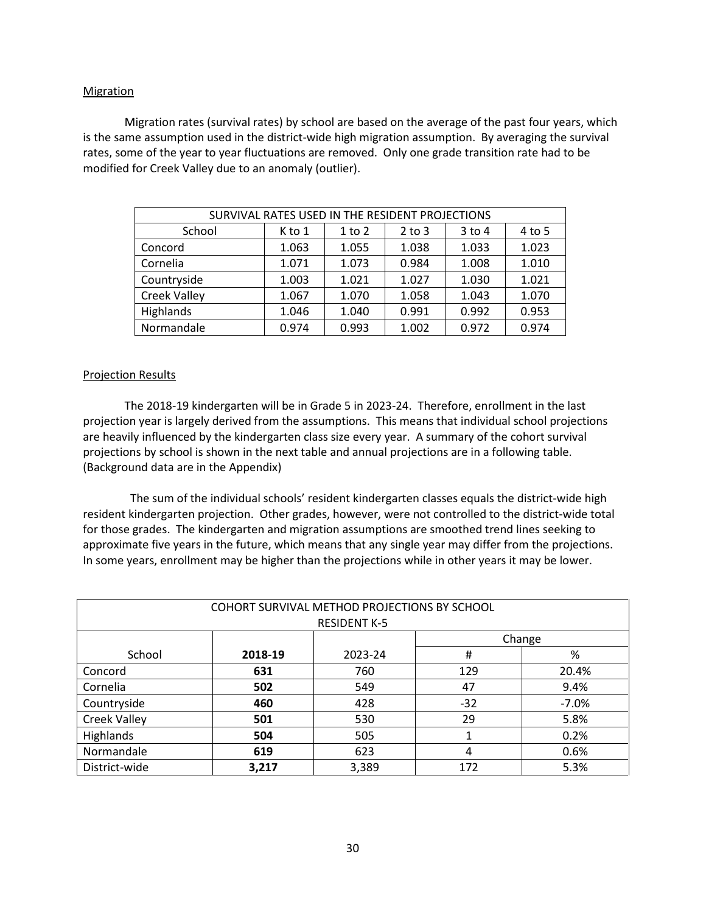## Migration

Migration rates (survival rates) by school are based on the average of the past four years, which is the same assumption used in the district-wide high migration assumption. By averaging the survival rates, some of the year to year fluctuations are removed. Only one grade transition rate had to be modified for Creek Valley due to an anomaly (outlier).

| SURVIVAL RATES USED IN THE RESIDENT PROJECTIONS | | | | | |
|---|---|---|---|---|---|
| School | K to 1 | 1 to 2 | 2 to 3 | 3 to 4 | 4 to 5 |
| Concord | 1.063 | 1.055 | 1.038 | 1.033 | 1.023 |
| Cornelia | 1.071 | 1.073 | 0.984 | 1.008 | 1.010 |
| Countryside | 1.003 | 1.021 | 1.027 | 1.030 | 1.021 |
| Creek Valley | 1.067 | 1.070 | 1.058 | 1.043 | 1.070 |
| Highlands | 1.046 | 1.040 | 0.991 | 0.992 | 0.953 |
| Normandale | 0.974 | 0.993 | 1.002 | 0.972 | 0.974 |

## Projection Results

The 2018-19 kindergarten will be in Grade 5 in 2023-24. Therefore, enrollment in the last projection year is largely derived from the assumptions. This means that individual school projections are heavily influenced by the kindergarten class size every year. A summary of the cohort survival projections by school is shown in the next table and annual projections are in a following table. (Background data are in the Appendix)

The sum of the individual schools' resident kindergarten classes equals the district-wide high resident kindergarten projection. Other grades, however, were not controlled to the district-wide total for those grades. The kindergarten and migration assumptions are smoothed trend lines seeking to approximate five years in the future, which means that any single year may differ from the projections. In some years, enrollment may be higher than the projections while in other years it may be lower.

| COHORT SURVIVAL METHOD PROJECTIONS BY SCHOOL RESIDENT K-5 | | | | |
|---|---|---|---|---|
| | | | Change | |
| School | **2018-19** | 2023-24 | # | % |
| Concord | **631** | 760 | 129 | 20.4% |
| Cornelia | **502** | 549 | 47 | 9.4% |
| Countryside | **460** | 428 | -32 | -7.0% |
| Creek Valley | **501** | 530 | 29 | 5.8% |
| Highlands | **504** | 505 | 1 | 0.2% |
| Normandale | **619** | 623 | 4 | 0.6% |
| District-wide | **3,217** | 3,389 | 172 | 5.3% |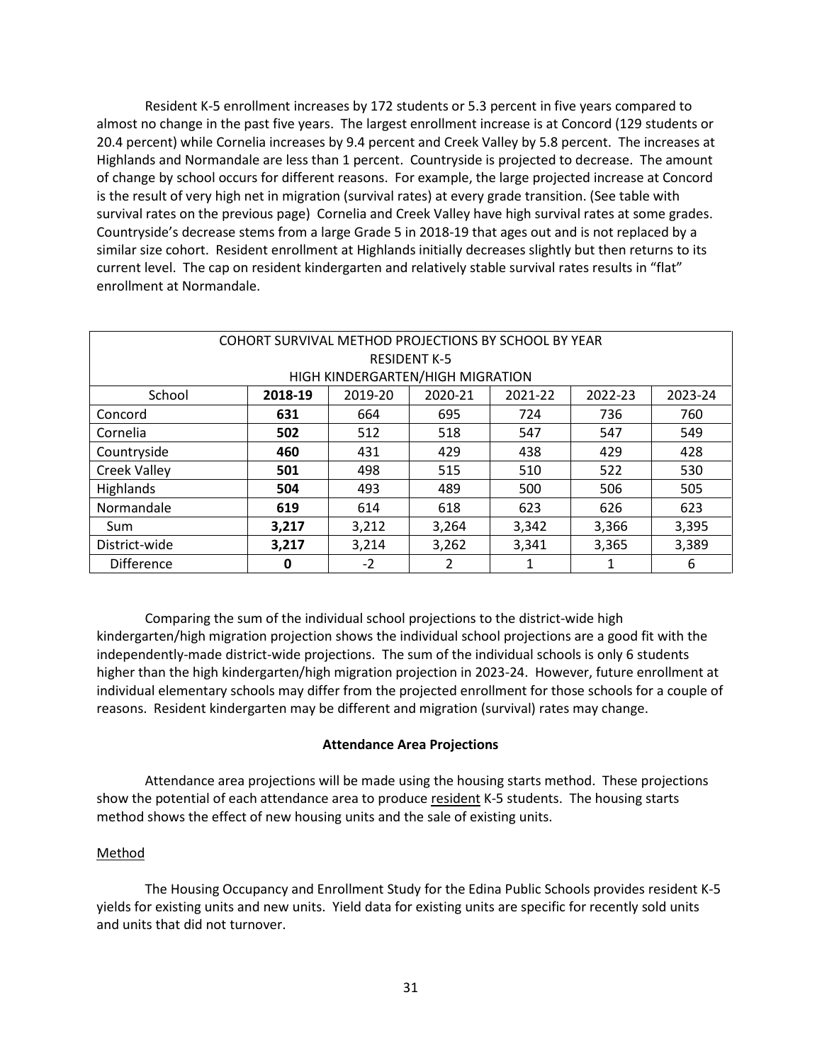Resident K-5 enrollment increases by 172 students or 5.3 percent in five years compared to almost no change in the past five years. The largest enrollment increase is at Concord (129 students or 20.4 percent) while Cornelia increases by 9.4 percent and Creek Valley by 5.8 percent. The increases at Highlands and Normandale are less than 1 percent. Countryside is projected to decrease. The amount of change by school occurs for different reasons. For example, the large projected increase at Concord is the result of very high net in migration (survival rates) at every grade transition. (See table with survival rates on the previous page) Cornelia and Creek Valley have high survival rates at some grades. Countryside's decrease stems from a large Grade 5 in 2018-19 that ages out and is not replaced by a similar size cohort. Resident enrollment at Highlands initially decreases slightly but then returns to its current level. The cap on resident kindergarten and relatively stable survival rates results in "flat" enrollment at Normandale.

| COHORT SURVIVAL METHOD PROJECTIONS BY SCHOOL BY YEAR<br>RESIDENT K-5<br>HIGH KINDERGARTEN/HIGH MIGRATION | | | | | | |
|---|---|---|---|---|---|---|
| School | **2018-19** | 2019-20 | 2020-21 | 2021-22 | 2022-23 | 2023-24 |
| Concord | **631** | 664 | 695 | 724 | 736 | 760 |
| Cornelia | **502** | 512 | 518 | 547 | 547 | 549 |
| Countryside | **460** | 431 | 429 | 438 | 429 | 428 |
| Creek Valley | **501** | 498 | 515 | 510 | 522 | 530 |
| Highlands | **504** | 493 | 489 | 500 | 506 | 505 |
| Normandale | **619** | 614 | 618 | 623 | 626 | 623 |
| Sum | **3,217** | 3,212 | 3,264 | 3,342 | 3,366 | 3,395 |
| District-wide | **3,217** | 3,214 | 3,262 | 3,341 | 3,365 | 3,389 |
| Difference | **0** | -2 | 2 | 1 | 1 | 6 |

Comparing the sum of the individual school projections to the district-wide high kindergarten/high migration projection shows the individual school projections are a good fit with the independently-made district-wide projections. The sum of the individual schools is only 6 students higher than the high kindergarten/high migration projection in 2023-24. However, future enrollment at individual elementary schools may differ from the projected enrollment for those schools for a couple of reasons. Resident kindergarten may be different and migration (survival) rates may change.

**Attendance Area Projections**

Attendance area projections will be made using the housing starts method. These projections show the potential of each attendance area to produce resident K-5 students. The housing starts method shows the effect of new housing units and the sale of existing units.

Method

The Housing Occupancy and Enrollment Study for the Edina Public Schools provides resident K-5 yields for existing units and new units. Yield data for existing units are specific for recently sold units and units that did not turnover.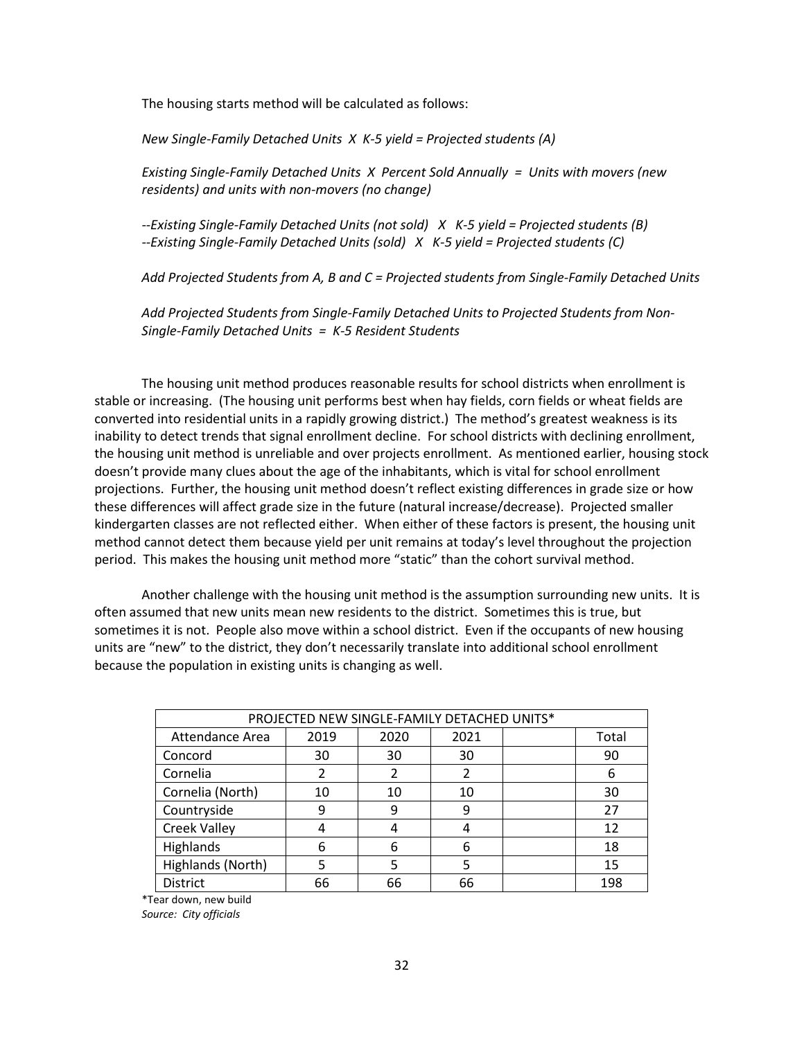The housing starts method will be calculated as follows:

*New Single-Family Detached Units X K-5 yield = Projected students (A)*

*Existing Single-Family Detached Units X Percent Sold Annually = Units with movers (new residents) and units with non-movers (no change)*

*--Existing Single-Family Detached Units (not sold) X K-5 yield = Projected students (B)*
*--Existing Single-Family Detached Units (sold) X K-5 yield = Projected students (C)*

*Add Projected Students from A, B and C = Projected students from Single-Family Detached Units*

*Add Projected Students from Single-Family Detached Units to Projected Students from Non-Single-Family Detached Units = K-5 Resident Students*

The housing unit method produces reasonable results for school districts when enrollment is stable or increasing. (The housing unit performs best when hay fields, corn fields or wheat fields are converted into residential units in a rapidly growing district.) The method's greatest weakness is its inability to detect trends that signal enrollment decline. For school districts with declining enrollment, the housing unit method is unreliable and over projects enrollment. As mentioned earlier, housing stock doesn't provide many clues about the age of the inhabitants, which is vital for school enrollment projections. Further, the housing unit method doesn't reflect existing differences in grade size or how these differences will affect grade size in the future (natural increase/decrease). Projected smaller kindergarten classes are not reflected either. When either of these factors is present, the housing unit method cannot detect them because yield per unit remains at today's level throughout the projection period. This makes the housing unit method more "static" than the cohort survival method.

Another challenge with the housing unit method is the assumption surrounding new units. It is often assumed that new units mean new residents to the district. Sometimes this is true, but sometimes it is not. People also move within a school district. Even if the occupants of new housing units are "new" to the district, they don't necessarily translate into additional school enrollment because the population in existing units is changing as well.

| PROJECTED NEW SINGLE-FAMILY DETACHED UNITS* | | | | | |
|---|---|---|---|---|---|
| Attendance Area | 2019 | 2020 | 2021 | | Total |
| Concord | 30 | 30 | 30 | | 90 |
| Cornelia | 2 | 2 | 2 | | 6 |
| Cornelia (North) | 10 | 10 | 10 | | 30 |
| Countryside | 9 | 9 | 9 | | 27 |
| Creek Valley | 4 | 4 | 4 | | 12 |
| Highlands | 6 | 6 | 6 | | 18 |
| Highlands (North) | 5 | 5 | 5 | | 15 |
| District | 66 | 66 | 66 | | 198 |

*Tear down, new build
*Source: City officials*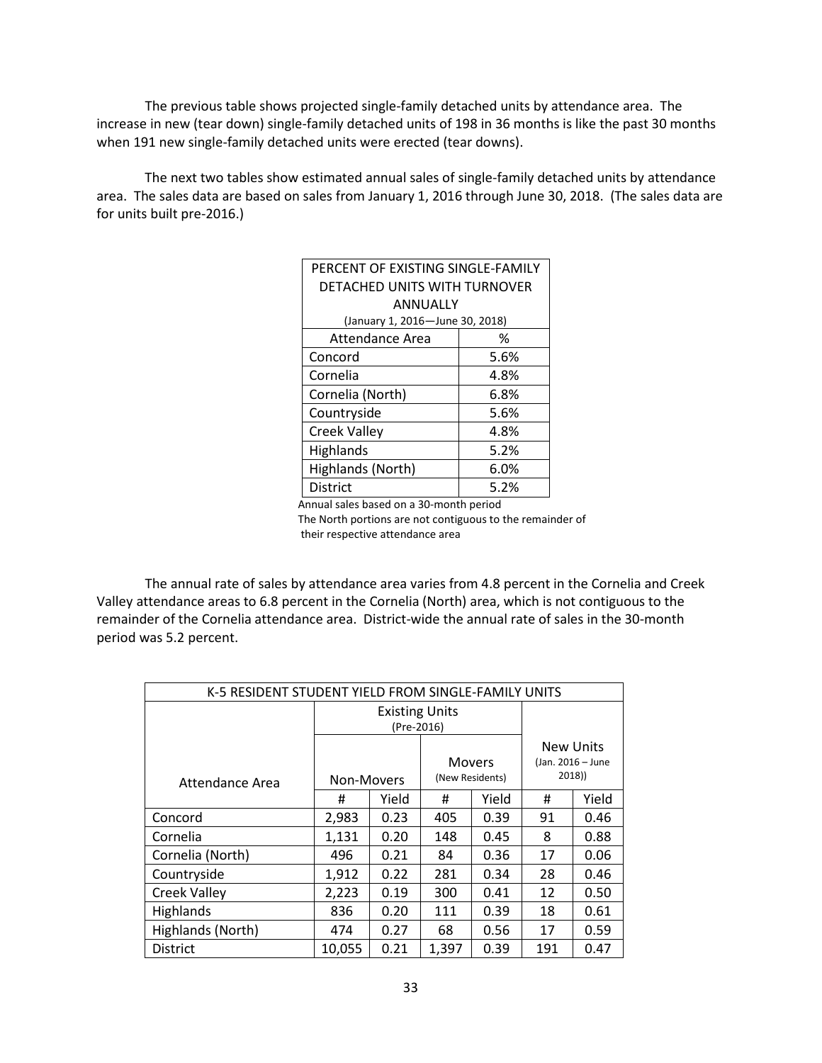The previous table shows projected single-family detached units by attendance area. The increase in new (tear down) single-family detached units of 198 in 36 months is like the past 30 months when 191 new single-family detached units were erected (tear downs).

The next two tables show estimated annual sales of single-family detached units by attendance area. The sales data are based on sales from January 1, 2016 through June 30, 2018. (The sales data are for units built pre-2016.)

| PERCENT OF EXISTING SINGLE-FAMILY DETACHED UNITS WITH TURNOVER ANNUALLY (January 1, 2016—June 30, 2018) | |
|---|---|
| Attendance Area | % |
| Concord | 5.6% |
| Cornelia | 4.8% |
| Cornelia (North) | 6.8% |
| Countryside | 5.6% |
| Creek Valley | 4.8% |
| Highlands | 5.2% |
| Highlands (North) | 6.0% |
| District | 5.2% |

Annual sales based on a 30-month period
The North portions are not contiguous to the remainder of their respective attendance area

The annual rate of sales by attendance area varies from 4.8 percent in the Cornelia and Creek Valley attendance areas to 6.8 percent in the Cornelia (North) area, which is not contiguous to the remainder of the Cornelia attendance area. District-wide the annual rate of sales in the 30-month period was 5.2 percent.

| K-5 RESIDENT STUDENT YIELD FROM SINGLE-FAMILY UNITS | | | | | | |
|---|---|---|---|---|---|---|
| | Existing Units (Pre-2016) | | | | New Units (Jan. 2016 – June 2018)) | |
| Attendance Area | Non-Movers | | Movers (New Residents) | | | |
| | # | Yield | # | Yield | # | Yield |
| Concord | 2,983 | 0.23 | 405 | 0.39 | 91 | 0.46 |
| Cornelia | 1,131 | 0.20 | 148 | 0.45 | 8 | 0.88 |
| Cornelia (North) | 496 | 0.21 | 84 | 0.36 | 17 | 0.06 |
| Countryside | 1,912 | 0.22 | 281 | 0.34 | 28 | 0.46 |
| Creek Valley | 2,223 | 0.19 | 300 | 0.41 | 12 | 0.50 |
| Highlands | 836 | 0.20 | 111 | 0.39 | 18 | 0.61 |
| Highlands (North) | 474 | 0.27 | 68 | 0.56 | 17 | 0.59 |
| District | 10,055 | 0.21 | 1,397 | 0.39 | 191 | 0.47 |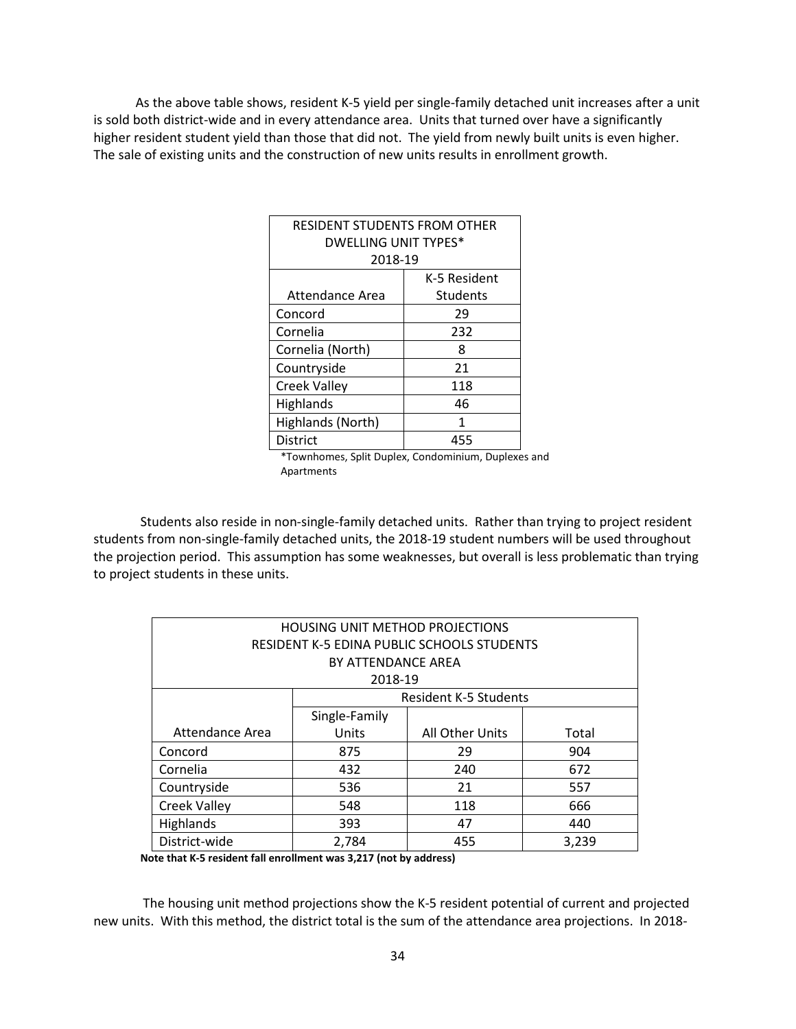As the above table shows, resident K-5 yield per single-family detached unit increases after a unit is sold both district-wide and in every attendance area. Units that turned over have a significantly higher resident student yield than those that did not. The yield from newly built units is even higher. The sale of existing units and the construction of new units results in enrollment growth.

| RESIDENT STUDENTS FROM OTHER DWELLING UNIT TYPES* 2018-19 | |
|---|---|
| Attendance Area | K-5 Resident Students |
| Concord | 29 |
| Cornelia | 232 |
| Cornelia (North) | 8 |
| Countryside | 21 |
| Creek Valley | 118 |
| Highlands | 46 |
| Highlands (North) | 1 |
| District | 455 |

*Townhomes, Split Duplex, Condominium, Duplexes and Apartments

Students also reside in non-single-family detached units. Rather than trying to project resident students from non-single-family detached units, the 2018-19 student numbers will be used throughout the projection period. This assumption has some weaknesses, but overall is less problematic than trying to project students in these units.

| HOUSING UNIT METHOD PROJECTIONS RESIDENT K-5 EDINA PUBLIC SCHOOLS STUDENTS BY ATTENDANCE AREA 2018-19 | | | |
|---|---|---|---|
| | Resident K-5 Students | | |
| Attendance Area | Single-Family Units | All Other Units | Total |
| Concord | 875 | 29 | 904 |
| Cornelia | 432 | 240 | 672 |
| Countryside | 536 | 21 | 557 |
| Creek Valley | 548 | 118 | 666 |
| Highlands | 393 | 47 | 440 |
| District-wide | 2,784 | 455 | 3,239 |

**Note that K-5 resident fall enrollment was 3,217 (not by address)**

The housing unit method projections show the K-5 resident potential of current and projected new units. With this method, the district total is the sum of the attendance area projections. In 2018-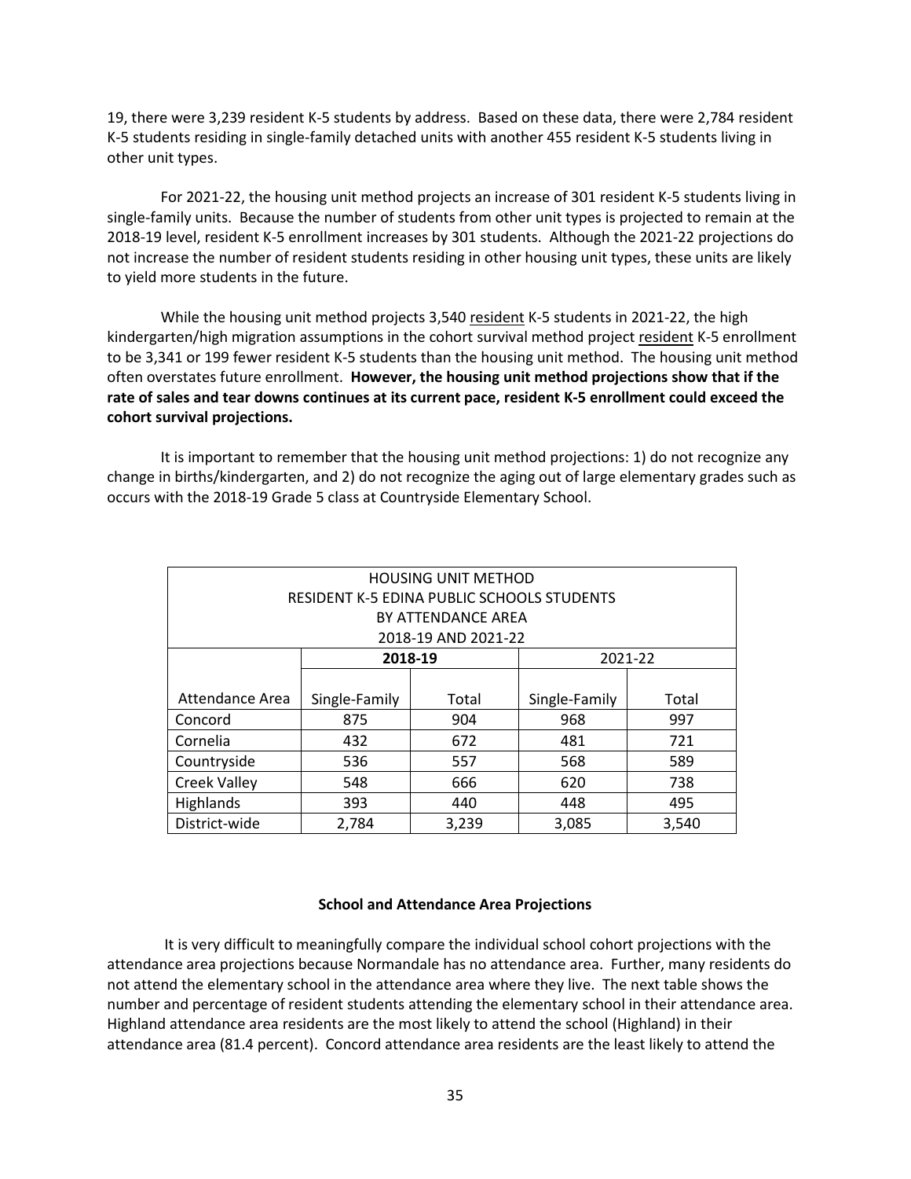19, there were 3,239 resident K-5 students by address. Based on these data, there were 2,784 resident K-5 students residing in single-family detached units with another 455 resident K-5 students living in other unit types.

For 2021-22, the housing unit method projects an increase of 301 resident K-5 students living in single-family units. Because the number of students from other unit types is projected to remain at the 2018-19 level, resident K-5 enrollment increases by 301 students. Although the 2021-22 projections do not increase the number of resident students residing in other housing unit types, these units are likely to yield more students in the future.

While the housing unit method projects 3,540 <u>resident</u> K-5 students in 2021-22, the high kindergarten/high migration assumptions in the cohort survival method project <u>resident</u> K-5 enrollment to be 3,341 or 199 fewer resident K-5 students than the housing unit method. The housing unit method often overstates future enrollment. **However, the housing unit method projections show that if the rate of sales and tear downs continues at its current pace, resident K-5 enrollment could exceed the cohort survival projections.**

It is important to remember that the housing unit method projections: 1) do not recognize any change in births/kindergarten, and 2) do not recognize the aging out of large elementary grades such as occurs with the 2018-19 Grade 5 class at Countryside Elementary School.

| HOUSING UNIT METHOD<br>RESIDENT K-5 EDINA PUBLIC SCHOOLS STUDENTS<br>BY ATTENDANCE AREA<br>2018-19 AND 2021-22 | | | | |
|---|---|---|---|---|
| | **2018-19** | | 2021-22 | |
| Attendance Area | Single-Family | Total | Single-Family | Total |
| Concord | 875 | 904 | 968 | 997 |
| Cornelia | 432 | 672 | 481 | 721 |
| Countryside | 536 | 557 | 568 | 589 |
| Creek Valley | 548 | 666 | 620 | 738 |
| Highlands | 393 | 440 | 448 | 495 |
| District-wide | 2,784 | 3,239 | 3,085 | 3,540 |

**School and Attendance Area Projections**

It is very difficult to meaningfully compare the individual school cohort projections with the attendance area projections because Normandale has no attendance area. Further, many residents do not attend the elementary school in the attendance area where they live. The next table shows the number and percentage of resident students attending the elementary school in their attendance area. Highland attendance area residents are the most likely to attend the school (Highland) in their attendance area (81.4 percent). Concord attendance area residents are the least likely to attend the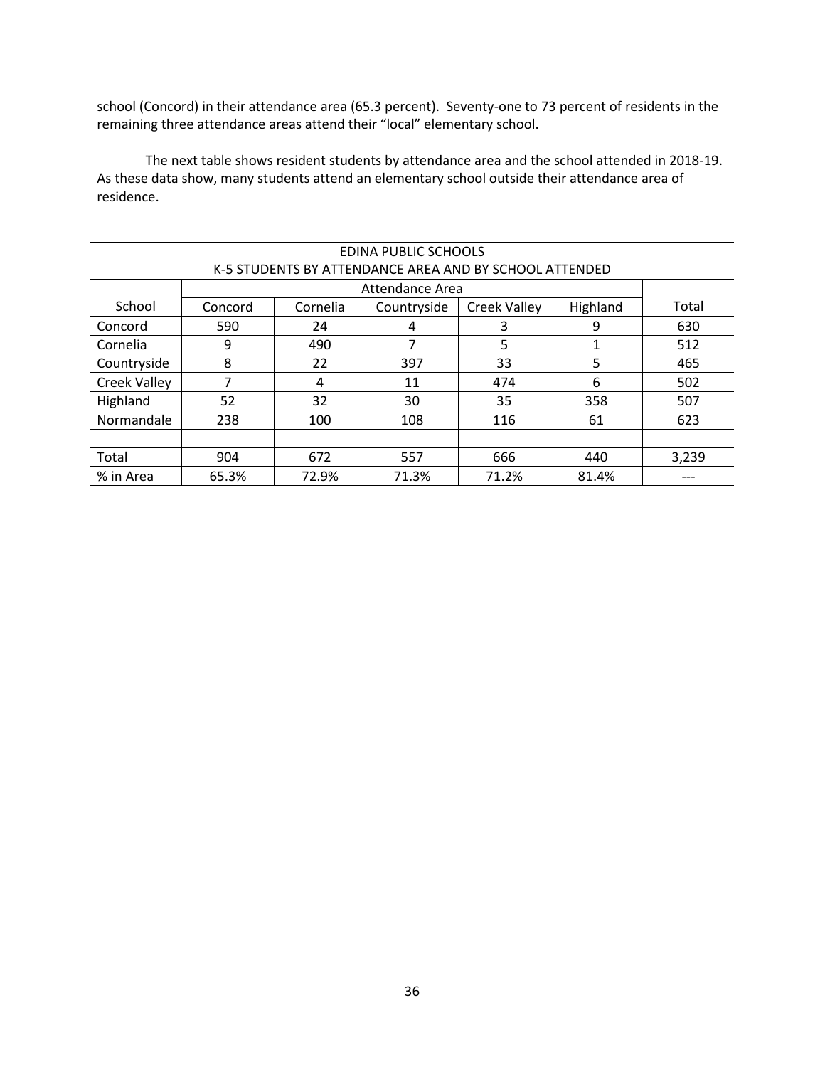school (Concord) in their attendance area (65.3 percent). Seventy-one to 73 percent of residents in the remaining three attendance areas attend their "local" elementary school.

The next table shows resident students by attendance area and the school attended in 2018-19. As these data show, many students attend an elementary school outside their attendance area of residence.

| EDINA PUBLIC SCHOOLS<br>K-5 STUDENTS BY ATTENDANCE AREA AND BY SCHOOL ATTENDED | | | | | | |
|---|---|---|---|---|---|---|
| | Attendance Area | | | | | |
| School | Concord | Cornelia | Countryside | Creek Valley | Highland | Total |
| Concord | 590 | 24 | 4 | 3 | 9 | 630 |
| Cornelia | 9 | 490 | 7 | 5 | 1 | 512 |
| Countryside | 8 | 22 | 397 | 33 | 5 | 465 |
| Creek Valley | 7 | 4 | 11 | 474 | 6 | 502 |
| Highland | 52 | 32 | 30 | 35 | 358 | 507 |
| Normandale | 238 | 100 | 108 | 116 | 61 | 623 |
| | | | | | | |
| Total | 904 | 672 | 557 | 666 | 440 | 3,239 |
| % in Area | 65.3% | 72.9% | 71.3% | 71.2% | 81.4% | --- |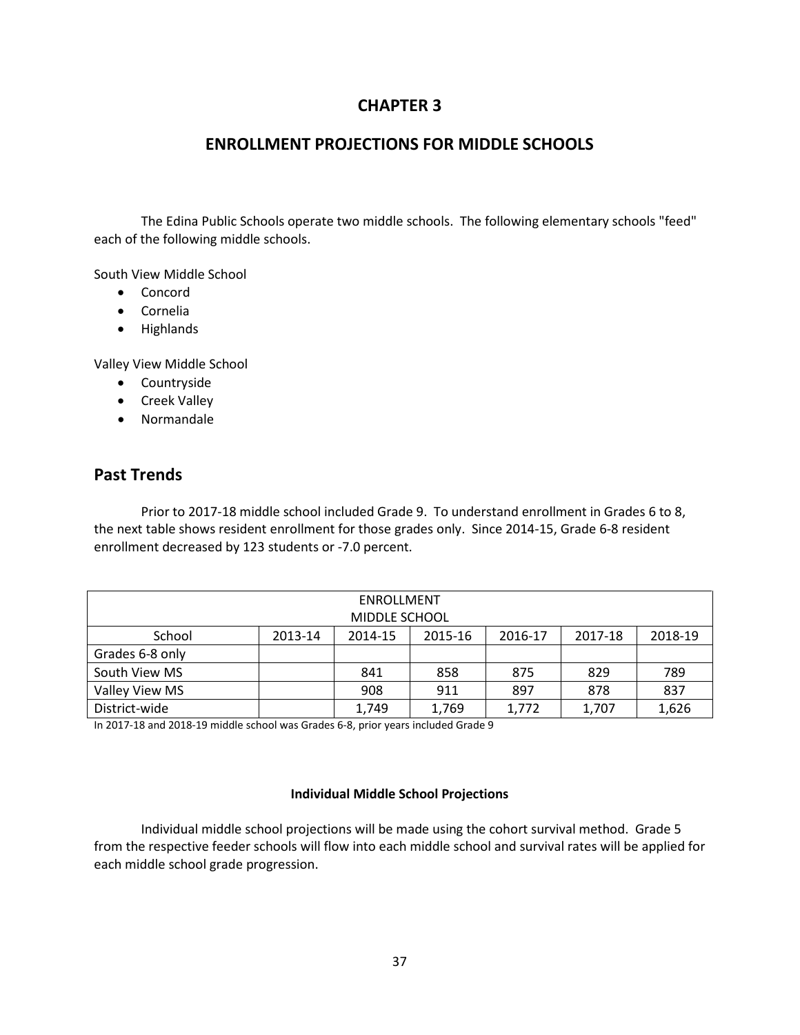# CHAPTER 3

## ENROLLMENT PROJECTIONS FOR MIDDLE SCHOOLS

The Edina Public Schools operate two middle schools. The following elementary schools "feed" each of the following middle schools.

South View Middle School

- Concord
- Cornelia
- Highlands

Valley View Middle School

- Countryside
- Creek Valley
- Normandale

## Past Trends

Prior to 2017-18 middle school included Grade 9. To understand enrollment in Grades 6 to 8, the next table shows resident enrollment for those grades only. Since 2014-15, Grade 6-8 resident enrollment decreased by 123 students or -7.0 percent.

| ENROLLMENT<br>MIDDLE SCHOOL | | | | | | |
|---|---|---|---|---|---|---|
| School | 2013-14 | 2014-15 | 2015-16 | 2016-17 | 2017-18 | 2018-19 |
| Grades 6-8 only | | | | | | |
| South View MS | | 841 | 858 | 875 | 829 | 789 |
| Valley View MS | | 908 | 911 | 897 | 878 | 837 |
| District-wide | | 1,749 | 1,769 | 1,772 | 1,707 | 1,626 |

In 2017-18 and 2018-19 middle school was Grades 6-8, prior years included Grade 9

**Individual Middle School Projections**

Individual middle school projections will be made using the cohort survival method. Grade 5 from the respective feeder schools will flow into each middle school and survival rates will be applied for each middle school grade progression.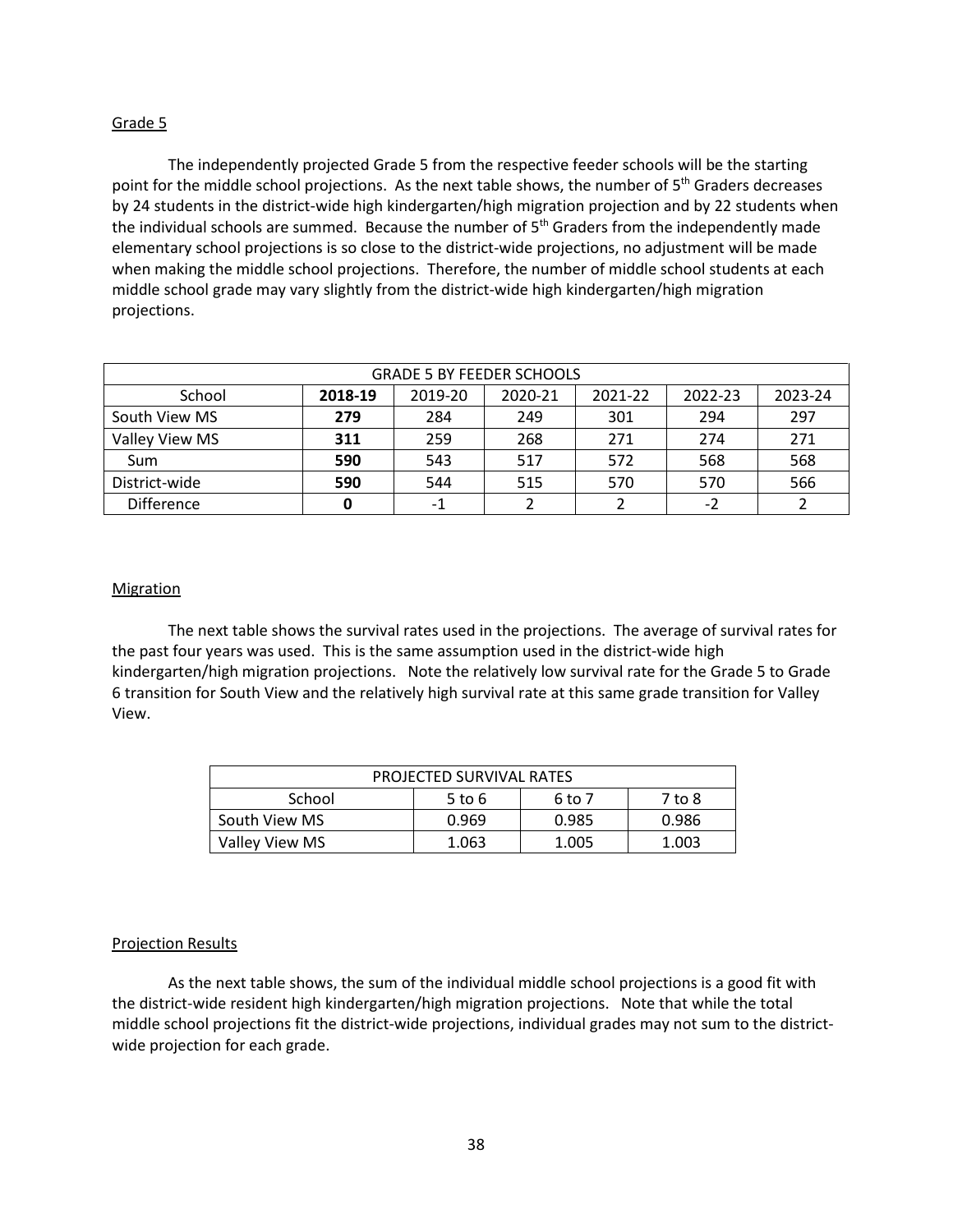Grade 5

The independently projected Grade 5 from the respective feeder schools will be the starting point for the middle school projections. As the next table shows, the number of 5th Graders decreases by 24 students in the district-wide high kindergarten/high migration projection and by 22 students when the individual schools are summed. Because the number of 5th Graders from the independently made elementary school projections is so close to the district-wide projections, no adjustment will be made when making the middle school projections. Therefore, the number of middle school students at each middle school grade may vary slightly from the district-wide high kindergarten/high migration projections.

| GRADE 5 BY FEEDER SCHOOLS | | | | | | |
|---|---|---|---|---|---|---|
| School | **2018-19** | 2019-20 | 2020-21 | 2021-22 | 2022-23 | 2023-24 |
| South View MS | **279** | 284 | 249 | 301 | 294 | 297 |
| Valley View MS | **311** | 259 | 268 | 271 | 274 | 271 |
| Sum | **590** | 543 | 517 | 572 | 568 | 568 |
| District-wide | **590** | 544 | 515 | 570 | 570 | 566 |
| Difference | **0** | -1 | 2 | 2 | -2 | 2 |

Migration

The next table shows the survival rates used in the projections. The average of survival rates for the past four years was used. This is the same assumption used in the district-wide high kindergarten/high migration projections. Note the relatively low survival rate for the Grade 5 to Grade 6 transition for South View and the relatively high survival rate at this same grade transition for Valley View.

| PROJECTED SURVIVAL RATES | | | |
|---|---|---|---|
| School | 5 to 6 | 6 to 7 | 7 to 8 |
| South View MS | 0.969 | 0.985 | 0.986 |
| Valley View MS | 1.063 | 1.005 | 1.003 |

Projection Results

As the next table shows, the sum of the individual middle school projections is a good fit with the district-wide resident high kindergarten/high migration projections. Note that while the total middle school projections fit the district-wide projections, individual grades may not sum to the district-wide projection for each grade.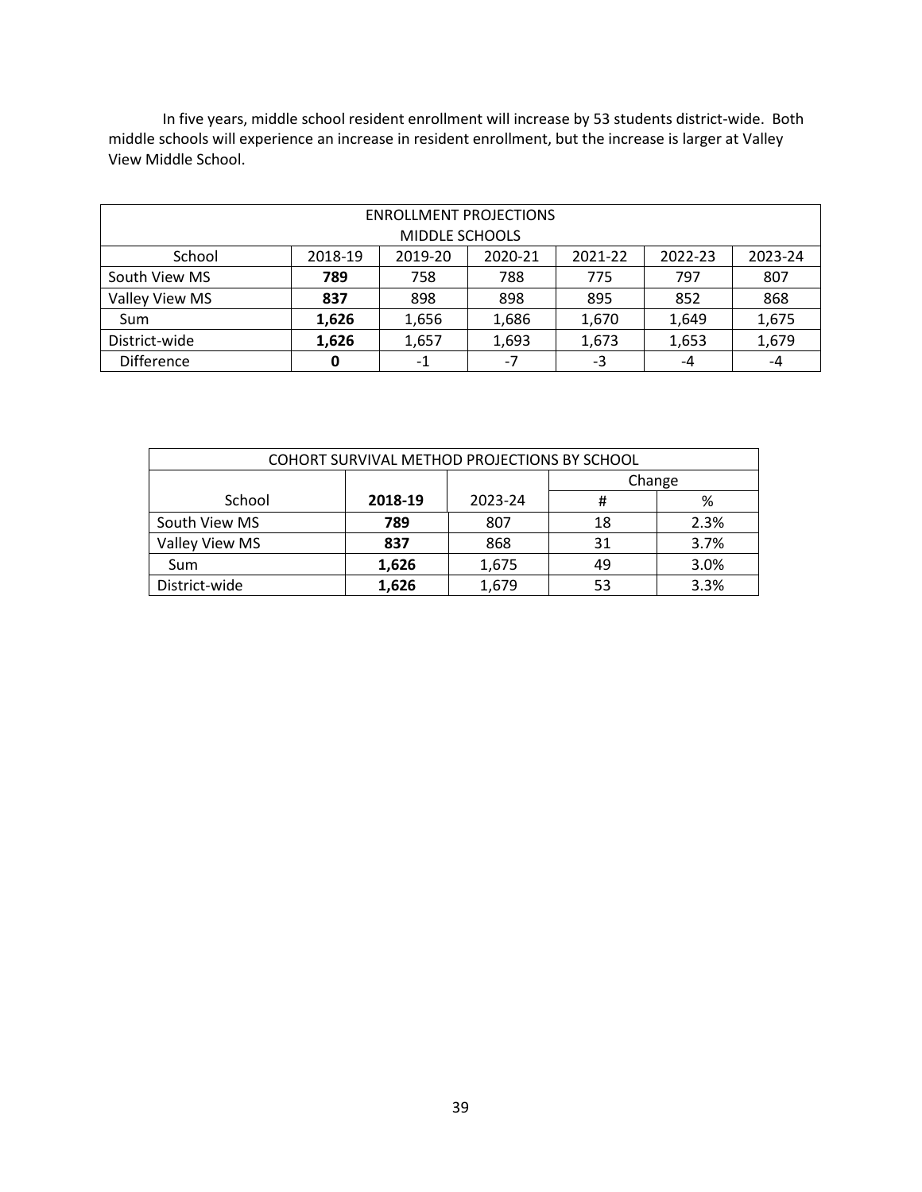In five years, middle school resident enrollment will increase by 53 students district-wide. Both middle schools will experience an increase in resident enrollment, but the increase is larger at Valley View Middle School.

| ENROLLMENT PROJECTIONS MIDDLE SCHOOLS | | | | | | |
|---|---|---|---|---|---|---|
| School | 2018-19 | 2019-20 | 2020-21 | 2021-22 | 2022-23 | 2023-24 |
| South View MS | **789** | 758 | 788 | 775 | 797 | 807 |
| Valley View MS | **837** | 898 | 898 | 895 | 852 | 868 |
| Sum | **1,626** | 1,656 | 1,686 | 1,670 | 1,649 | 1,675 |
| District-wide | **1,626** | 1,657 | 1,693 | 1,673 | 1,653 | 1,679 |
| Difference | **0** | -1 | -7 | -3 | -4 | -4 |

| COHORT SURVIVAL METHOD PROJECTIONS BY SCHOOL | | | | |
|---|---|---|---|---|
| | | | Change | |
| School | **2018-19** | 2023-24 | # | % |
| South View MS | **789** | 807 | 18 | 2.3% |
| Valley View MS | **837** | 868 | 31 | 3.7% |
| Sum | **1,626** | 1,675 | 49 | 3.0% |
| District-wide | **1,626** | 1,679 | 53 | 3.3% |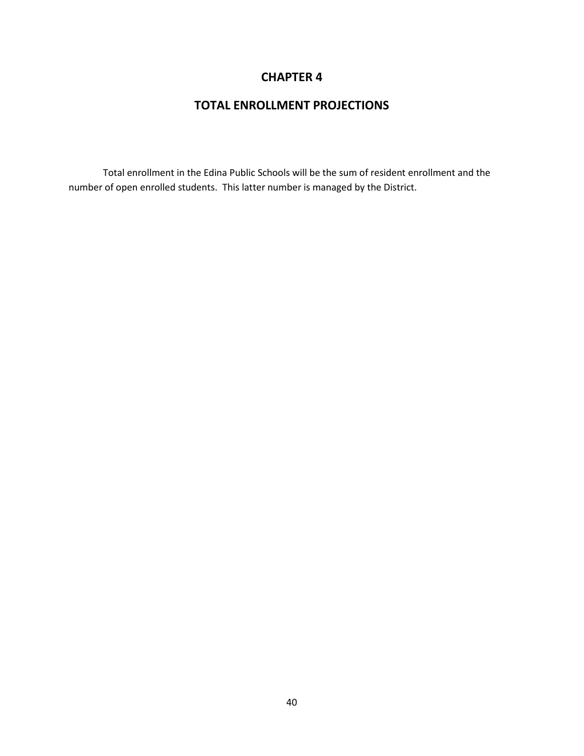# CHAPTER 4

## TOTAL ENROLLMENT PROJECTIONS

Total enrollment in the Edina Public Schools will be the sum of resident enrollment and the number of open enrolled students. This latter number is managed by the District.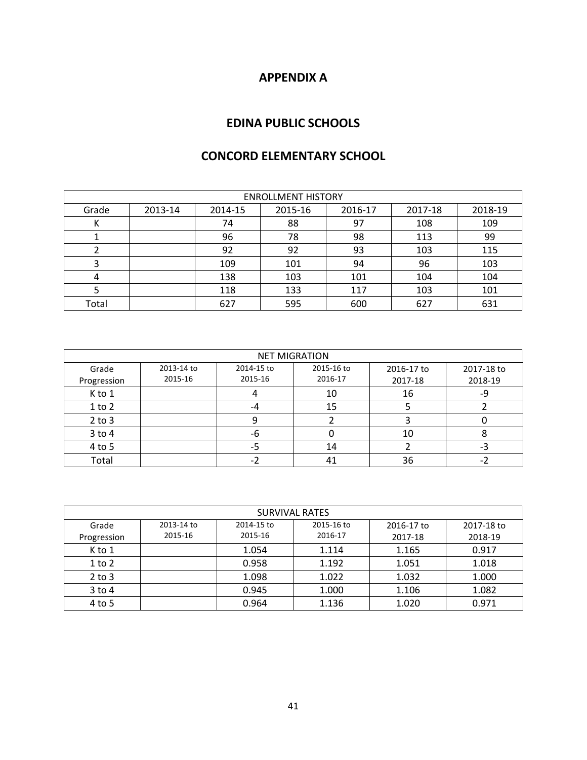# APPENDIX A

## EDINA PUBLIC SCHOOLS

## CONCORD ELEMENTARY SCHOOL

| ENROLLMENT HISTORY | | | | | | |
|---|---|---|---|---|---|---|
| Grade | 2013-14 | 2014-15 | 2015-16 | 2016-17 | 2017-18 | 2018-19 |
| K | | 74 | 88 | 97 | 108 | 109 |
| 1 | | 96 | 78 | 98 | 113 | 99 |
| 2 | | 92 | 92 | 93 | 103 | 115 |
| 3 | | 109 | 101 | 94 | 96 | 103 |
| 4 | | 138 | 103 | 101 | 104 | 104 |
| 5 | | 118 | 133 | 117 | 103 | 101 |
| Total | | 627 | 595 | 600 | 627 | 631 |

| NET MIGRATION | | | | | |
|---|---|---|---|---|---|
| Grade Progression | 2013-14 to 2015-16 | 2014-15 to 2015-16 | 2015-16 to 2016-17 | 2016-17 to 2017-18 | 2017-18 to 2018-19 |
| K to 1 | | 4 | 10 | 16 | -9 |
| 1 to 2 | | -4 | 15 | 5 | 2 |
| 2 to 3 | | 9 | 2 | 3 | 0 |
| 3 to 4 | | -6 | 0 | 10 | 8 |
| 4 to 5 | | -5 | 14 | 2 | -3 |
| Total | | -2 | 41 | 36 | -2 |

| SURVIVAL RATES | | | | | |
|---|---|---|---|---|---|
| Grade Progression | 2013-14 to 2015-16 | 2014-15 to 2015-16 | 2015-16 to 2016-17 | 2016-17 to 2017-18 | 2017-18 to 2018-19 |
| K to 1 | | 1.054 | 1.114 | 1.165 | 0.917 |
| 1 to 2 | | 0.958 | 1.192 | 1.051 | 1.018 |
| 2 to 3 | | 1.098 | 1.022 | 1.032 | 1.000 |
| 3 to 4 | | 0.945 | 1.000 | 1.106 | 1.082 |
| 4 to 5 | | 0.964 | 1.136 | 1.020 | 0.971 |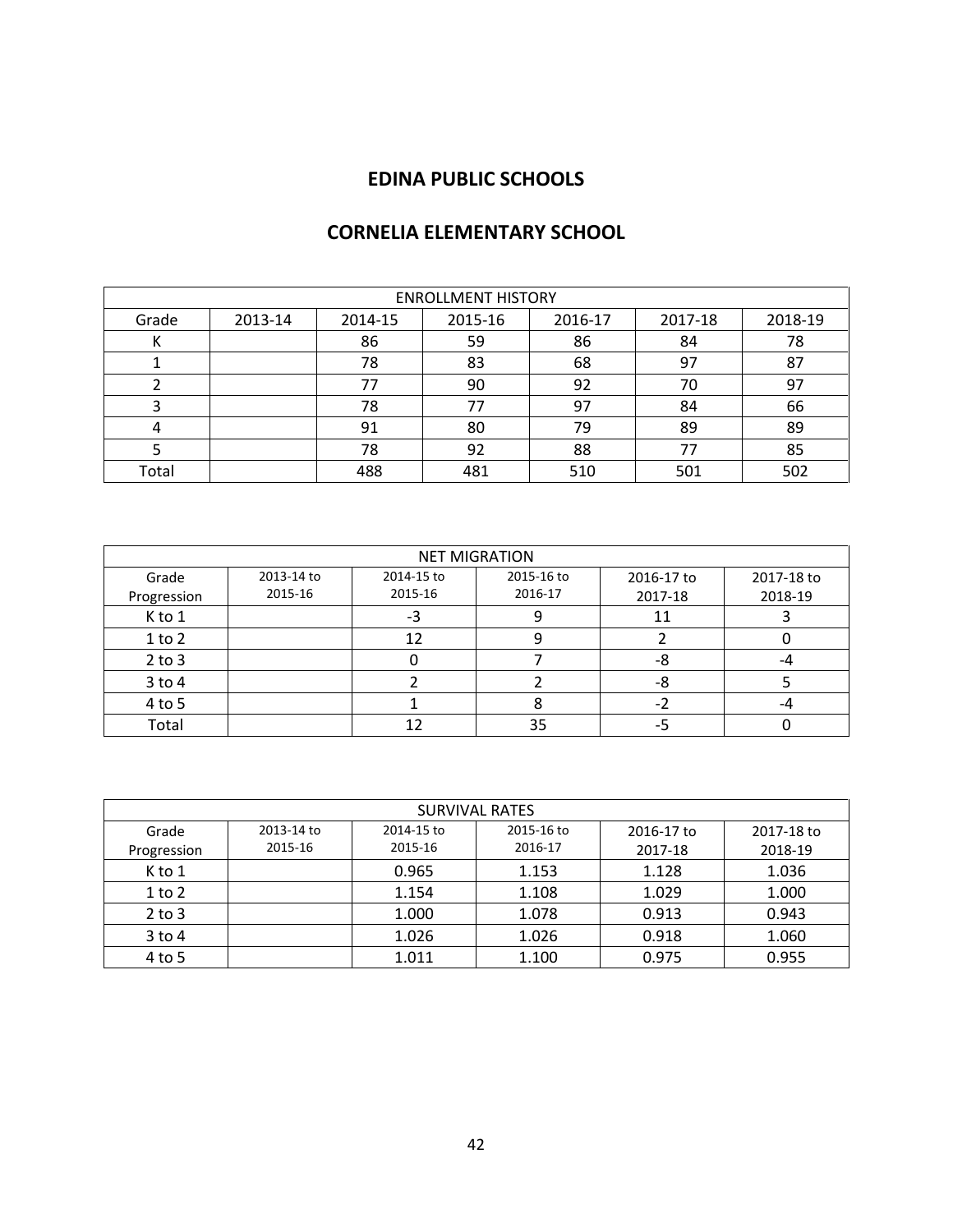# EDINA PUBLIC SCHOOLS

## CORNELIA ELEMENTARY SCHOOL

| ENROLLMENT HISTORY | | | | | | |
|---|---|---|---|---|---|---|
| Grade | 2013-14 | 2014-15 | 2015-16 | 2016-17 | 2017-18 | 2018-19 |
| K | | 86 | 59 | 86 | 84 | 78 |
| 1 | | 78 | 83 | 68 | 97 | 87 |
| 2 | | 77 | 90 | 92 | 70 | 97 |
| 3 | | 78 | 77 | 97 | 84 | 66 |
| 4 | | 91 | 80 | 79 | 89 | 89 |
| 5 | | 78 | 92 | 88 | 77 | 85 |
| Total | | 488 | 481 | 510 | 501 | 502 |

| NET MIGRATION | | | | | |
|---|---|---|---|---|---|
| Grade Progression | 2013-14 to 2015-16 | 2014-15 to 2015-16 | 2015-16 to 2016-17 | 2016-17 to 2017-18 | 2017-18 to 2018-19 |
| K to 1 | | -3 | 9 | 11 | 3 |
| 1 to 2 | | 12 | 9 | 2 | 0 |
| 2 to 3 | | 0 | 7 | -8 | -4 |
| 3 to 4 | | 2 | 2 | -8 | 5 |
| 4 to 5 | | 1 | 8 | -2 | -4 |
| Total | | 12 | 35 | -5 | 0 |

| SURVIVAL RATES | | | | | |
|---|---|---|---|---|---|
| Grade Progression | 2013-14 to 2015-16 | 2014-15 to 2015-16 | 2015-16 to 2016-17 | 2016-17 to 2017-18 | 2017-18 to 2018-19 |
| K to 1 | | 0.965 | 1.153 | 1.128 | 1.036 |
| 1 to 2 | | 1.154 | 1.108 | 1.029 | 1.000 |
| 2 to 3 | | 1.000 | 1.078 | 0.913 | 0.943 |
| 3 to 4 | | 1.026 | 1.026 | 0.918 | 1.060 |
| 4 to 5 | | 1.011 | 1.100 | 0.975 | 0.955 |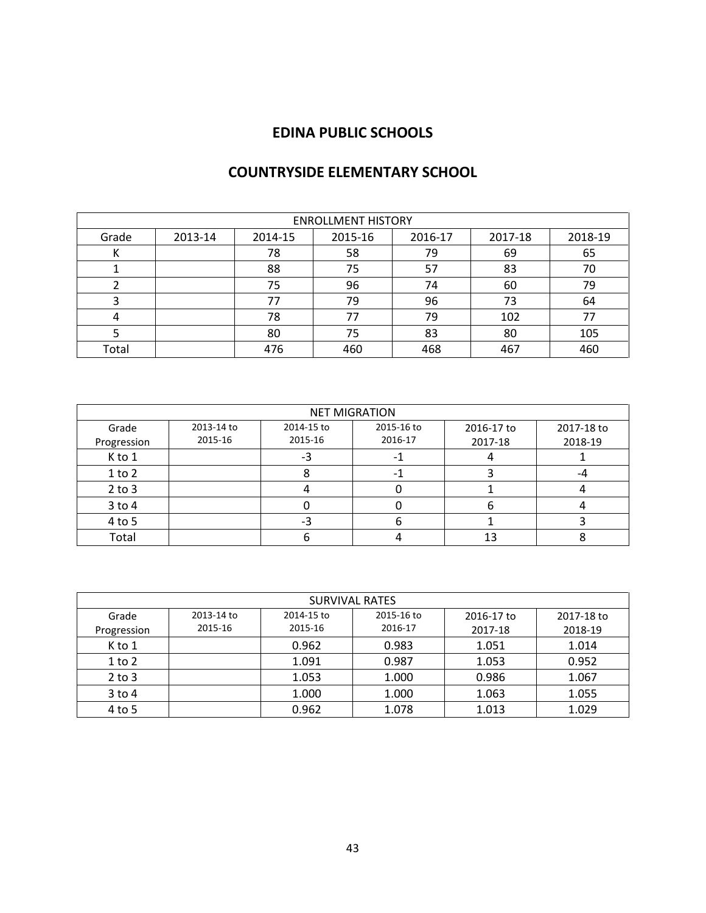## EDINA PUBLIC SCHOOLS

## COUNTRYSIDE ELEMENTARY SCHOOL

| ENROLLMENT HISTORY | | | | | | |
|---|---|---|---|---|---|---|
| Grade | 2013-14 | 2014-15 | 2015-16 | 2016-17 | 2017-18 | 2018-19 |
| K | | 78 | 58 | 79 | 69 | 65 |
| 1 | | 88 | 75 | 57 | 83 | 70 |
| 2 | | 75 | 96 | 74 | 60 | 79 |
| 3 | | 77 | 79 | 96 | 73 | 64 |
| 4 | | 78 | 77 | 79 | 102 | 77 |
| 5 | | 80 | 75 | 83 | 80 | 105 |
| Total | | 476 | 460 | 468 | 467 | 460 |

| NET MIGRATION | | | | | |
|---|---|---|---|---|---|
| Grade Progression | 2013-14 to 2015-16 | 2014-15 to 2015-16 | 2015-16 to 2016-17 | 2016-17 to 2017-18 | 2017-18 to 2018-19 |
| K to 1 | | -3 | -1 | 4 | 1 |
| 1 to 2 | | 8 | -1 | 3 | -4 |
| 2 to 3 | | 4 | 0 | 1 | 4 |
| 3 to 4 | | 0 | 0 | 6 | 4 |
| 4 to 5 | | -3 | 6 | 1 | 3 |
| Total | | 6 | 4 | 13 | 8 |

| SURVIVAL RATES | | | | | |
|---|---|---|---|---|---|
| Grade Progression | 2013-14 to 2015-16 | 2014-15 to 2015-16 | 2015-16 to 2016-17 | 2016-17 to 2017-18 | 2017-18 to 2018-19 |
| K to 1 | | 0.962 | 0.983 | 1.051 | 1.014 |
| 1 to 2 | | 1.091 | 0.987 | 1.053 | 0.952 |
| 2 to 3 | | 1.053 | 1.000 | 0.986 | 1.067 |
| 3 to 4 | | 1.000 | 1.000 | 1.063 | 1.055 |
| 4 to 5 | | 0.962 | 1.078 | 1.013 | 1.029 |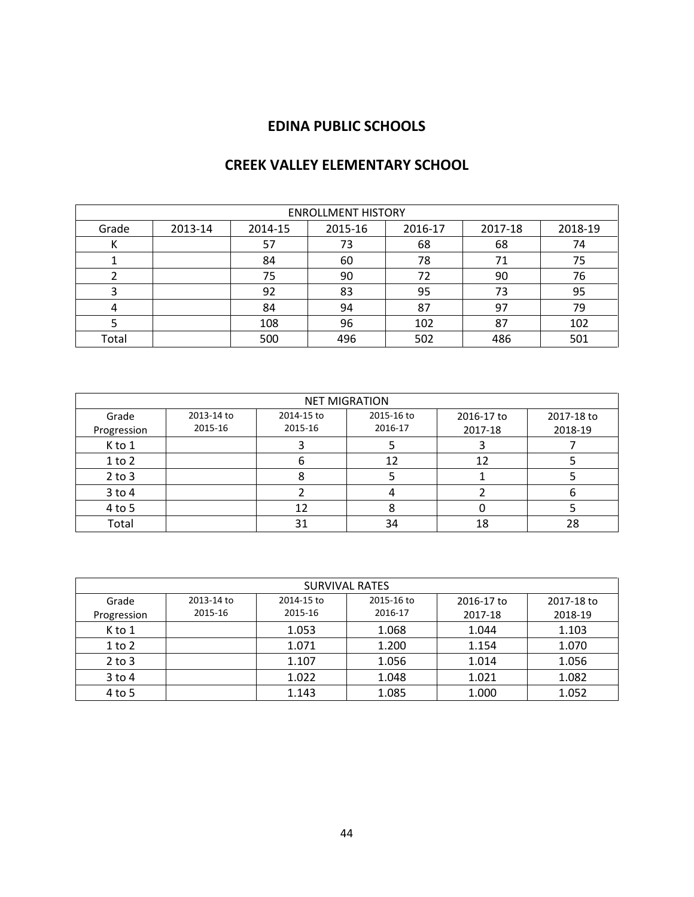# EDINA PUBLIC SCHOOLS

## CREEK VALLEY ELEMENTARY SCHOOL

| ENROLLMENT HISTORY | | | | | | |
|---|---|---|---|---|---|---|
| Grade | 2013-14 | 2014-15 | 2015-16 | 2016-17 | 2017-18 | 2018-19 |
| K | | 57 | 73 | 68 | 68 | 74 |
| 1 | | 84 | 60 | 78 | 71 | 75 |
| 2 | | 75 | 90 | 72 | 90 | 76 |
| 3 | | 92 | 83 | 95 | 73 | 95 |
| 4 | | 84 | 94 | 87 | 97 | 79 |
| 5 | | 108 | 96 | 102 | 87 | 102 |
| Total | | 500 | 496 | 502 | 486 | 501 |

| NET MIGRATION | | | | | |
|---|---|---|---|---|---|
| Grade Progression | 2013-14 to 2015-16 | 2014-15 to 2015-16 | 2015-16 to 2016-17 | 2016-17 to 2017-18 | 2017-18 to 2018-19 |
| K to 1 | | 3 | 5 | 3 | 7 |
| 1 to 2 | | 6 | 12 | 12 | 5 |
| 2 to 3 | | 8 | 5 | 1 | 5 |
| 3 to 4 | | 2 | 4 | 2 | 6 |
| 4 to 5 | | 12 | 8 | 0 | 5 |
| Total | | 31 | 34 | 18 | 28 |

| SURVIVAL RATES | | | | | |
|---|---|---|---|---|---|
| Grade Progression | 2013-14 to 2015-16 | 2014-15 to 2015-16 | 2015-16 to 2016-17 | 2016-17 to 2017-18 | 2017-18 to 2018-19 |
| K to 1 | | 1.053 | 1.068 | 1.044 | 1.103 |
| 1 to 2 | | 1.071 | 1.200 | 1.154 | 1.070 |
| 2 to 3 | | 1.107 | 1.056 | 1.014 | 1.056 |
| 3 to 4 | | 1.022 | 1.048 | 1.021 | 1.082 |
| 4 to 5 | | 1.143 | 1.085 | 1.000 | 1.052 |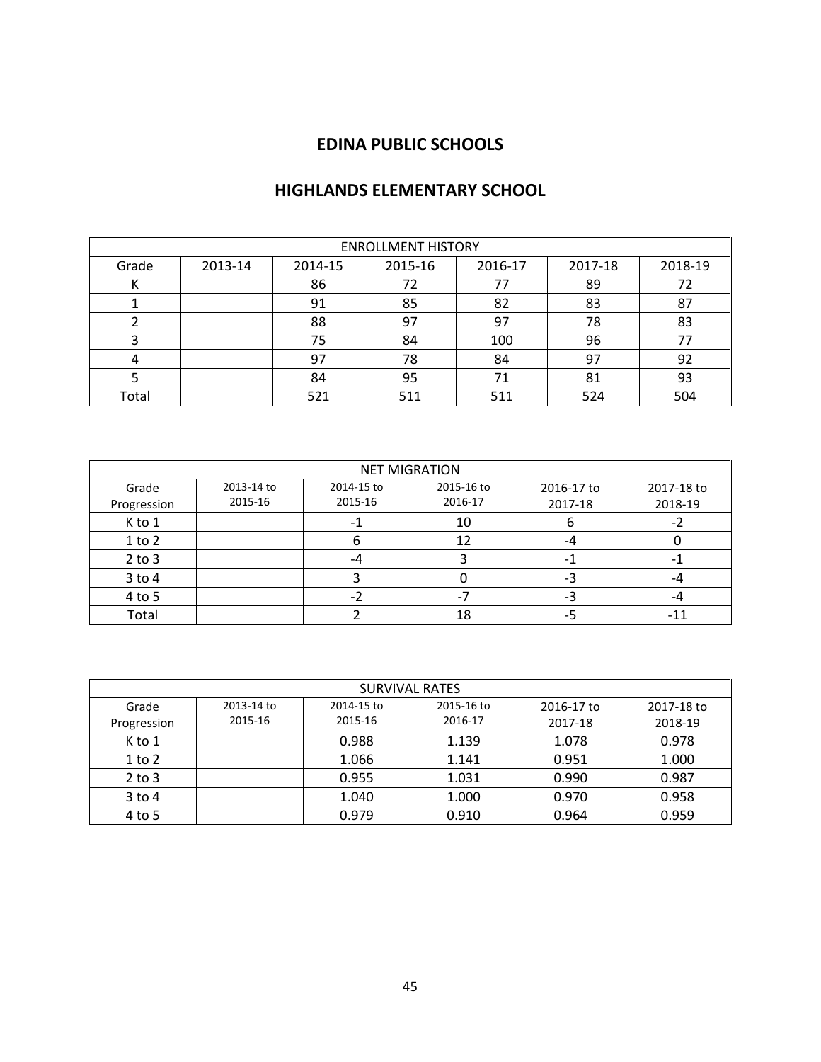# EDINA PUBLIC SCHOOLS

## HIGHLANDS ELEMENTARY SCHOOL

| ENROLLMENT HISTORY | | | | | | |
|---|---|---|---|---|---|---|
| Grade | 2013-14 | 2014-15 | 2015-16 | 2016-17 | 2017-18 | 2018-19 |
| K | | 86 | 72 | 77 | 89 | 72 |
| 1 | | 91 | 85 | 82 | 83 | 87 |
| 2 | | 88 | 97 | 97 | 78 | 83 |
| 3 | | 75 | 84 | 100 | 96 | 77 |
| 4 | | 97 | 78 | 84 | 97 | 92 |
| 5 | | 84 | 95 | 71 | 81 | 93 |
| Total | | 521 | 511 | 511 | 524 | 504 |

| NET MIGRATION | | | | | |
|---|---|---|---|---|---|
| Grade Progression | 2013-14 to 2015-16 | 2014-15 to 2015-16 | 2015-16 to 2016-17 | 2016-17 to 2017-18 | 2017-18 to 2018-19 |
| K to 1 | | -1 | 10 | 6 | -2 |
| 1 to 2 | | 6 | 12 | -4 | 0 |
| 2 to 3 | | -4 | 3 | -1 | -1 |
| 3 to 4 | | 3 | 0 | -3 | -4 |
| 4 to 5 | | -2 | -7 | -3 | -4 |
| Total | | 2 | 18 | -5 | -11 |

| SURVIVAL RATES | | | | | |
|---|---|---|---|---|---|
| Grade Progression | 2013-14 to 2015-16 | 2014-15 to 2015-16 | 2015-16 to 2016-17 | 2016-17 to 2017-18 | 2017-18 to 2018-19 |
| K to 1 | | 0.988 | 1.139 | 1.078 | 0.978 |
| 1 to 2 | | 1.066 | 1.141 | 0.951 | 1.000 |
| 2 to 3 | | 0.955 | 1.031 | 0.990 | 0.987 |
| 3 to 4 | | 1.040 | 1.000 | 0.970 | 0.958 |
| 4 to 5 | | 0.979 | 0.910 | 0.964 | 0.959 |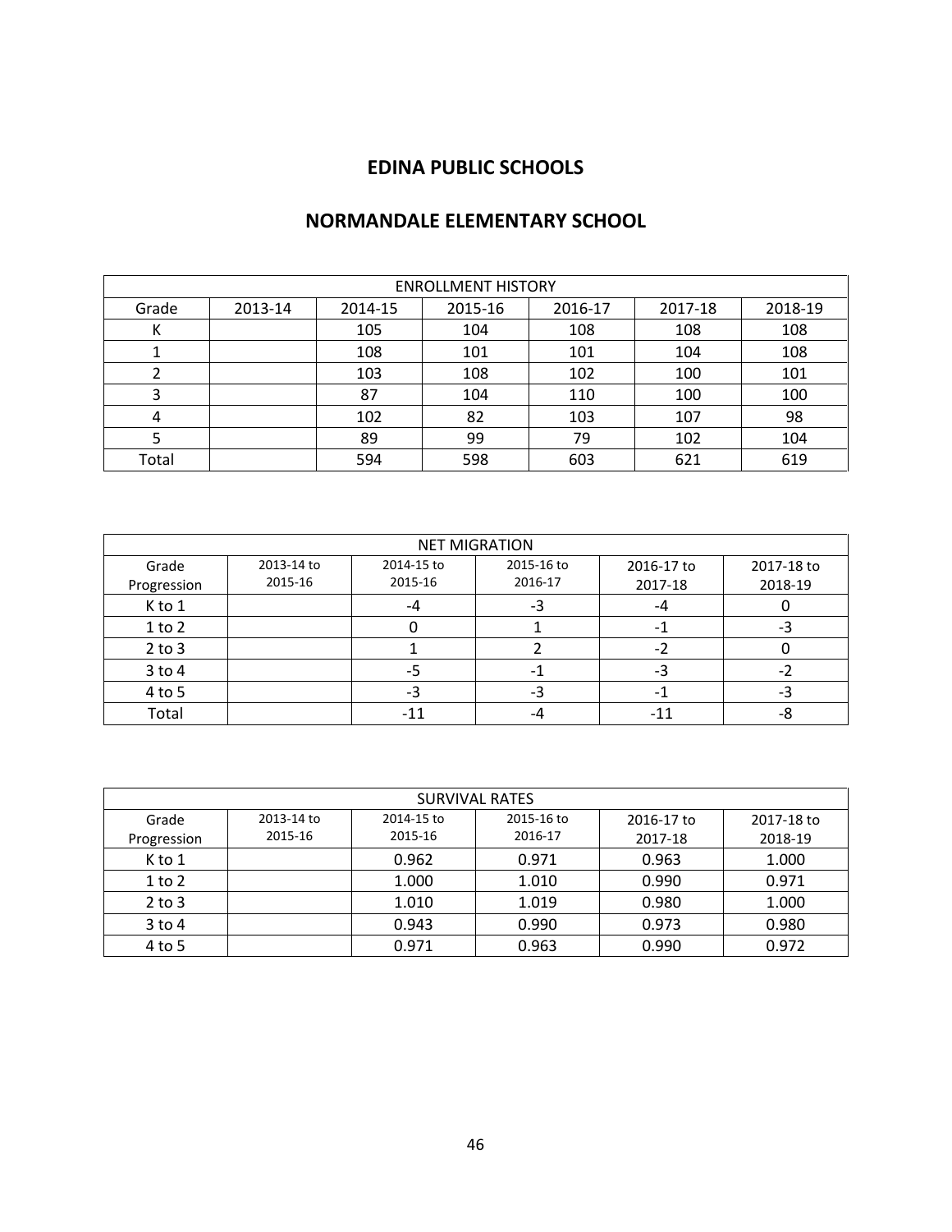## EDINA PUBLIC SCHOOLS

## NORMANDALE ELEMENTARY SCHOOL

| ENROLLMENT HISTORY | | | | | | |
|---|---|---|---|---|---|---|
| Grade | 2013-14 | 2014-15 | 2015-16 | 2016-17 | 2017-18 | 2018-19 |
| K | | 105 | 104 | 108 | 108 | 108 |
| 1 | | 108 | 101 | 101 | 104 | 108 |
| 2 | | 103 | 108 | 102 | 100 | 101 |
| 3 | | 87 | 104 | 110 | 100 | 100 |
| 4 | | 102 | 82 | 103 | 107 | 98 |
| 5 | | 89 | 99 | 79 | 102 | 104 |
| Total | | 594 | 598 | 603 | 621 | 619 |

| NET MIGRATION | | | | | |
|---|---|---|---|---|---|
| Grade Progression | 2013-14 to 2015-16 | 2014-15 to 2015-16 | 2015-16 to 2016-17 | 2016-17 to 2017-18 | 2017-18 to 2018-19 |
| K to 1 | | -4 | -3 | -4 | 0 |
| 1 to 2 | | 0 | 1 | -1 | -3 |
| 2 to 3 | | 1 | 2 | -2 | 0 |
| 3 to 4 | | -5 | -1 | -3 | -2 |
| 4 to 5 | | -3 | -3 | -1 | -3 |
| Total | | -11 | -4 | -11 | -8 |

| SURVIVAL RATES | | | | | |
|---|---|---|---|---|---|
| Grade Progression | 2013-14 to 2015-16 | 2014-15 to 2015-16 | 2015-16 to 2016-17 | 2016-17 to 2017-18 | 2017-18 to 2018-19 |
| K to 1 | | 0.962 | 0.971 | 0.963 | 1.000 |
| 1 to 2 | | 1.000 | 1.010 | 0.990 | 0.971 |
| 2 to 3 | | 1.010 | 1.019 | 0.980 | 1.000 |
| 3 to 4 | | 0.943 | 0.990 | 0.973 | 0.980 |
| 4 to 5 | | 0.971 | 0.963 | 0.990 | 0.972 |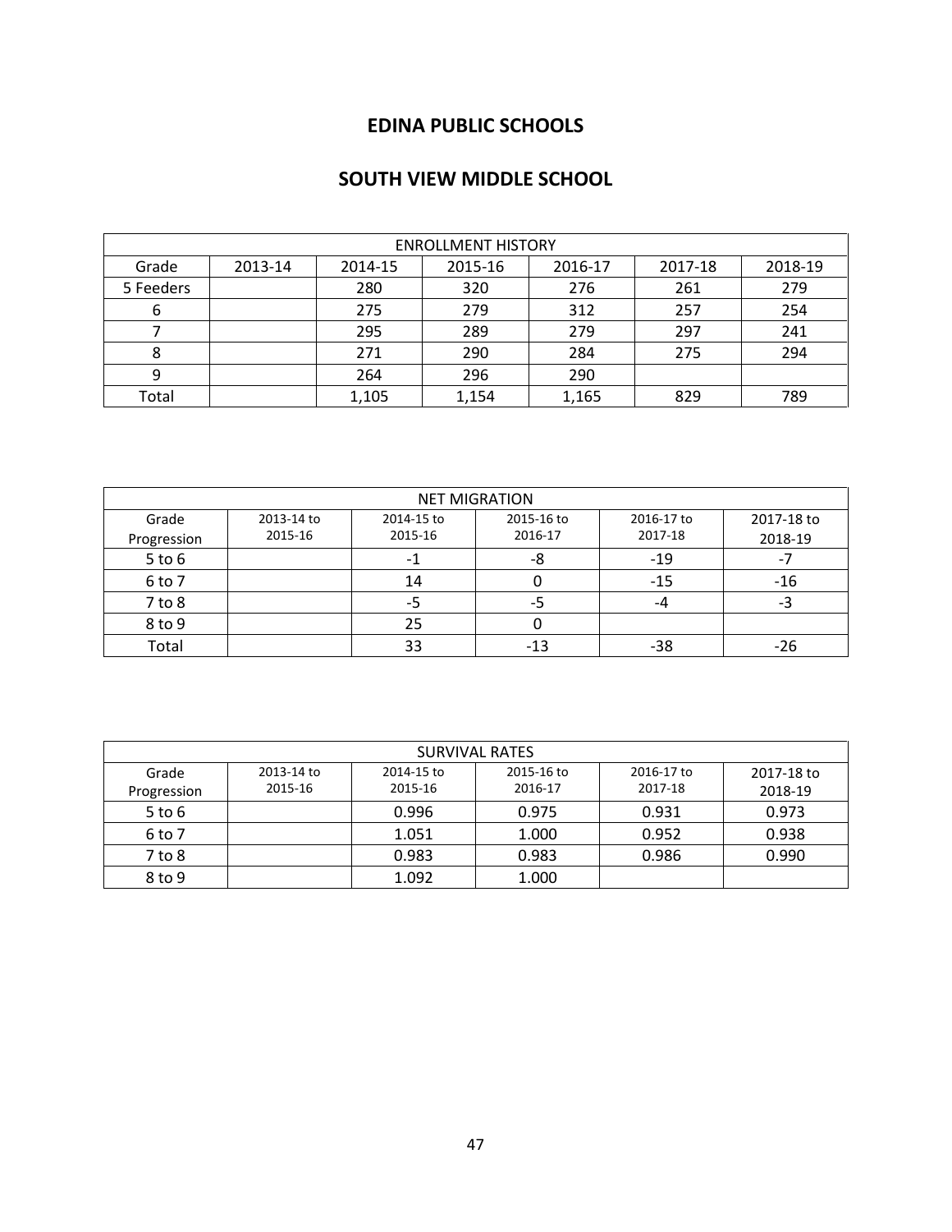## EDINA PUBLIC SCHOOLS

## SOUTH VIEW MIDDLE SCHOOL

| ENROLLMENT HISTORY | | | | | | |
|---|---|---|---|---|---|---|
| Grade | 2013-14 | 2014-15 | 2015-16 | 2016-17 | 2017-18 | 2018-19 |
| 5 Feeders | | 280 | 320 | 276 | 261 | 279 |
| 6 | | 275 | 279 | 312 | 257 | 254 |
| 7 | | 295 | 289 | 279 | 297 | 241 |
| 8 | | 271 | 290 | 284 | 275 | 294 |
| 9 | | 264 | 296 | 290 | | |
| Total | | 1,105 | 1,154 | 1,165 | 829 | 789 |

| NET MIGRATION | | | | | |
|---|---|---|---|---|---|
| Grade Progression | 2013-14 to 2015-16 | 2014-15 to 2015-16 | 2015-16 to 2016-17 | 2016-17 to 2017-18 | 2017-18 to 2018-19 |
| 5 to 6 | | -1 | -8 | -19 | -7 |
| 6 to 7 | | 14 | 0 | -15 | -16 |
| 7 to 8 | | -5 | -5 | -4 | -3 |
| 8 to 9 | | 25 | 0 | | |
| Total | | 33 | -13 | -38 | -26 |

| SURVIVAL RATES | | | | | |
|---|---|---|---|---|---|
| Grade Progression | 2013-14 to 2015-16 | 2014-15 to 2015-16 | 2015-16 to 2016-17 | 2016-17 to 2017-18 | 2017-18 to 2018-19 |
| 5 to 6 | | 0.996 | 0.975 | 0.931 | 0.973 |
| 6 to 7 | | 1.051 | 1.000 | 0.952 | 0.938 |
| 7 to 8 | | 0.983 | 0.983 | 0.986 | 0.990 |
| 8 to 9 | | 1.092 | 1.000 | | |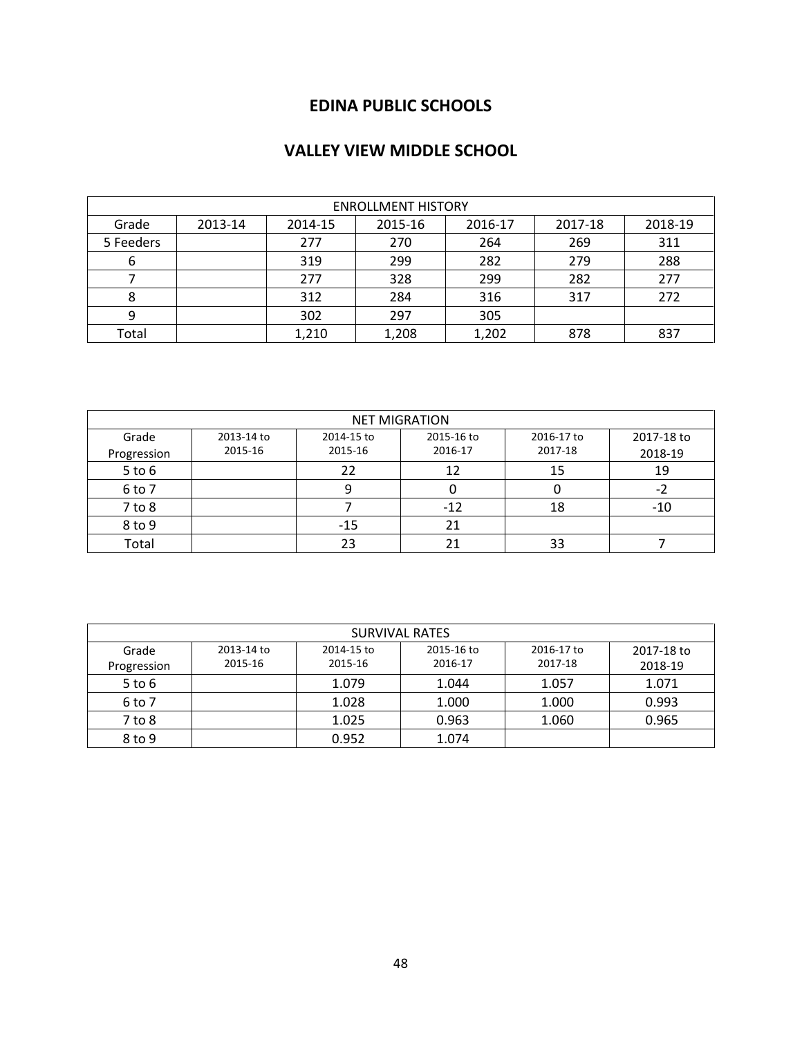# EDINA PUBLIC SCHOOLS

## VALLEY VIEW MIDDLE SCHOOL

| ENROLLMENT HISTORY | | | | | | |
|---|---|---|---|---|---|---|
| Grade | 2013-14 | 2014-15 | 2015-16 | 2016-17 | 2017-18 | 2018-19 |
| 5 Feeders | | 277 | 270 | 264 | 269 | 311 |
| 6 | | 319 | 299 | 282 | 279 | 288 |
| 7 | | 277 | 328 | 299 | 282 | 277 |
| 8 | | 312 | 284 | 316 | 317 | 272 |
| 9 | | 302 | 297 | 305 | | |
| Total | | 1,210 | 1,208 | 1,202 | 878 | 837 |

| NET MIGRATION | | | | | |
|---|---|---|---|---|---|
| Grade Progression | 2013-14 to 2015-16 | 2014-15 to 2015-16 | 2015-16 to 2016-17 | 2016-17 to 2017-18 | 2017-18 to 2018-19 |
| 5 to 6 | | 22 | 12 | 15 | 19 |
| 6 to 7 | | 9 | 0 | 0 | -2 |
| 7 to 8 | | 7 | -12 | 18 | -10 |
| 8 to 9 | | -15 | 21 | | |
| Total | | 23 | 21 | 33 | 7 |

| SURVIVAL RATES | | | | | |
|---|---|---|---|---|---|
| Grade Progression | 2013-14 to 2015-16 | 2014-15 to 2015-16 | 2015-16 to 2016-17 | 2016-17 to 2017-18 | 2017-18 to 2018-19 |
| 5 to 6 | | 1.079 | 1.044 | 1.057 | 1.071 |
| 6 to 7 | | 1.028 | 1.000 | 1.000 | 0.993 |
| 7 to 8 | | 1.025 | 0.963 | 1.060 | 0.965 |
| 8 to 9 | | 0.952 | 1.074 | | |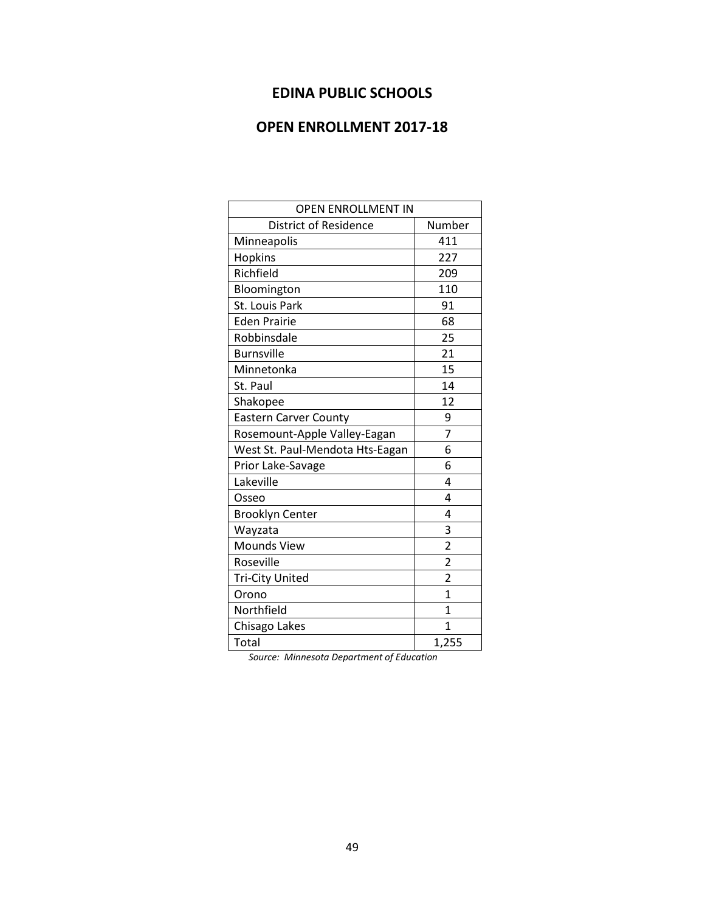## EDINA PUBLIC SCHOOLS

## OPEN ENROLLMENT 2017-18

| OPEN ENROLLMENT IN | |
|---|---|
| District of Residence | Number |
| Minneapolis | 411 |
| Hopkins | 227 |
| Richfield | 209 |
| Bloomington | 110 |
| St. Louis Park | 91 |
| Eden Prairie | 68 |
| Robbinsdale | 25 |
| Burnsville | 21 |
| Minnetonka | 15 |
| St. Paul | 14 |
| Shakopee | 12 |
| Eastern Carver County | 9 |
| Rosemount-Apple Valley-Eagan | 7 |
| West St. Paul-Mendota Hts-Eagan | 6 |
| Prior Lake-Savage | 6 |
| Lakeville | 4 |
| Osseo | 4 |
| Brooklyn Center | 4 |
| Wayzata | 3 |
| Mounds View | 2 |
| Roseville | 2 |
| Tri-City United | 2 |
| Orono | 1 |
| Northfield | 1 |
| Chisago Lakes | 1 |
| Total | 1,255 |

*Source: Minnesota Department of Education*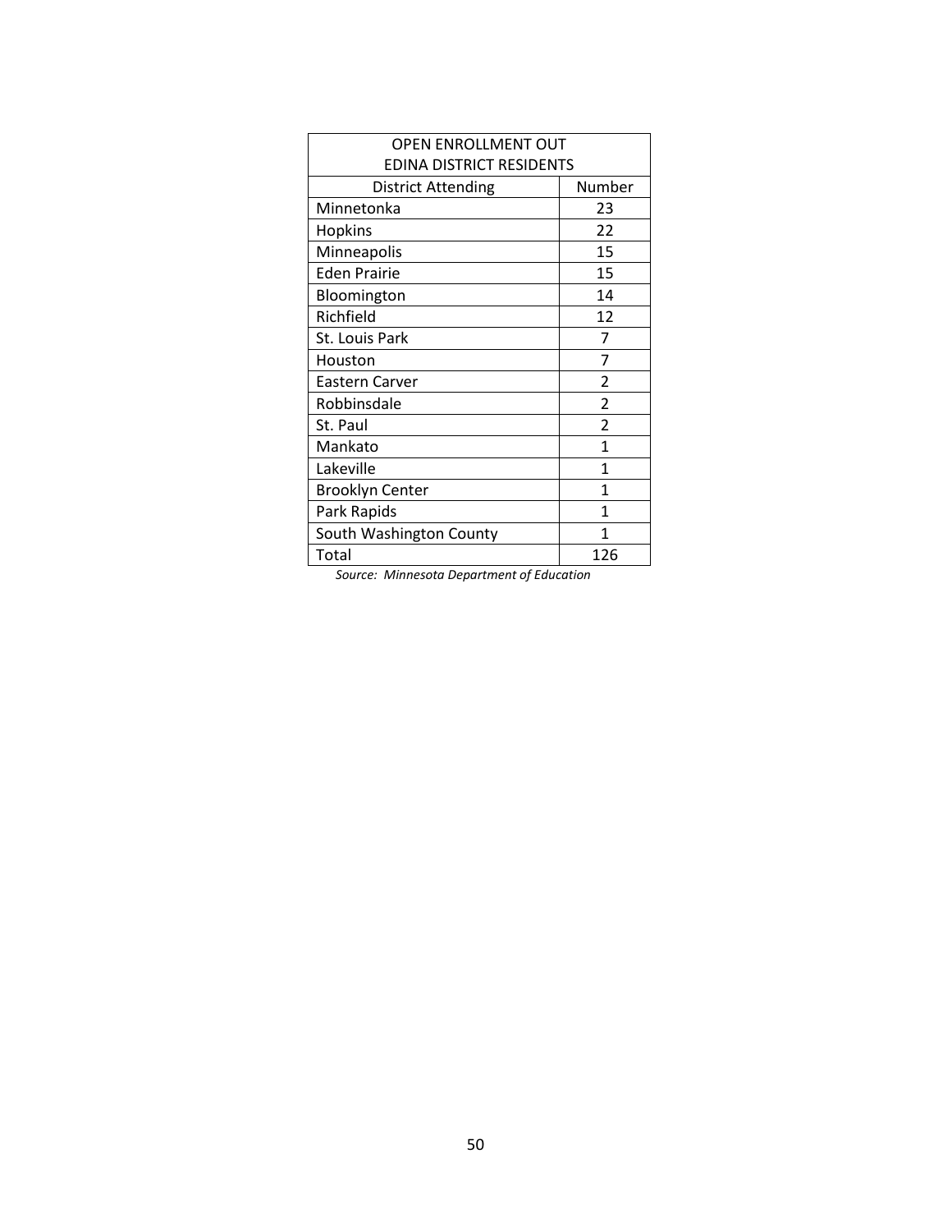| OPEN ENROLLMENT OUT EDINA DISTRICT RESIDENTS | |
|---|---|
| District Attending | Number |
| Minnetonka | 23 |
| Hopkins | 22 |
| Minneapolis | 15 |
| Eden Prairie | 15 |
| Bloomington | 14 |
| Richfield | 12 |
| St. Louis Park | 7 |
| Houston | 7 |
| Eastern Carver | 2 |
| Robbinsdale | 2 |
| St. Paul | 2 |
| Mankato | 1 |
| Lakeville | 1 |
| Brooklyn Center | 1 |
| Park Rapids | 1 |
| South Washington County | 1 |
| Total | 126 |

*Source: Minnesota Department of Education*